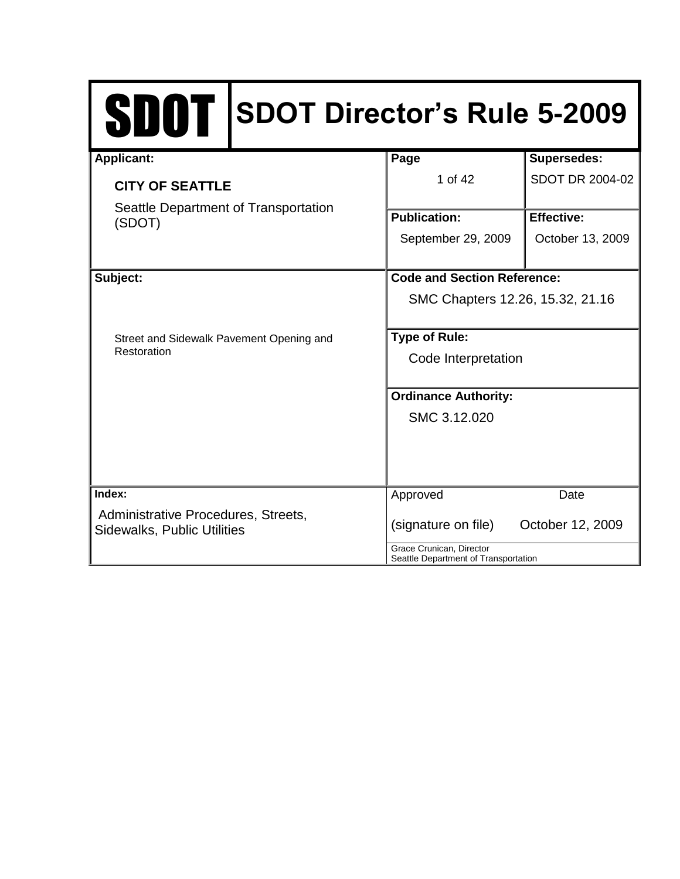# SDOT | SDOT Director's Rule 5-2009

| Applicant: | Page | Supersedes: |
|---|---|---|
| **CITY OF SEATTLE** Seattle Department of Transportation (SDOT) | 1 of 42 | SDOT DR 2004-02 |
| | **Publication:** September 29, 2009 | **Effective:** October 13, 2009 |
| **Subject:** Street and Sidewalk Pavement Opening and Restoration | **Code and Section Reference:** SMC Chapters 12.26, 15.32, 21.16 | |
| | **Type of Rule:** Code Interpretation | |
| | **Ordinance Authority:** SMC 3.12.020 | |
| **Index:** Administrative Procedures, Streets, Sidewalks, Public Utilities | Approved (signature on file) | Date October 12, 2009 |
| | Grace Crunican, Director Seattle Department of Transportation | |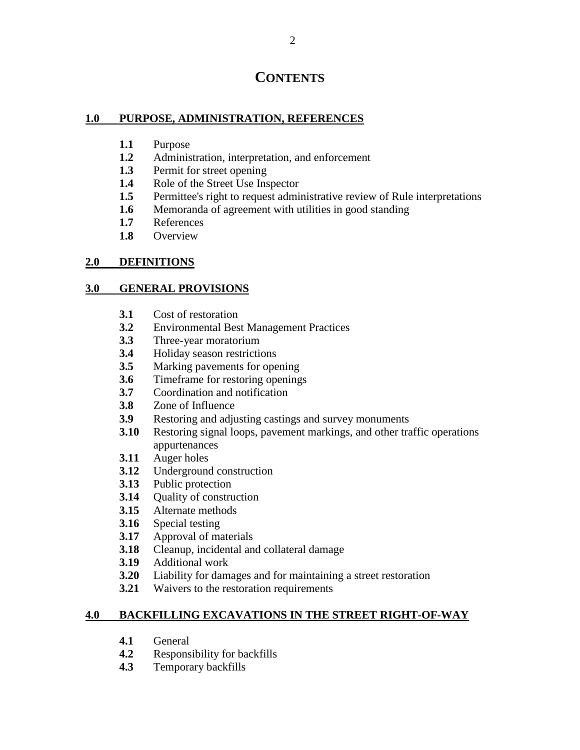# CONTENTS

**1.0 PURPOSE, ADMINISTRATION, REFERENCES**

- **1.1** Purpose
- **1.2** Administration, interpretation, and enforcement
- **1.3** Permit for street opening
- **1.4** Role of the Street Use Inspector
- **1.5** Permittee's right to request administrative review of Rule interpretations
- **1.6** Memoranda of agreement with utilities in good standing
- **1.7** References
- **1.8** Overview

**2.0 DEFINITIONS**

**3.0 GENERAL PROVISIONS**

- **3.1** Cost of restoration
- **3.2** Environmental Best Management Practices
- **3.3** Three-year moratorium
- **3.4** Holiday season restrictions
- **3.5** Marking pavements for opening
- **3.6** Timeframe for restoring openings
- **3.7** Coordination and notification
- **3.8** Zone of Influence
- **3.9** Restoring and adjusting castings and survey monuments
- **3.10** Restoring signal loops, pavement markings, and other traffic operations appurtenances
- **3.11** Auger holes
- **3.12** Underground construction
- **3.13** Public protection
- **3.14** Quality of construction
- **3.15** Alternate methods
- **3.16** Special testing
- **3.17** Approval of materials
- **3.18** Cleanup, incidental and collateral damage
- **3.19** Additional work
- **3.20** Liability for damages and for maintaining a street restoration
- **3.21** Waivers to the restoration requirements

**4.0 BACKFILLING EXCAVATIONS IN THE STREET RIGHT-OF-WAY**

- **4.1** General
- **4.2** Responsibility for backfills
- **4.3** Temporary backfills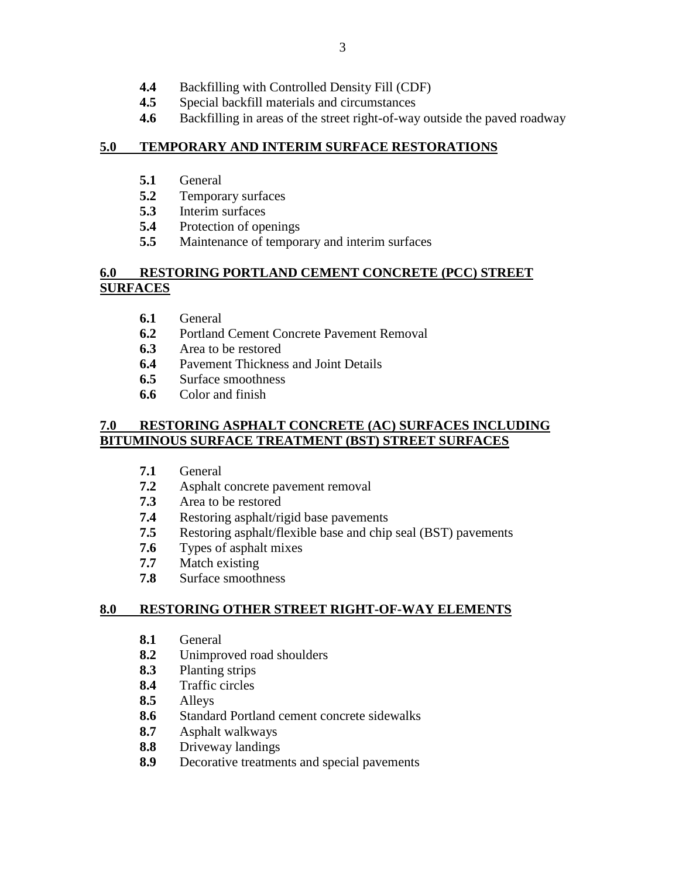- **4.4** Backfilling with Controlled Density Fill (CDF)
- **4.5** Special backfill materials and circumstances
- **4.6** Backfilling in areas of the street right-of-way outside the paved roadway

## 5.0 TEMPORARY AND INTERIM SURFACE RESTORATIONS

- **5.1** General
- **5.2** Temporary surfaces
- **5.3** Interim surfaces
- **5.4** Protection of openings
- **5.5** Maintenance of temporary and interim surfaces

## 6.0 RESTORING PORTLAND CEMENT CONCRETE (PCC) STREET SURFACES

- **6.1** General
- **6.2** Portland Cement Concrete Pavement Removal
- **6.3** Area to be restored
- **6.4** Pavement Thickness and Joint Details
- **6.5** Surface smoothness
- **6.6** Color and finish

## 7.0 RESTORING ASPHALT CONCRETE (AC) SURFACES INCLUDING BITUMINOUS SURFACE TREATMENT (BST) STREET SURFACES

- **7.1** General
- **7.2** Asphalt concrete pavement removal
- **7.3** Area to be restored
- **7.4** Restoring asphalt/rigid base pavements
- **7.5** Restoring asphalt/flexible base and chip seal (BST) pavements
- **7.6** Types of asphalt mixes
- **7.7** Match existing
- **7.8** Surface smoothness

## 8.0 RESTORING OTHER STREET RIGHT-OF-WAY ELEMENTS

- **8.1** General
- **8.2** Unimproved road shoulders
- **8.3** Planting strips
- **8.4** Traffic circles
- **8.5** Alleys
- **8.6** Standard Portland cement concrete sidewalks
- **8.7** Asphalt walkways
- **8.8** Driveway landings
- **8.9** Decorative treatments and special pavements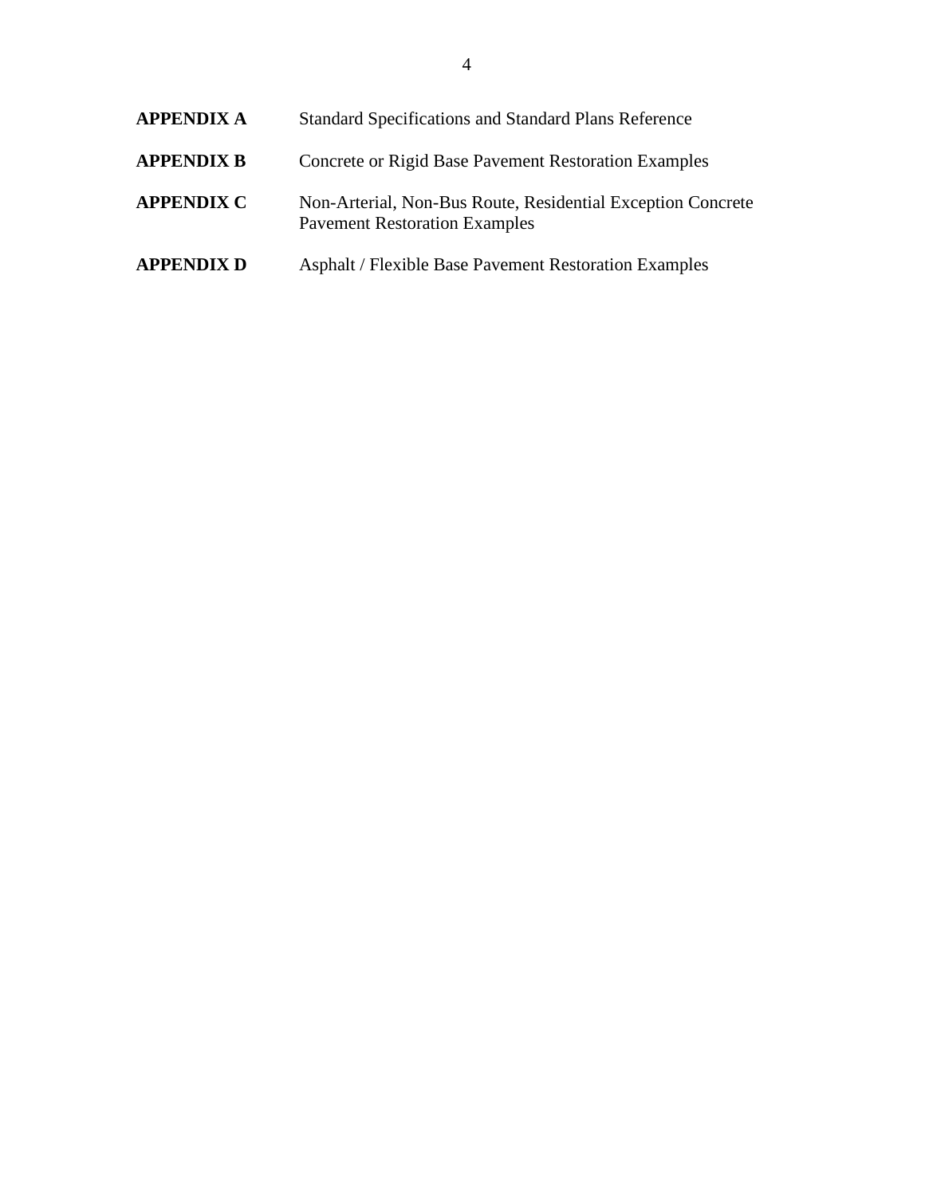| | |
|---|---|
| **APPENDIX A** | Standard Specifications and Standard Plans Reference |
| **APPENDIX B** | Concrete or Rigid Base Pavement Restoration Examples |
| **APPENDIX C** | Non-Arterial, Non-Bus Route, Residential Exception Concrete Pavement Restoration Examples |
| **APPENDIX D** | Asphalt / Flexible Base Pavement Restoration Examples |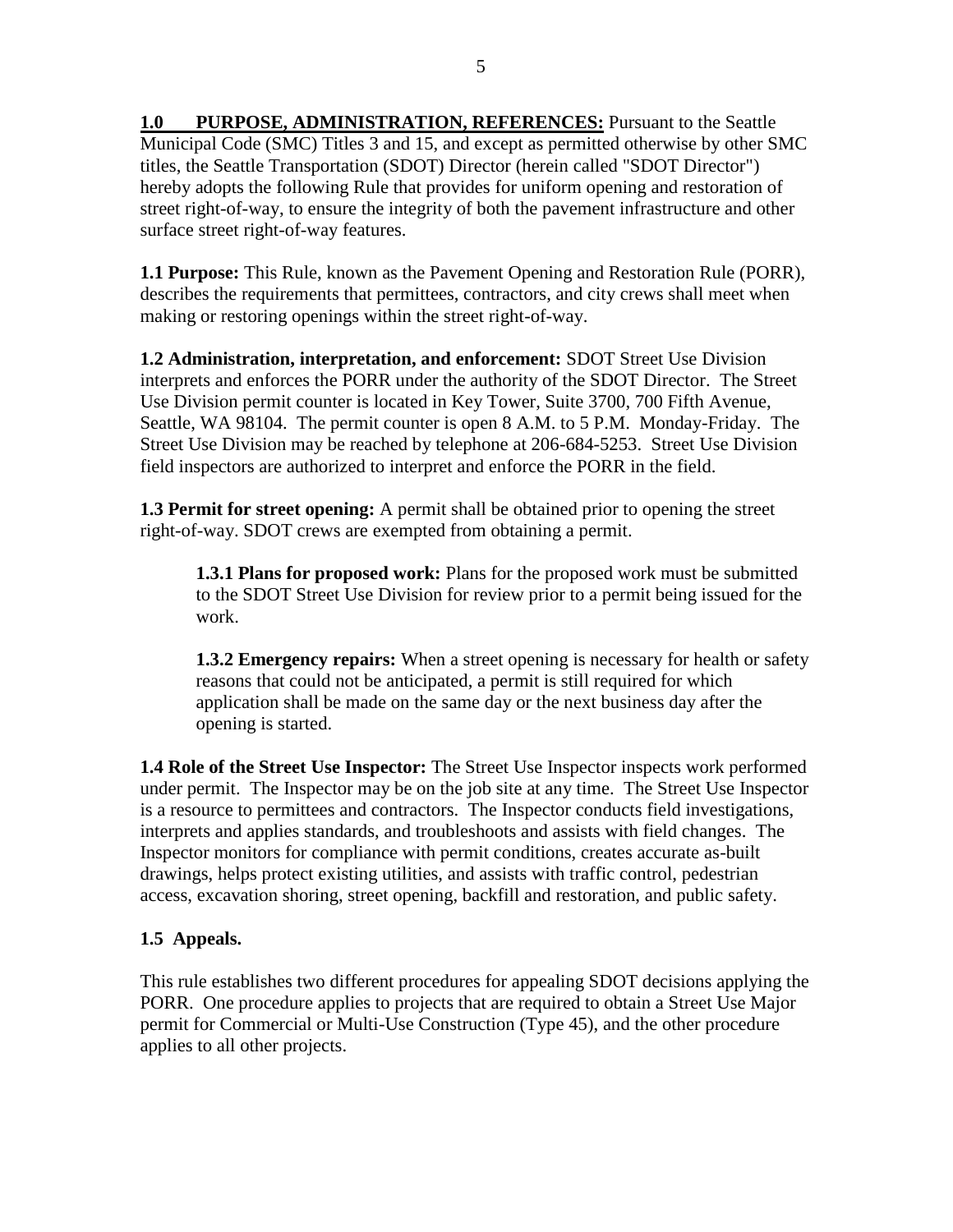**1.0 PURPOSE, ADMINISTRATION, REFERENCES:** Pursuant to the Seattle Municipal Code (SMC) Titles 3 and 15, and except as permitted otherwise by other SMC titles, the Seattle Transportation (SDOT) Director (herein called "SDOT Director") hereby adopts the following Rule that provides for uniform opening and restoration of street right-of-way, to ensure the integrity of both the pavement infrastructure and other surface street right-of-way features.

**1.1 Purpose:** This Rule, known as the Pavement Opening and Restoration Rule (PORR), describes the requirements that permittees, contractors, and city crews shall meet when making or restoring openings within the street right-of-way.

**1.2 Administration, interpretation, and enforcement:** SDOT Street Use Division interprets and enforces the PORR under the authority of the SDOT Director. The Street Use Division permit counter is located in Key Tower, Suite 3700, 700 Fifth Avenue, Seattle, WA 98104. The permit counter is open 8 A.M. to 5 P.M. Monday-Friday. The Street Use Division may be reached by telephone at 206-684-5253. Street Use Division field inspectors are authorized to interpret and enforce the PORR in the field.

**1.3 Permit for street opening:** A permit shall be obtained prior to opening the street right-of-way. SDOT crews are exempted from obtaining a permit.

> **1.3.1 Plans for proposed work:** Plans for the proposed work must be submitted to the SDOT Street Use Division for review prior to a permit being issued for the work.
>
> **1.3.2 Emergency repairs:** When a street opening is necessary for health or safety reasons that could not be anticipated, a permit is still required for which application shall be made on the same day or the next business day after the opening is started.

**1.4 Role of the Street Use Inspector:** The Street Use Inspector inspects work performed under permit. The Inspector may be on the job site at any time. The Street Use Inspector is a resource to permittees and contractors. The Inspector conducts field investigations, interprets and applies standards, and troubleshoots and assists with field changes. The Inspector monitors for compliance with permit conditions, creates accurate as-built drawings, helps protect existing utilities, and assists with traffic control, pedestrian access, excavation shoring, street opening, backfill and restoration, and public safety.

**1.5 Appeals.**

This rule establishes two different procedures for appealing SDOT decisions applying the PORR. One procedure applies to projects that are required to obtain a Street Use Major permit for Commercial or Multi-Use Construction (Type 45), and the other procedure applies to all other projects.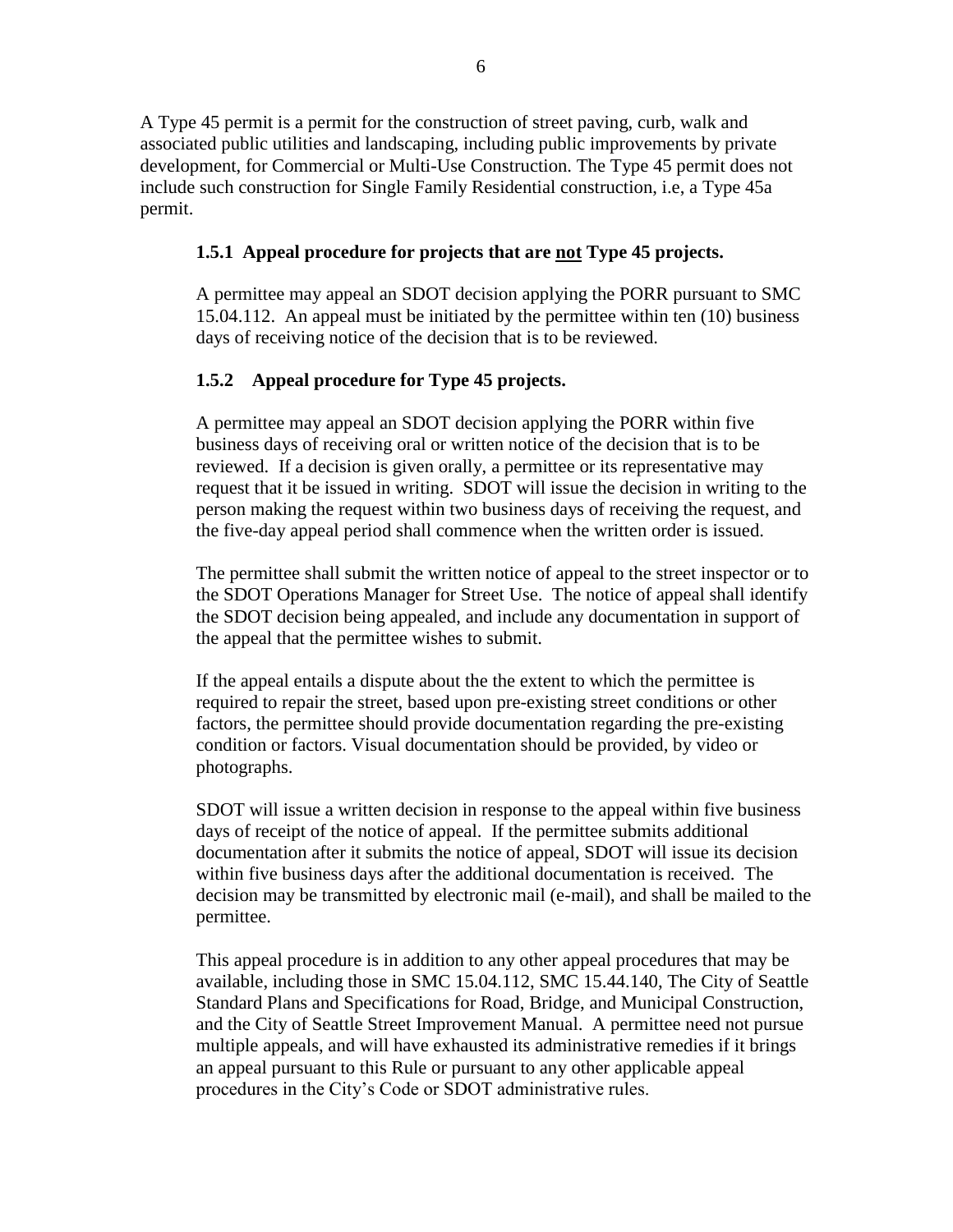A Type 45 permit is a permit for the construction of street paving, curb, walk and associated public utilities and landscaping, including public improvements by private development, for Commercial or Multi-Use Construction. The Type 45 permit does not include such construction for Single Family Residential construction, i.e, a Type 45a permit.

### 1.5.1 Appeal procedure for projects that are <u>not</u> Type 45 projects.

A permittee may appeal an SDOT decision applying the PORR pursuant to SMC 15.04.112. An appeal must be initiated by the permittee within ten (10) business days of receiving notice of the decision that is to be reviewed.

### 1.5.2 Appeal procedure for Type 45 projects.

A permittee may appeal an SDOT decision applying the PORR within five business days of receiving oral or written notice of the decision that is to be reviewed. If a decision is given orally, a permittee or its representative may request that it be issued in writing. SDOT will issue the decision in writing to the person making the request within two business days of receiving the request, and the five-day appeal period shall commence when the written order is issued.

The permittee shall submit the written notice of appeal to the street inspector or to the SDOT Operations Manager for Street Use. The notice of appeal shall identify the SDOT decision being appealed, and include any documentation in support of the appeal that the permittee wishes to submit.

If the appeal entails a dispute about the the extent to which the permittee is required to repair the street, based upon pre-existing street conditions or other factors, the permittee should provide documentation regarding the pre-existing condition or factors. Visual documentation should be provided, by video or photographs.

SDOT will issue a written decision in response to the appeal within five business days of receipt of the notice of appeal. If the permittee submits additional documentation after it submits the notice of appeal, SDOT will issue its decision within five business days after the additional documentation is received. The decision may be transmitted by electronic mail (e-mail), and shall be mailed to the permittee.

This appeal procedure is in addition to any other appeal procedures that may be available, including those in SMC 15.04.112, SMC 15.44.140, The City of Seattle Standard Plans and Specifications for Road, Bridge, and Municipal Construction, and the City of Seattle Street Improvement Manual. A permittee need not pursue multiple appeals, and will have exhausted its administrative remedies if it brings an appeal pursuant to this Rule or pursuant to any other applicable appeal procedures in the City's Code or SDOT administrative rules.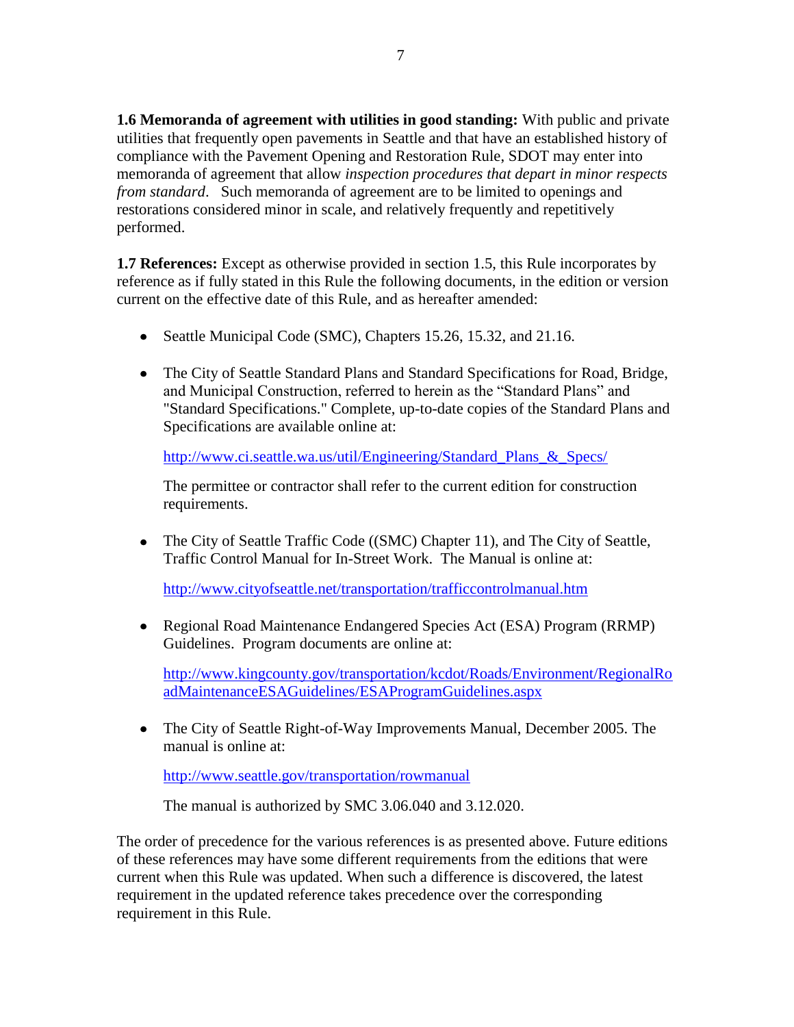**1.6 Memoranda of agreement with utilities in good standing:** With public and private utilities that frequently open pavements in Seattle and that have an established history of compliance with the Pavement Opening and Restoration Rule, SDOT may enter into memoranda of agreement that allow *inspection procedures that depart in minor respects from standard*. Such memoranda of agreement are to be limited to openings and restorations considered minor in scale, and relatively frequently and repetitively performed.

**1.7 References:** Except as otherwise provided in section 1.5, this Rule incorporates by reference as if fully stated in this Rule the following documents, in the edition or version current on the effective date of this Rule, and as hereafter amended:

- Seattle Municipal Code (SMC), Chapters 15.26, 15.32, and 21.16.

- The City of Seattle Standard Plans and Standard Specifications for Road, Bridge, and Municipal Construction, referred to herein as the "Standard Plans" and "Standard Specifications." Complete, up-to-date copies of the Standard Plans and Specifications are available online at:

  http://www.ci.seattle.wa.us/util/Engineering/Standard_Plans_&_Specs/

  The permittee or contractor shall refer to the current edition for construction requirements.

- The City of Seattle Traffic Code ((SMC) Chapter 11), and The City of Seattle, Traffic Control Manual for In-Street Work. The Manual is online at:

  http://www.cityofseattle.net/transportation/trafficcontrolmanual.htm

- Regional Road Maintenance Endangered Species Act (ESA) Program (RRMP) Guidelines. Program documents are online at:

  http://www.kingcounty.gov/transportation/kcdot/Roads/Environment/RegionalRoadMaintenanceESAGuidelines/ESAProgramGuidelines.aspx

- The City of Seattle Right-of-Way Improvements Manual, December 2005. The manual is online at:

  http://www.seattle.gov/transportation/rowmanual

  The manual is authorized by SMC 3.06.040 and 3.12.020.

The order of precedence for the various references is as presented above. Future editions of these references may have some different requirements from the editions that were current when this Rule was updated. When such a difference is discovered, the latest requirement in the updated reference takes precedence over the corresponding requirement in this Rule.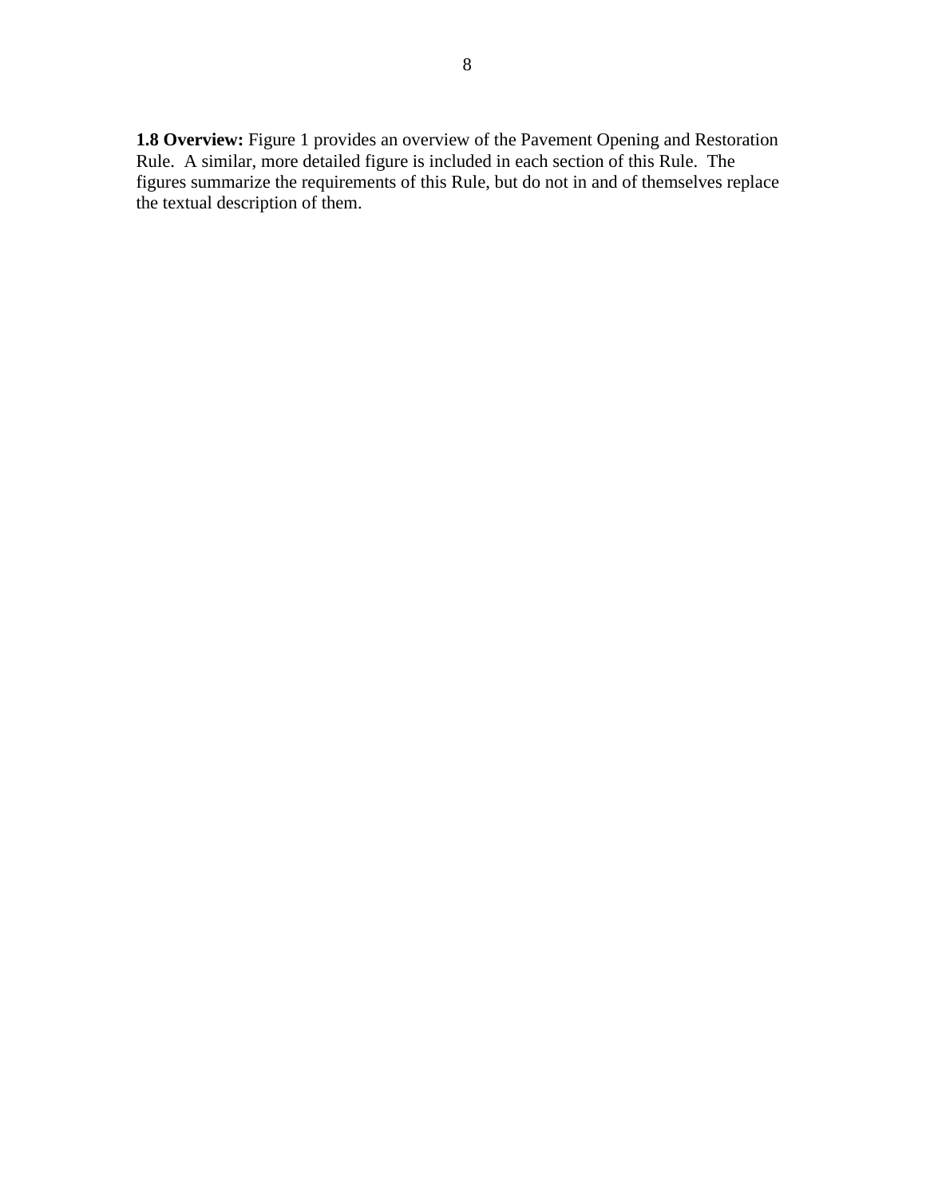**1.8 Overview:** Figure 1 provides an overview of the Pavement Opening and Restoration Rule. A similar, more detailed figure is included in each section of this Rule. The figures summarize the requirements of this Rule, but do not in and of themselves replace the textual description of them.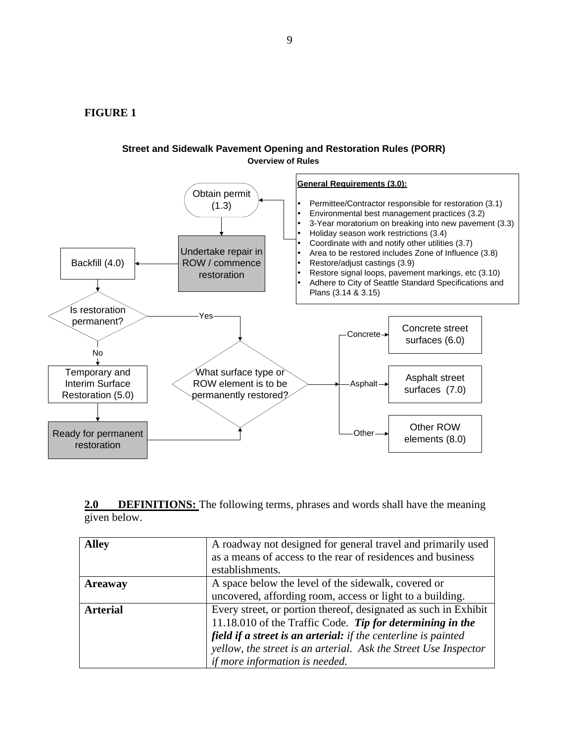**FIGURE 1**

**Street and Sidewalk Pavement Opening and Restoration Rules (PORR)**
**Overview of Rules**

**General Requirements (3.0):**

- Permittee/Contractor responsible for restoration (3.1)
- Environmental best management practices (3.2)
- 3-Year moratorium on breaking into new pavement (3.3)
- Holiday season work restrictions (3.4)
- Coordinate with and notify other utilities (3.7)
- Area to be restored includes Zone of Influence (3.8)
- Restore/adjust castings (3.9)
- Restore signal loops, pavement markings, etc (3.10)
- Adhere to City of Seattle Standard Specifications and Plans (3.14 & 3.15)

Obtain permit (1.3) → Undertake repair in ROW / commence restoration → Backfill (4.0) → Is restoration permanent?

- No → Temporary and Interim Surface Restoration (5.0) → Ready for permanent restoration → What surface type or ROW element is to be permanently restored?
- Yes → What surface type or ROW element is to be permanently restored?
  - Concrete → Concrete street surfaces (6.0)
  - Asphalt → Asphalt street surfaces (7.0)
  - Other → Other ROW elements (8.0)

**2.0 DEFINITIONS:** The following terms, phrases and words shall have the meaning given below.

| | |
|---|---|
| **Alley** | A roadway not designed for general travel and primarily used as a means of access to the rear of residences and business establishments. |
| **Areaway** | A space below the level of the sidewalk, covered or uncovered, affording room, access or light to a building. |
| **Arterial** | Every street, or portion thereof, designated as such in Exhibit 11.18.010 of the Traffic Code. ***Tip for determining in the field if a street is an arterial:*** *if the centerline is painted yellow, the street is an arterial. Ask the Street Use Inspector if more information is needed.* |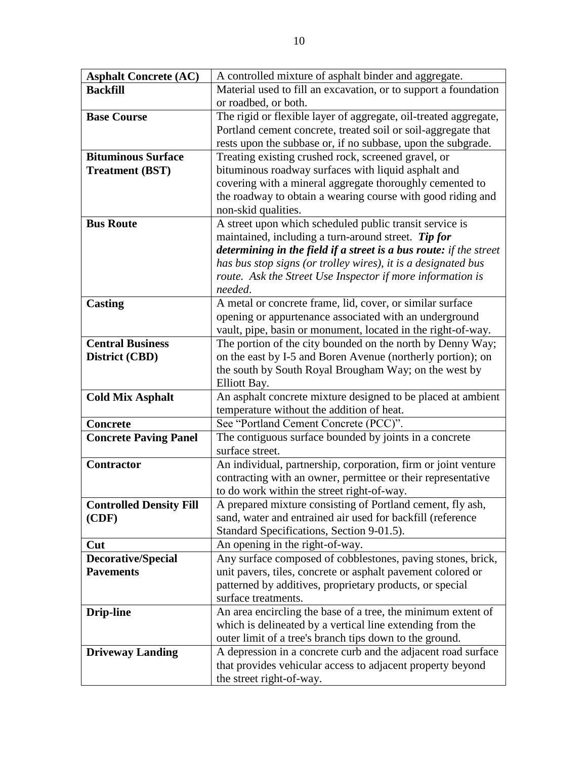| | |
|---|---|
| **Asphalt Concrete (AC)** | A controlled mixture of asphalt binder and aggregate. |
| **Backfill** | Material used to fill an excavation, or to support a foundation or roadbed, or both. |
| **Base Course** | The rigid or flexible layer of aggregate, oil-treated aggregate, Portland cement concrete, treated soil or soil-aggregate that rests upon the subbase or, if no subbase, upon the subgrade. |
| **Bituminous Surface Treatment (BST)** | Treating existing crushed rock, screened gravel, or bituminous roadway surfaces with liquid asphalt and covering with a mineral aggregate thoroughly cemented to the roadway to obtain a wearing course with good riding and non-skid qualities. |
| **Bus Route** | A street upon which scheduled public transit service is maintained, including a turn-around street. ***Tip for determining in the field if a street is a bus route:*** *if the street has bus stop signs (or trolley wires), it is a designated bus route. Ask the Street Use Inspector if more information is needed.* |
| **Casting** | A metal or concrete frame, lid, cover, or similar surface opening or appurtenance associated with an underground vault, pipe, basin or monument, located in the right-of-way. |
| **Central Business District (CBD)** | The portion of the city bounded on the north by Denny Way; on the east by I-5 and Boren Avenue (northerly portion); on the south by South Royal Brougham Way; on the west by Elliott Bay. |
| **Cold Mix Asphalt** | An asphalt concrete mixture designed to be placed at ambient temperature without the addition of heat. |
| **Concrete** | See "Portland Cement Concrete (PCC)". |
| **Concrete Paving Panel** | The contiguous surface bounded by joints in a concrete surface street. |
| **Contractor** | An individual, partnership, corporation, firm or joint venture contracting with an owner, permittee or their representative to do work within the street right-of-way. |
| **Controlled Density Fill (CDF)** | A prepared mixture consisting of Portland cement, fly ash, sand, water and entrained air used for backfill (reference Standard Specifications, Section 9-01.5). |
| **Cut** | An opening in the right-of-way. |
| **Decorative/Special Pavements** | Any surface composed of cobblestones, paving stones, brick, unit pavers, tiles, concrete or asphalt pavement colored or patterned by additives, proprietary products, or special surface treatments. |
| **Drip-line** | An area encircling the base of a tree, the minimum extent of which is delineated by a vertical line extending from the outer limit of a tree's branch tips down to the ground. |
| **Driveway Landing** | A depression in a concrete curb and the adjacent road surface that provides vehicular access to adjacent property beyond the street right-of-way. |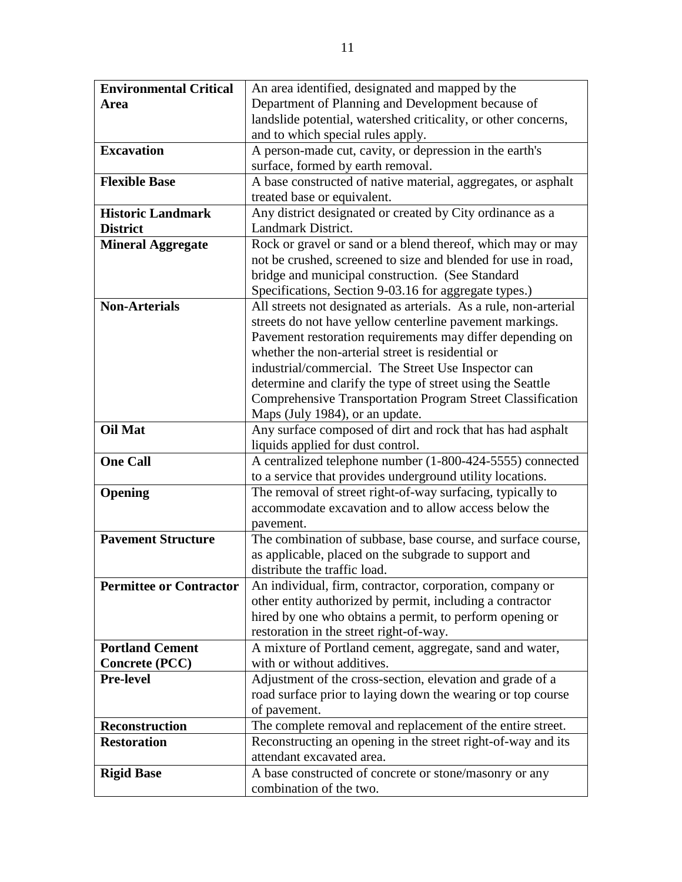| | |
|---|---|
| **Environmental Critical Area** | An area identified, designated and mapped by the Department of Planning and Development because of landslide potential, watershed criticality, or other concerns, and to which special rules apply. |
| **Excavation** | A person-made cut, cavity, or depression in the earth's surface, formed by earth removal. |
| **Flexible Base** | A base constructed of native material, aggregates, or asphalt treated base or equivalent. |
| **Historic Landmark District** | Any district designated or created by City ordinance as a Landmark District. |
| **Mineral Aggregate** | Rock or gravel or sand or a blend thereof, which may or may not be crushed, screened to size and blended for use in road, bridge and municipal construction. (See Standard Specifications, Section 9-03.16 for aggregate types.) |
| **Non-Arterials** | All streets not designated as arterials. As a rule, non-arterial streets do not have yellow centerline pavement markings. Pavement restoration requirements may differ depending on whether the non-arterial street is residential or industrial/commercial. The Street Use Inspector can determine and clarify the type of street using the Seattle Comprehensive Transportation Program Street Classification Maps (July 1984), or an update. |
| **Oil Mat** | Any surface composed of dirt and rock that has had asphalt liquids applied for dust control. |
| **One Call** | A centralized telephone number (1-800-424-5555) connected to a service that provides underground utility locations. |
| **Opening** | The removal of street right-of-way surfacing, typically to accommodate excavation and to allow access below the pavement. |
| **Pavement Structure** | The combination of subbase, base course, and surface course, as applicable, placed on the subgrade to support and distribute the traffic load. |
| **Permittee or Contractor** | An individual, firm, contractor, corporation, company or other entity authorized by permit, including a contractor hired by one who obtains a permit, to perform opening or restoration in the street right-of-way. |
| **Portland Cement Concrete (PCC)** | A mixture of Portland cement, aggregate, sand and water, with or without additives. |
| **Pre-level** | Adjustment of the cross-section, elevation and grade of a road surface prior to laying down the wearing or top course of pavement. |
| **Reconstruction** | The complete removal and replacement of the entire street. |
| **Restoration** | Reconstructing an opening in the street right-of-way and its attendant excavated area. |
| **Rigid Base** | A base constructed of concrete or stone/masonry or any combination of the two. |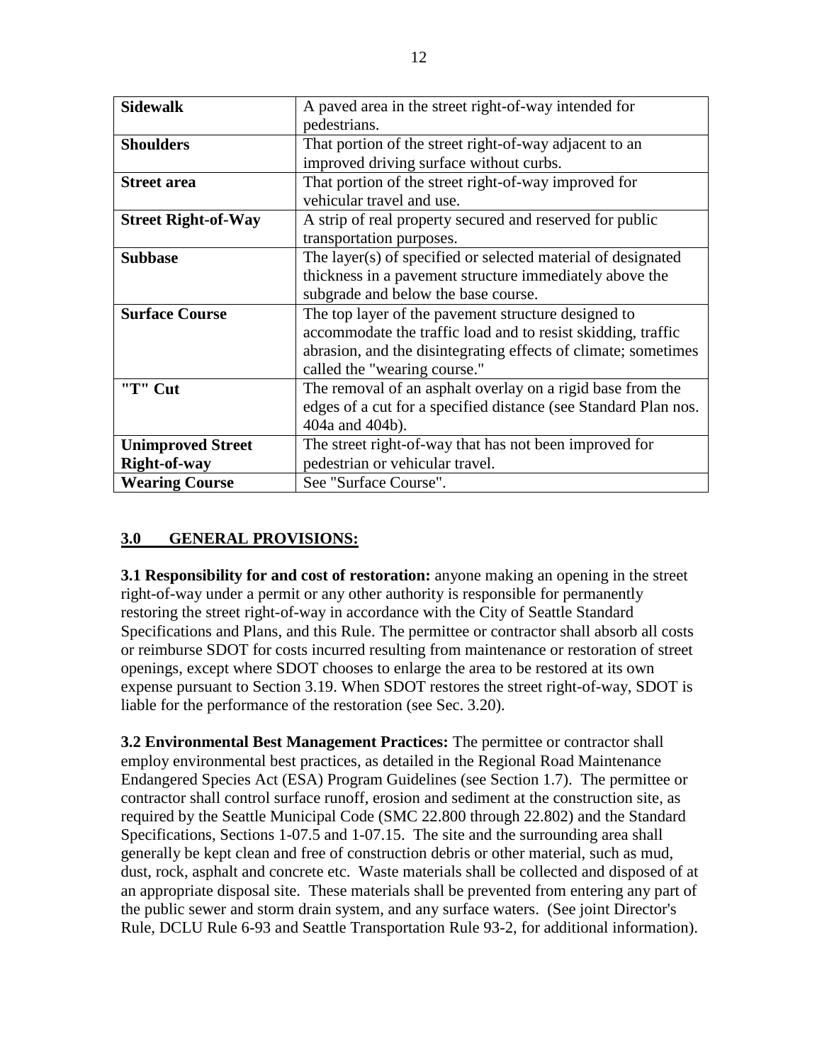| **Sidewalk** | A paved area in the street right-of-way intended for pedestrians. |
|---|---|
| **Shoulders** | That portion of the street right-of-way adjacent to an improved driving surface without curbs. |
| **Street area** | That portion of the street right-of-way improved for vehicular travel and use. |
| **Street Right-of-Way** | A strip of real property secured and reserved for public transportation purposes. |
| **Subbase** | The layer(s) of specified or selected material of designated thickness in a pavement structure immediately above the subgrade and below the base course. |
| **Surface Course** | The top layer of the pavement structure designed to accommodate the traffic load and to resist skidding, traffic abrasion, and the disintegrating effects of climate; sometimes called the "wearing course." |
| **"T" Cut** | The removal of an asphalt overlay on a rigid base from the edges of a cut for a specified distance (see Standard Plan nos. 404a and 404b). |
| **Unimproved Street Right-of-way** | The street right-of-way that has not been improved for pedestrian or vehicular travel. |
| **Wearing Course** | See "Surface Course". |

## 3.0 GENERAL PROVISIONS:

**3.1 Responsibility for and cost of restoration:** anyone making an opening in the street right-of-way under a permit or any other authority is responsible for permanently restoring the street right-of-way in accordance with the City of Seattle Standard Specifications and Plans, and this Rule. The permittee or contractor shall absorb all costs or reimburse SDOT for costs incurred resulting from maintenance or restoration of street openings, except where SDOT chooses to enlarge the area to be restored at its own expense pursuant to Section 3.19. When SDOT restores the street right-of-way, SDOT is liable for the performance of the restoration (see Sec. 3.20).

**3.2 Environmental Best Management Practices:** The permittee or contractor shall employ environmental best practices, as detailed in the Regional Road Maintenance Endangered Species Act (ESA) Program Guidelines (see Section 1.7). The permittee or contractor shall control surface runoff, erosion and sediment at the construction site, as required by the Seattle Municipal Code (SMC 22.800 through 22.802) and the Standard Specifications, Sections 1-07.5 and 1-07.15. The site and the surrounding area shall generally be kept clean and free of construction debris or other material, such as mud, dust, rock, asphalt and concrete etc. Waste materials shall be collected and disposed of at an appropriate disposal site. These materials shall be prevented from entering any part of the public sewer and storm drain system, and any surface waters. (See joint Director's Rule, DCLU Rule 6-93 and Seattle Transportation Rule 93-2, for additional information).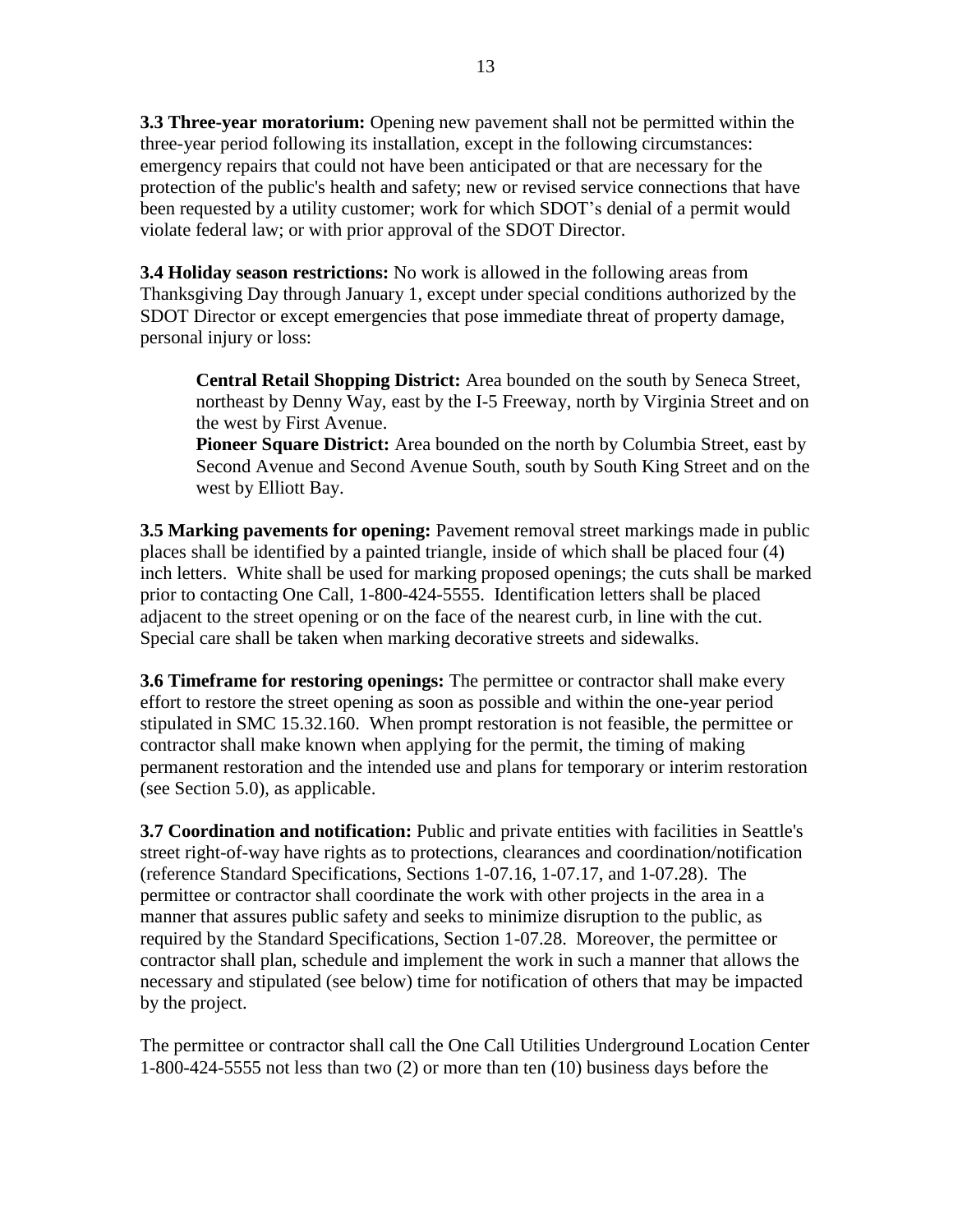**3.3 Three-year moratorium:** Opening new pavement shall not be permitted within the three-year period following its installation, except in the following circumstances: emergency repairs that could not have been anticipated or that are necessary for the protection of the public's health and safety; new or revised service connections that have been requested by a utility customer; work for which SDOT's denial of a permit would violate federal law; or with prior approval of the SDOT Director.

**3.4 Holiday season restrictions:** No work is allowed in the following areas from Thanksgiving Day through January 1, except under special conditions authorized by the SDOT Director or except emergencies that pose immediate threat of property damage, personal injury or loss:

> **Central Retail Shopping District:** Area bounded on the south by Seneca Street, northeast by Denny Way, east by the I-5 Freeway, north by Virginia Street and on the west by First Avenue.
>
> **Pioneer Square District:** Area bounded on the north by Columbia Street, east by Second Avenue and Second Avenue South, south by South King Street and on the west by Elliott Bay.

**3.5 Marking pavements for opening:** Pavement removal street markings made in public places shall be identified by a painted triangle, inside of which shall be placed four (4) inch letters. White shall be used for marking proposed openings; the cuts shall be marked prior to contacting One Call, 1-800-424-5555. Identification letters shall be placed adjacent to the street opening or on the face of the nearest curb, in line with the cut. Special care shall be taken when marking decorative streets and sidewalks.

**3.6 Timeframe for restoring openings:** The permittee or contractor shall make every effort to restore the street opening as soon as possible and within the one-year period stipulated in SMC 15.32.160. When prompt restoration is not feasible, the permittee or contractor shall make known when applying for the permit, the timing of making permanent restoration and the intended use and plans for temporary or interim restoration (see Section 5.0), as applicable.

**3.7 Coordination and notification:** Public and private entities with facilities in Seattle's street right-of-way have rights as to protections, clearances and coordination/notification (reference Standard Specifications, Sections 1-07.16, 1-07.17, and 1-07.28). The permittee or contractor shall coordinate the work with other projects in the area in a manner that assures public safety and seeks to minimize disruption to the public, as required by the Standard Specifications, Section 1-07.28. Moreover, the permittee or contractor shall plan, schedule and implement the work in such a manner that allows the necessary and stipulated (see below) time for notification of others that may be impacted by the project.

The permittee or contractor shall call the One Call Utilities Underground Location Center 1-800-424-5555 not less than two (2) or more than ten (10) business days before the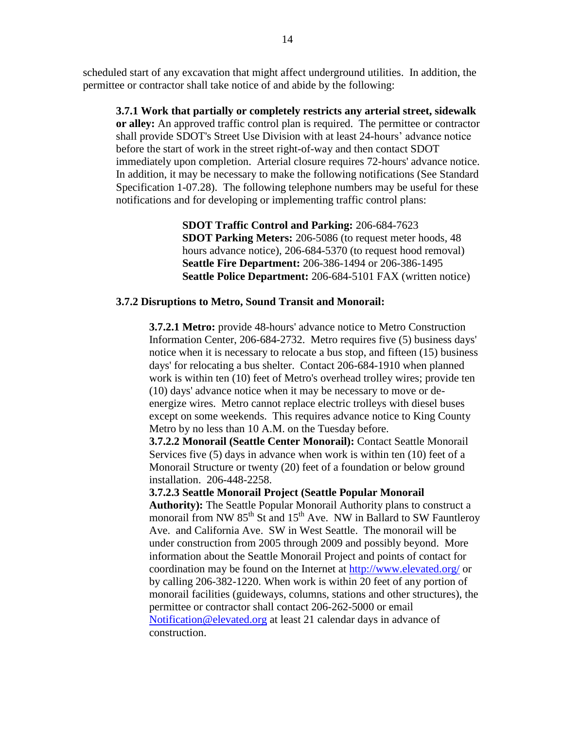scheduled start of any excavation that might affect underground utilities. In addition, the permittee or contractor shall take notice of and abide by the following:

**3.7.1 Work that partially or completely restricts any arterial street, sidewalk or alley:** An approved traffic control plan is required. The permittee or contractor shall provide SDOT's Street Use Division with at least 24-hours' advance notice before the start of work in the street right-of-way and then contact SDOT immediately upon completion. Arterial closure requires 72-hours' advance notice. In addition, it may be necessary to make the following notifications (See Standard Specification 1-07.28). The following telephone numbers may be useful for these notifications and for developing or implementing traffic control plans:

**SDOT Traffic Control and Parking:** 206-684-7623
**SDOT Parking Meters:** 206-5086 (to request meter hoods, 48 hours advance notice), 206-684-5370 (to request hood removal)
**Seattle Fire Department:** 206-386-1494 or 206-386-1495
**Seattle Police Department:** 206-684-5101 FAX (written notice)

**3.7.2 Disruptions to Metro, Sound Transit and Monorail:**

**3.7.2.1 Metro:** provide 48-hours' advance notice to Metro Construction Information Center, 206-684-2732. Metro requires five (5) business days' notice when it is necessary to relocate a bus stop, and fifteen (15) business days' for relocating a bus shelter. Contact 206-684-1910 when planned work is within ten (10) feet of Metro's overhead trolley wires; provide ten (10) days' advance notice when it may be necessary to move or de-energize wires. Metro cannot replace electric trolleys with diesel buses except on some weekends. This requires advance notice to King County Metro by no less than 10 A.M. on the Tuesday before.

**3.7.2.2 Monorail (Seattle Center Monorail):** Contact Seattle Monorail Services five (5) days in advance when work is within ten (10) feet of a Monorail Structure or twenty (20) feet of a foundation or below ground installation. 206-448-2258.

**3.7.2.3 Seattle Monorail Project (Seattle Popular Monorail Authority):** The Seattle Popular Monorail Authority plans to construct a monorail from NW 85th St and 15th Ave. NW in Ballard to SW Fauntleroy Ave. and California Ave. SW in West Seattle. The monorail will be under construction from 2005 through 2009 and possibly beyond. More information about the Seattle Monorail Project and points of contact for coordination may be found on the Internet at http://www.elevated.org/ or by calling 206-382-1220. When work is within 20 feet of any portion of monorail facilities (guideways, columns, stations and other structures), the permittee or contractor shall contact 206-262-5000 or email Notification@elevated.org at least 21 calendar days in advance of construction.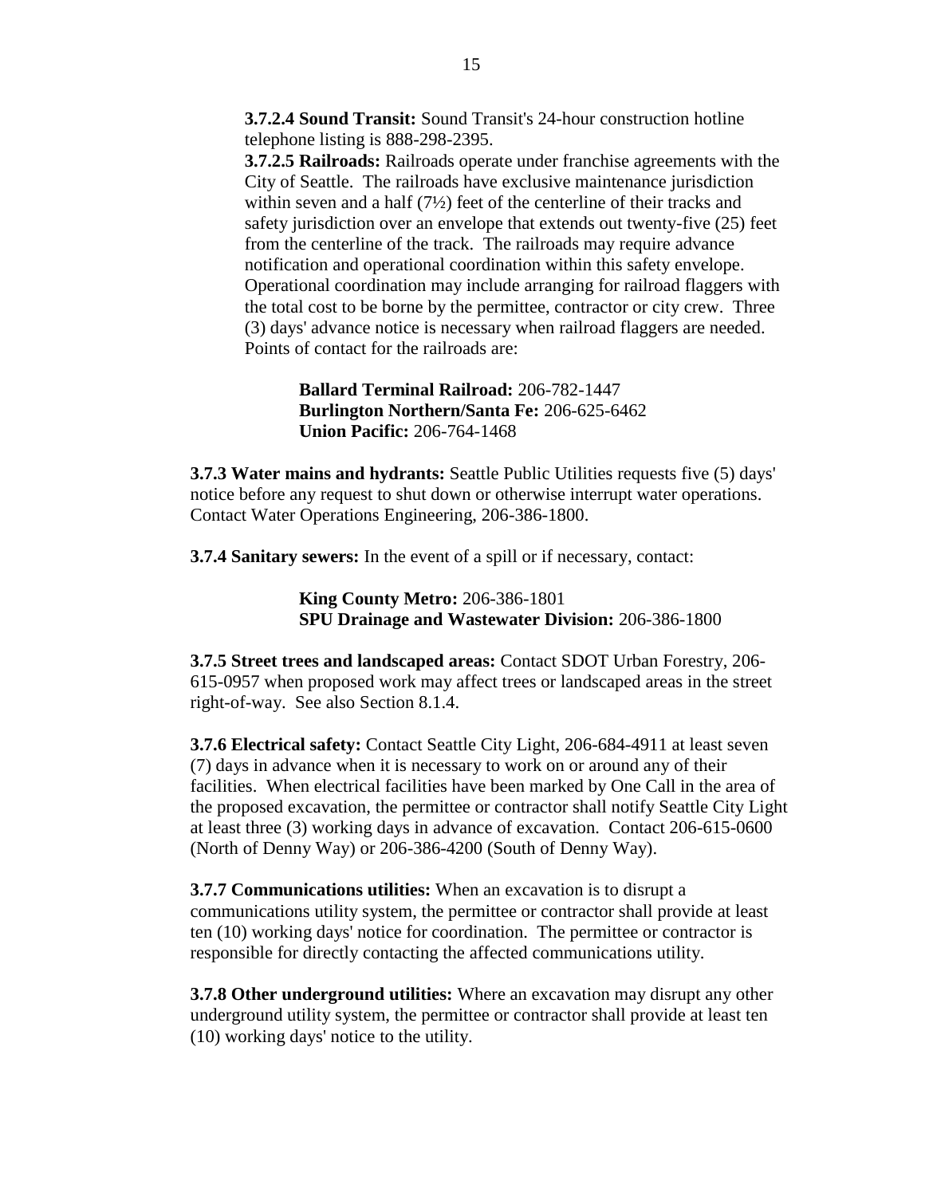**3.7.2.4 Sound Transit:** Sound Transit's 24-hour construction hotline telephone listing is 888-298-2395.

**3.7.2.5 Railroads:** Railroads operate under franchise agreements with the City of Seattle. The railroads have exclusive maintenance jurisdiction within seven and a half (7½) feet of the centerline of their tracks and safety jurisdiction over an envelope that extends out twenty-five (25) feet from the centerline of the track. The railroads may require advance notification and operational coordination within this safety envelope. Operational coordination may include arranging for railroad flaggers with the total cost to be borne by the permittee, contractor or city crew. Three (3) days' advance notice is necessary when railroad flaggers are needed. Points of contact for the railroads are:

> **Ballard Terminal Railroad:** 206-782-1447
> **Burlington Northern/Santa Fe:** 206-625-6462
> **Union Pacific:** 206-764-1468

**3.7.3 Water mains and hydrants:** Seattle Public Utilities requests five (5) days' notice before any request to shut down or otherwise interrupt water operations. Contact Water Operations Engineering, 206-386-1800.

**3.7.4 Sanitary sewers:** In the event of a spill or if necessary, contact:

> **King County Metro:** 206-386-1801
> **SPU Drainage and Wastewater Division:** 206-386-1800

**3.7.5 Street trees and landscaped areas:** Contact SDOT Urban Forestry, 206-615-0957 when proposed work may affect trees or landscaped areas in the street right-of-way. See also Section 8.1.4.

**3.7.6 Electrical safety:** Contact Seattle City Light, 206-684-4911 at least seven (7) days in advance when it is necessary to work on or around any of their facilities. When electrical facilities have been marked by One Call in the area of the proposed excavation, the permittee or contractor shall notify Seattle City Light at least three (3) working days in advance of excavation. Contact 206-615-0600 (North of Denny Way) or 206-386-4200 (South of Denny Way).

**3.7.7 Communications utilities:** When an excavation is to disrupt a communications utility system, the permittee or contractor shall provide at least ten (10) working days' notice for coordination. The permittee or contractor is responsible for directly contacting the affected communications utility.

**3.7.8 Other underground utilities:** Where an excavation may disrupt any other underground utility system, the permittee or contractor shall provide at least ten (10) working days' notice to the utility.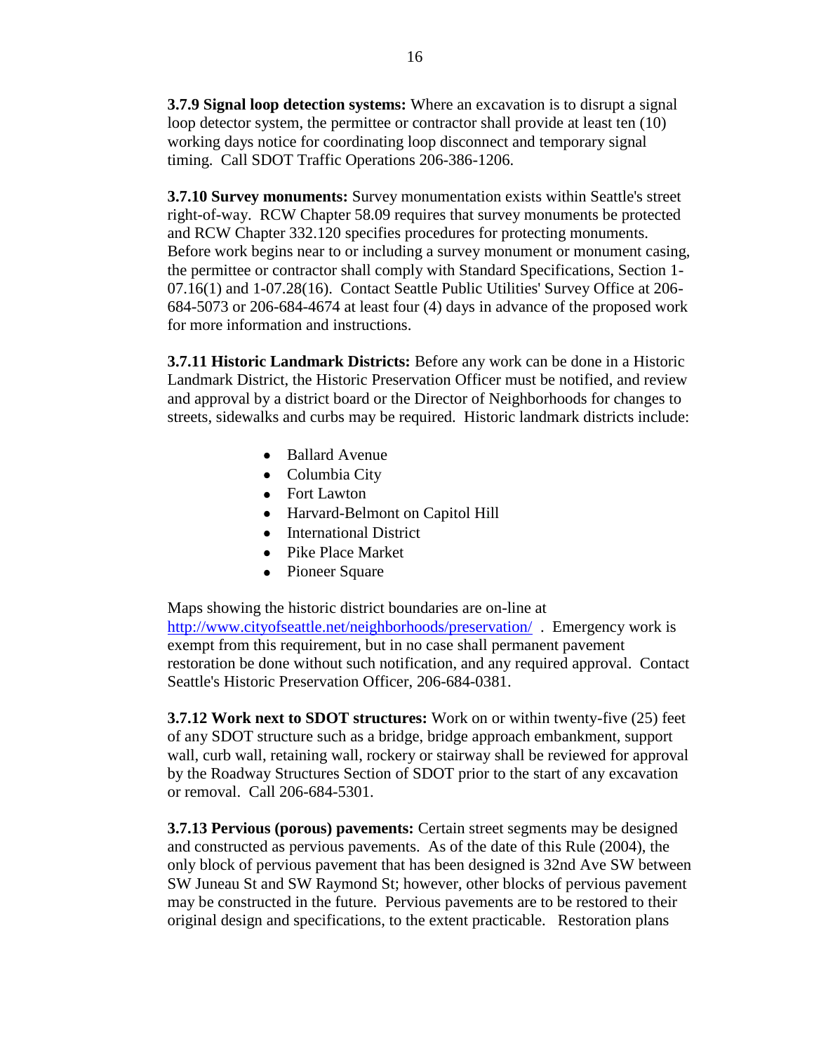**3.7.9 Signal loop detection systems:** Where an excavation is to disrupt a signal loop detector system, the permittee or contractor shall provide at least ten (10) working days notice for coordinating loop disconnect and temporary signal timing. Call SDOT Traffic Operations 206-386-1206.

**3.7.10 Survey monuments:** Survey monumentation exists within Seattle's street right-of-way. RCW Chapter 58.09 requires that survey monuments be protected and RCW Chapter 332.120 specifies procedures for protecting monuments. Before work begins near to or including a survey monument or monument casing, the permittee or contractor shall comply with Standard Specifications, Section 1-07.16(1) and 1-07.28(16). Contact Seattle Public Utilities' Survey Office at 206-684-5073 or 206-684-4674 at least four (4) days in advance of the proposed work for more information and instructions.

**3.7.11 Historic Landmark Districts:** Before any work can be done in a Historic Landmark District, the Historic Preservation Officer must be notified, and review and approval by a district board or the Director of Neighborhoods for changes to streets, sidewalks and curbs may be required. Historic landmark districts include:

- Ballard Avenue
- Columbia City
- Fort Lawton
- Harvard-Belmont on Capitol Hill
- International District
- Pike Place Market
- Pioneer Square

Maps showing the historic district boundaries are on-line at http://www.cityofseattle.net/neighborhoods/preservation/ . Emergency work is exempt from this requirement, but in no case shall permanent pavement restoration be done without such notification, and any required approval. Contact Seattle's Historic Preservation Officer, 206-684-0381.

**3.7.12 Work next to SDOT structures:** Work on or within twenty-five (25) feet of any SDOT structure such as a bridge, bridge approach embankment, support wall, curb wall, retaining wall, rockery or stairway shall be reviewed for approval by the Roadway Structures Section of SDOT prior to the start of any excavation or removal. Call 206-684-5301.

**3.7.13 Pervious (porous) pavements:** Certain street segments may be designed and constructed as pervious pavements. As of the date of this Rule (2004), the only block of pervious pavement that has been designed is 32nd Ave SW between SW Juneau St and SW Raymond St; however, other blocks of pervious pavement may be constructed in the future. Pervious pavements are to be restored to their original design and specifications, to the extent practicable. Restoration plans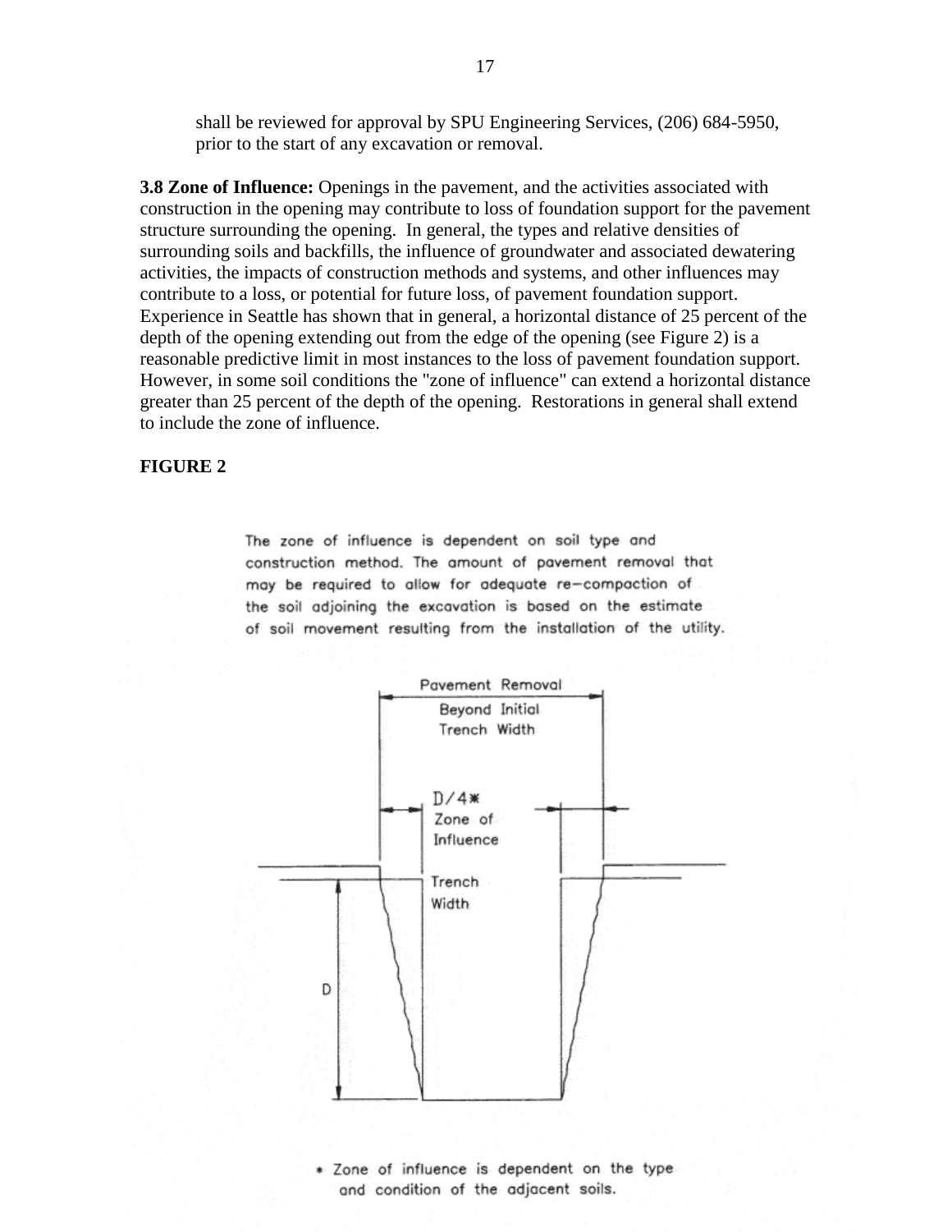shall be reviewed for approval by SPU Engineering Services, (206) 684-5950, prior to the start of any excavation or removal.

**3.8 Zone of Influence:** Openings in the pavement, and the activities associated with construction in the opening may contribute to loss of foundation support for the pavement structure surrounding the opening. In general, the types and relative densities of surrounding soils and backfills, the influence of groundwater and associated dewatering activities, the impacts of construction methods and systems, and other influences may contribute to a loss, or potential for future loss, of pavement foundation support. Experience in Seattle has shown that in general, a horizontal distance of 25 percent of the depth of the opening extending out from the edge of the opening (see Figure 2) is a reasonable predictive limit in most instances to the loss of pavement foundation support. However, in some soil conditions the "zone of influence" can extend a horizontal distance greater than 25 percent of the depth of the opening. Restorations in general shall extend to include the zone of influence.

**FIGURE 2**

The zone of influence is dependent on soil type and construction method. The amount of pavement removal that may be required to allow for adequate re-compaction of the soil adjoining the excavation is based on the estimate of soil movement resulting from the installation of the utility.

Pavement Removal Beyond Initial Trench Width

D/4* Zone of Influence

Trench Width

D

* Zone of influence is dependent on the type and condition of the adjacent soils.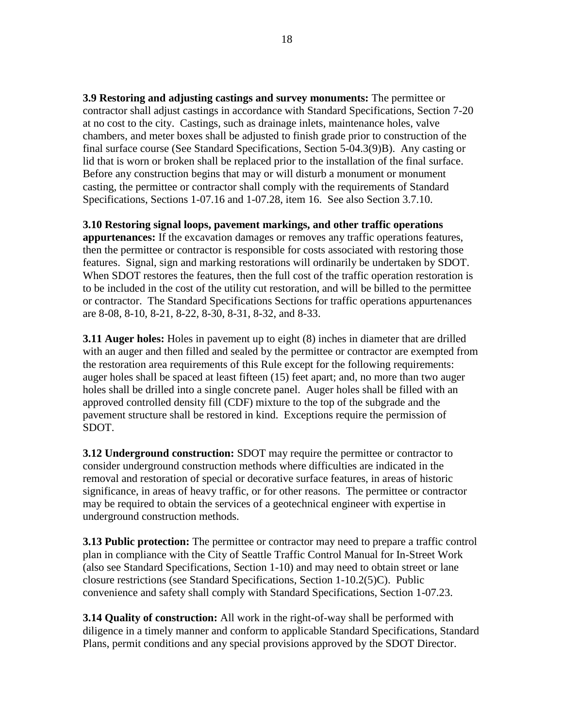**3.9 Restoring and adjusting castings and survey monuments:** The permittee or contractor shall adjust castings in accordance with Standard Specifications, Section 7-20 at no cost to the city. Castings, such as drainage inlets, maintenance holes, valve chambers, and meter boxes shall be adjusted to finish grade prior to construction of the final surface course (See Standard Specifications, Section 5-04.3(9)B). Any casting or lid that is worn or broken shall be replaced prior to the installation of the final surface. Before any construction begins that may or will disturb a monument or monument casting, the permittee or contractor shall comply with the requirements of Standard Specifications, Sections 1-07.16 and 1-07.28, item 16. See also Section 3.7.10.

**3.10 Restoring signal loops, pavement markings, and other traffic operations appurtenances:** If the excavation damages or removes any traffic operations features, then the permittee or contractor is responsible for costs associated with restoring those features. Signal, sign and marking restorations will ordinarily be undertaken by SDOT. When SDOT restores the features, then the full cost of the traffic operation restoration is to be included in the cost of the utility cut restoration, and will be billed to the permittee or contractor. The Standard Specifications Sections for traffic operations appurtenances are 8-08, 8-10, 8-21, 8-22, 8-30, 8-31, 8-32, and 8-33.

**3.11 Auger holes:** Holes in pavement up to eight (8) inches in diameter that are drilled with an auger and then filled and sealed by the permittee or contractor are exempted from the restoration area requirements of this Rule except for the following requirements: auger holes shall be spaced at least fifteen (15) feet apart; and, no more than two auger holes shall be drilled into a single concrete panel. Auger holes shall be filled with an approved controlled density fill (CDF) mixture to the top of the subgrade and the pavement structure shall be restored in kind. Exceptions require the permission of SDOT.

**3.12 Underground construction:** SDOT may require the permittee or contractor to consider underground construction methods where difficulties are indicated in the removal and restoration of special or decorative surface features, in areas of historic significance, in areas of heavy traffic, or for other reasons. The permittee or contractor may be required to obtain the services of a geotechnical engineer with expertise in underground construction methods.

**3.13 Public protection:** The permittee or contractor may need to prepare a traffic control plan in compliance with the City of Seattle Traffic Control Manual for In-Street Work (also see Standard Specifications, Section 1-10) and may need to obtain street or lane closure restrictions (see Standard Specifications, Section 1-10.2(5)C). Public convenience and safety shall comply with Standard Specifications, Section 1-07.23.

**3.14 Quality of construction:** All work in the right-of-way shall be performed with diligence in a timely manner and conform to applicable Standard Specifications, Standard Plans, permit conditions and any special provisions approved by the SDOT Director.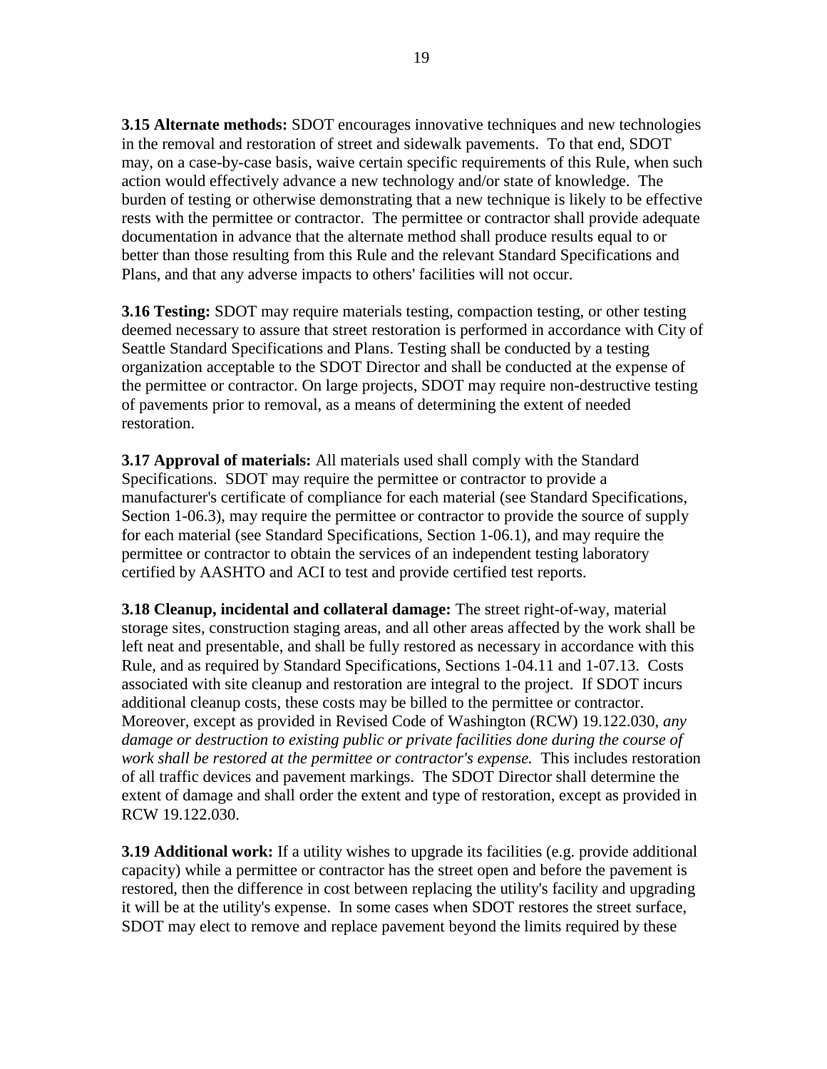**3.15 Alternate methods:** SDOT encourages innovative techniques and new technologies in the removal and restoration of street and sidewalk pavements. To that end, SDOT may, on a case-by-case basis, waive certain specific requirements of this Rule, when such action would effectively advance a new technology and/or state of knowledge. The burden of testing or otherwise demonstrating that a new technique is likely to be effective rests with the permittee or contractor. The permittee or contractor shall provide adequate documentation in advance that the alternate method shall produce results equal to or better than those resulting from this Rule and the relevant Standard Specifications and Plans, and that any adverse impacts to others' facilities will not occur.

**3.16 Testing:** SDOT may require materials testing, compaction testing, or other testing deemed necessary to assure that street restoration is performed in accordance with City of Seattle Standard Specifications and Plans. Testing shall be conducted by a testing organization acceptable to the SDOT Director and shall be conducted at the expense of the permittee or contractor. On large projects, SDOT may require non-destructive testing of pavements prior to removal, as a means of determining the extent of needed restoration.

**3.17 Approval of materials:** All materials used shall comply with the Standard Specifications. SDOT may require the permittee or contractor to provide a manufacturer's certificate of compliance for each material (see Standard Specifications, Section 1-06.3), may require the permittee or contractor to provide the source of supply for each material (see Standard Specifications, Section 1-06.1), and may require the permittee or contractor to obtain the services of an independent testing laboratory certified by AASHTO and ACI to test and provide certified test reports.

**3.18 Cleanup, incidental and collateral damage:** The street right-of-way, material storage sites, construction staging areas, and all other areas affected by the work shall be left neat and presentable, and shall be fully restored as necessary in accordance with this Rule, and as required by Standard Specifications, Sections 1-04.11 and 1-07.13. Costs associated with site cleanup and restoration are integral to the project. If SDOT incurs additional cleanup costs, these costs may be billed to the permittee or contractor. Moreover, except as provided in Revised Code of Washington (RCW) 19.122.030, *any damage or destruction to existing public or private facilities done during the course of work shall be restored at the permittee or contractor's expense.* This includes restoration of all traffic devices and pavement markings. The SDOT Director shall determine the extent of damage and shall order the extent and type of restoration, except as provided in RCW 19.122.030.

**3.19 Additional work:** If a utility wishes to upgrade its facilities (e.g. provide additional capacity) while a permittee or contractor has the street open and before the pavement is restored, then the difference in cost between replacing the utility's facility and upgrading it will be at the utility's expense. In some cases when SDOT restores the street surface, SDOT may elect to remove and replace pavement beyond the limits required by these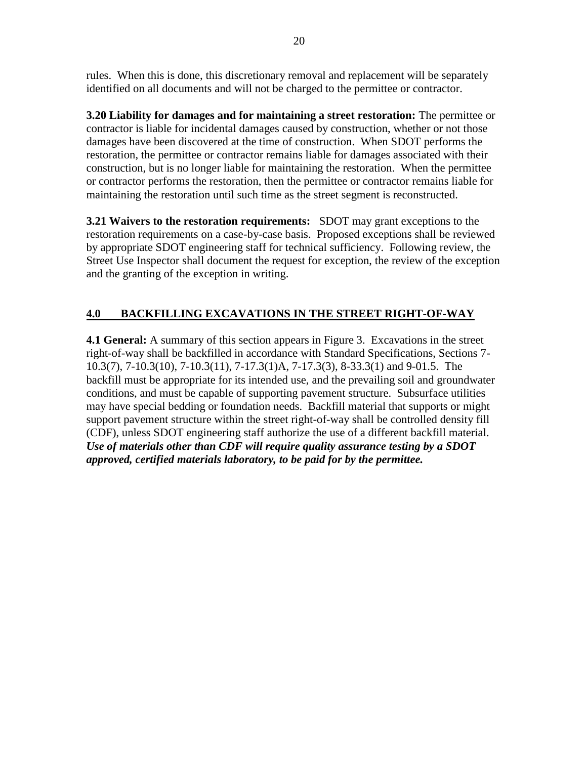rules. When this is done, this discretionary removal and replacement will be separately identified on all documents and will not be charged to the permittee or contractor.

**3.20 Liability for damages and for maintaining a street restoration:** The permittee or contractor is liable for incidental damages caused by construction, whether or not those damages have been discovered at the time of construction. When SDOT performs the restoration, the permittee or contractor remains liable for damages associated with their construction, but is no longer liable for maintaining the restoration. When the permittee or contractor performs the restoration, then the permittee or contractor remains liable for maintaining the restoration until such time as the street segment is reconstructed.

**3.21 Waivers to the restoration requirements:** SDOT may grant exceptions to the restoration requirements on a case-by-case basis. Proposed exceptions shall be reviewed by appropriate SDOT engineering staff for technical sufficiency. Following review, the Street Use Inspector shall document the request for exception, the review of the exception and the granting of the exception in writing.

## 4.0 BACKFILLING EXCAVATIONS IN THE STREET RIGHT-OF-WAY

**4.1 General:** A summary of this section appears in Figure 3. Excavations in the street right-of-way shall be backfilled in accordance with Standard Specifications, Sections 7-10.3(7), 7-10.3(10), 7-10.3(11), 7-17.3(1)A, 7-17.3(3), 8-33.3(1) and 9-01.5. The backfill must be appropriate for its intended use, and the prevailing soil and groundwater conditions, and must be capable of supporting pavement structure. Subsurface utilities may have special bedding or foundation needs. Backfill material that supports or might support pavement structure within the street right-of-way shall be controlled density fill (CDF), unless SDOT engineering staff authorize the use of a different backfill material. ***Use of materials other than CDF will require quality assurance testing by a SDOT approved, certified materials laboratory, to be paid for by the permittee.***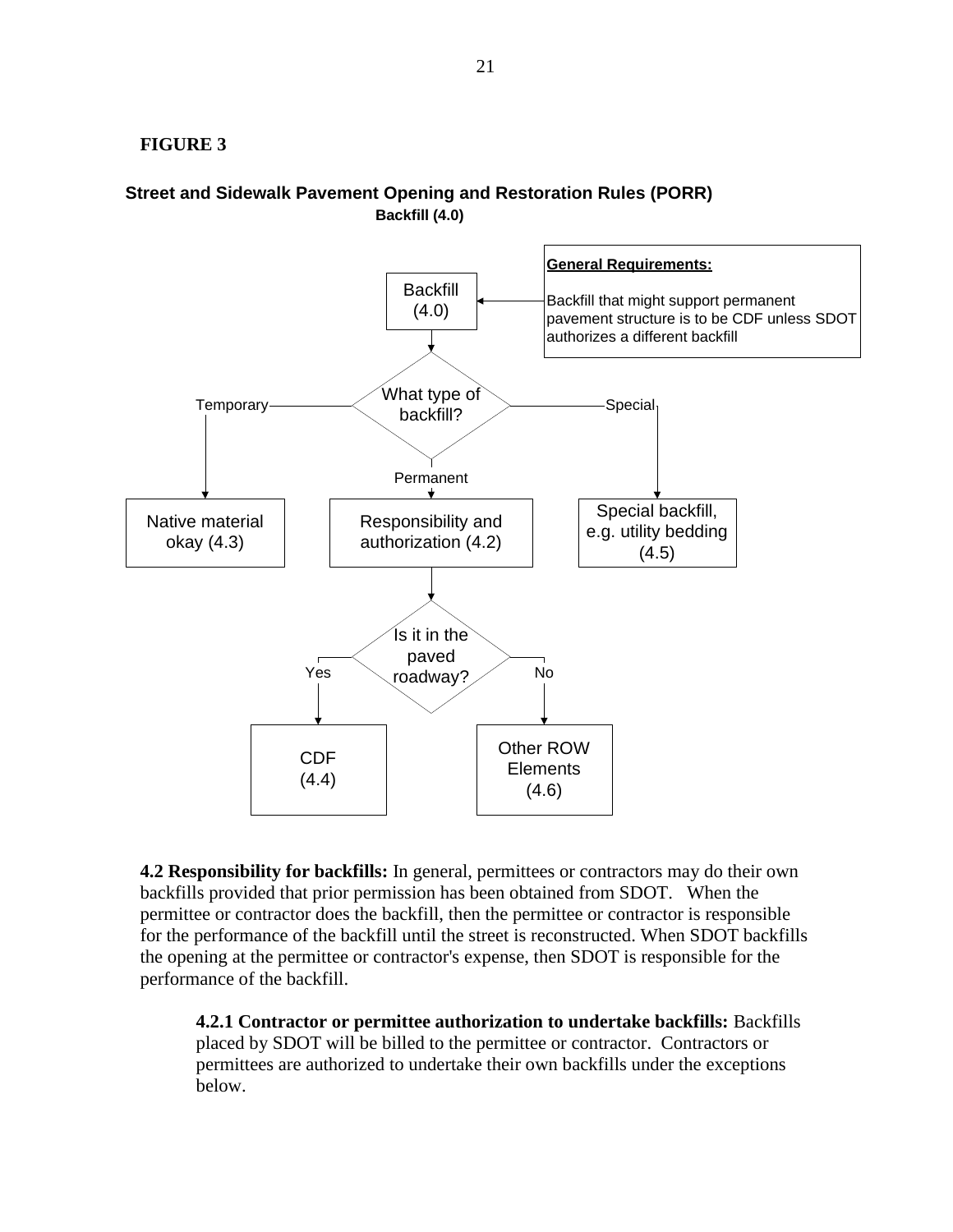**FIGURE 3**

**Street and Sidewalk Pavement Opening and Restoration Rules (PORR)**
**Backfill (4.0)**

**General Requirements:**

Backfill that might support permanent pavement structure is to be CDF unless SDOT authorizes a different backfill

Backfill (4.0)

What type of backfill?

Temporary → Native material okay (4.3)

Permanent → Responsibility and authorization (4.2)

Special → Special backfill, e.g. utility bedding (4.5)

Is it in the paved roadway?

Yes → CDF (4.4)

No → Other ROW Elements (4.6)

**4.2 Responsibility for backfills:** In general, permittees or contractors may do their own backfills provided that prior permission has been obtained from SDOT. When the permittee or contractor does the backfill, then the permittee or contractor is responsible for the performance of the backfill until the street is reconstructed. When SDOT backfills the opening at the permittee or contractor's expense, then SDOT is responsible for the performance of the backfill.

**4.2.1 Contractor or permittee authorization to undertake backfills:** Backfills placed by SDOT will be billed to the permittee or contractor. Contractors or permittees are authorized to undertake their own backfills under the exceptions below.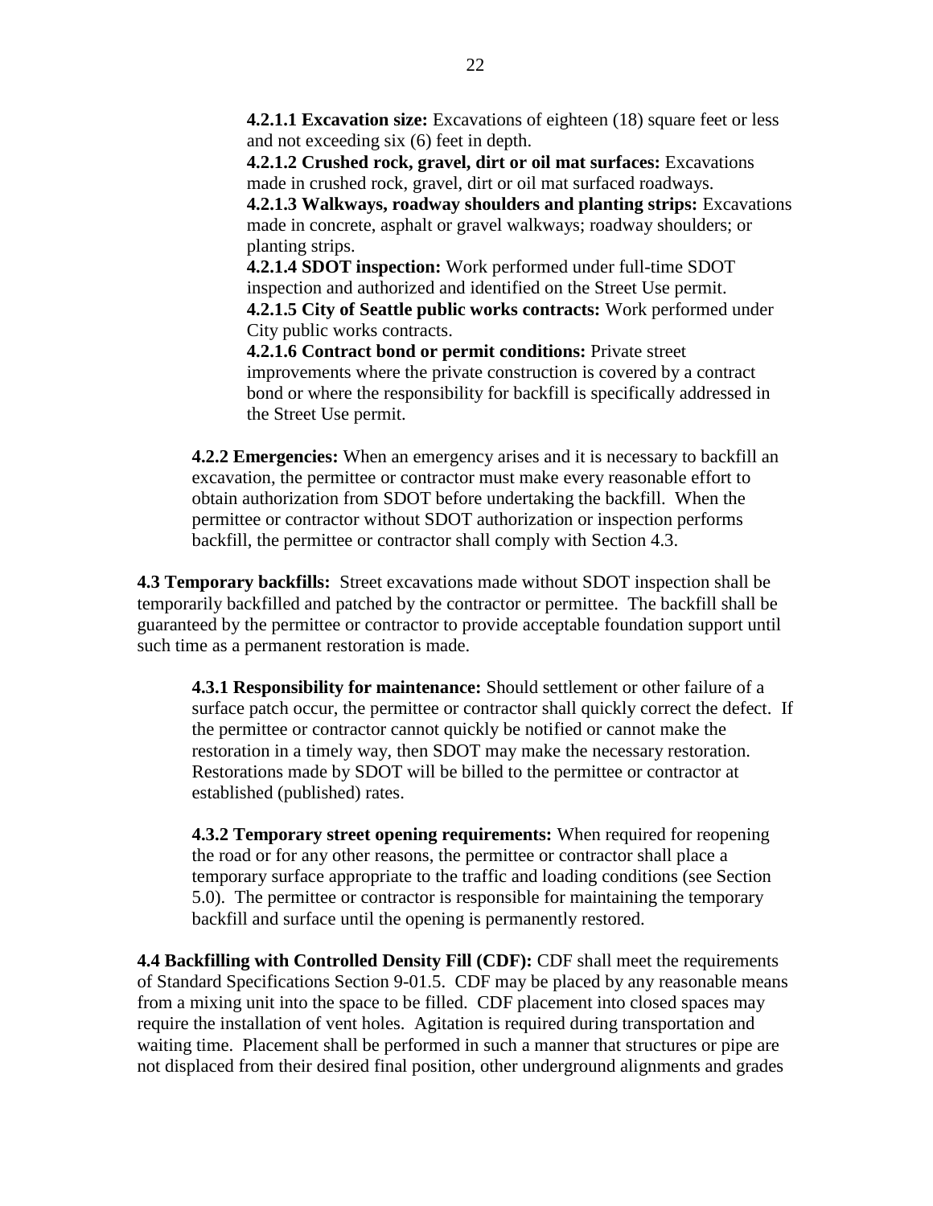**4.2.1.1 Excavation size:** Excavations of eighteen (18) square feet or less and not exceeding six (6) feet in depth.

**4.2.1.2 Crushed rock, gravel, dirt or oil mat surfaces:** Excavations made in crushed rock, gravel, dirt or oil mat surfaced roadways.

**4.2.1.3 Walkways, roadway shoulders and planting strips:** Excavations made in concrete, asphalt or gravel walkways; roadway shoulders; or planting strips.

**4.2.1.4 SDOT inspection:** Work performed under full-time SDOT inspection and authorized and identified on the Street Use permit.

**4.2.1.5 City of Seattle public works contracts:** Work performed under City public works contracts.

**4.2.1.6 Contract bond or permit conditions:** Private street improvements where the private construction is covered by a contract bond or where the responsibility for backfill is specifically addressed in the Street Use permit.

**4.2.2 Emergencies:** When an emergency arises and it is necessary to backfill an excavation, the permittee or contractor must make every reasonable effort to obtain authorization from SDOT before undertaking the backfill. When the permittee or contractor without SDOT authorization or inspection performs backfill, the permittee or contractor shall comply with Section 4.3.

**4.3 Temporary backfills:** Street excavations made without SDOT inspection shall be temporarily backfilled and patched by the contractor or permittee. The backfill shall be guaranteed by the permittee or contractor to provide acceptable foundation support until such time as a permanent restoration is made.

**4.3.1 Responsibility for maintenance:** Should settlement or other failure of a surface patch occur, the permittee or contractor shall quickly correct the defect. If the permittee or contractor cannot quickly be notified or cannot make the restoration in a timely way, then SDOT may make the necessary restoration. Restorations made by SDOT will be billed to the permittee or contractor at established (published) rates.

**4.3.2 Temporary street opening requirements:** When required for reopening the road or for any other reasons, the permittee or contractor shall place a temporary surface appropriate to the traffic and loading conditions (see Section 5.0). The permittee or contractor is responsible for maintaining the temporary backfill and surface until the opening is permanently restored.

**4.4 Backfilling with Controlled Density Fill (CDF):** CDF shall meet the requirements of Standard Specifications Section 9-01.5. CDF may be placed by any reasonable means from a mixing unit into the space to be filled. CDF placement into closed spaces may require the installation of vent holes. Agitation is required during transportation and waiting time. Placement shall be performed in such a manner that structures or pipe are not displaced from their desired final position, other underground alignments and grades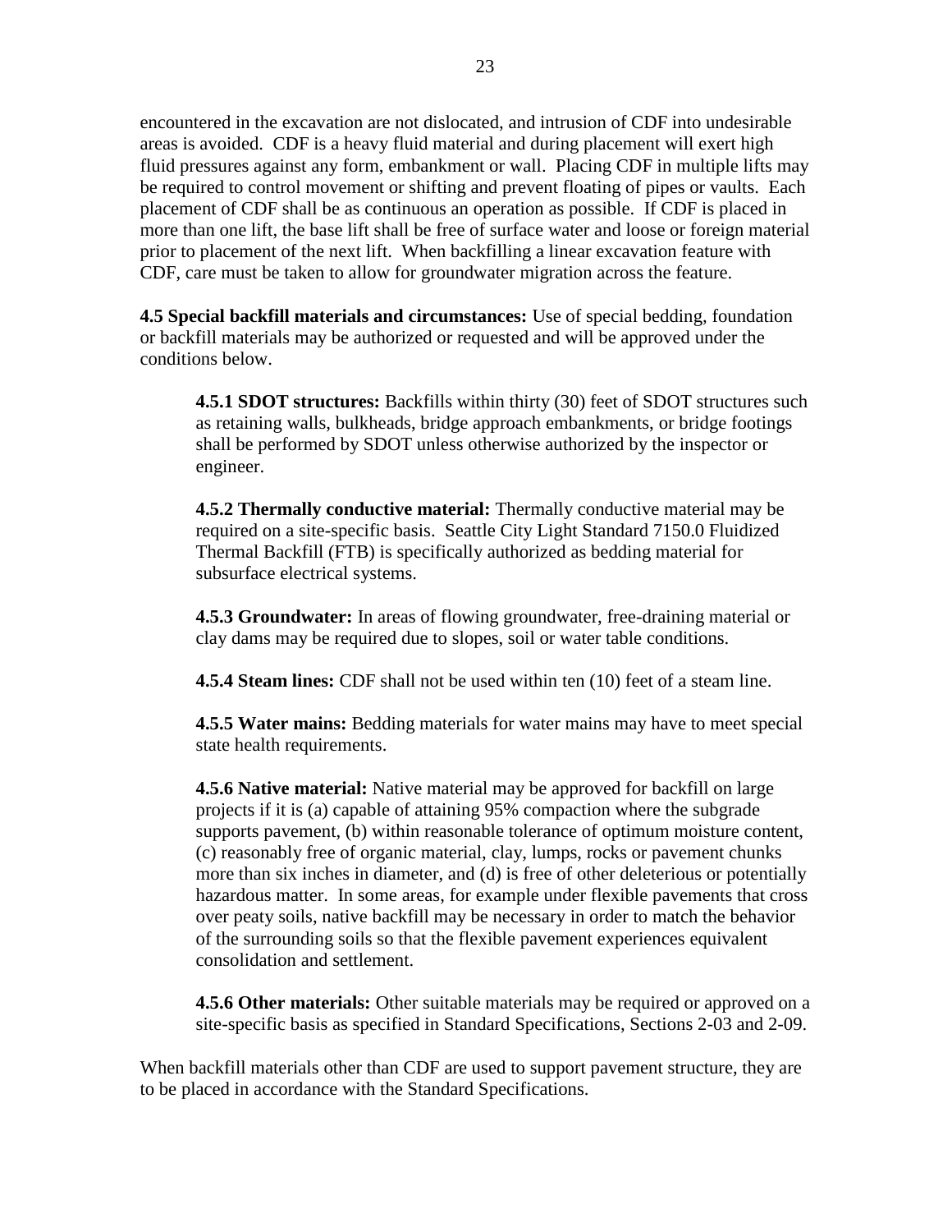encountered in the excavation are not dislocated, and intrusion of CDF into undesirable areas is avoided. CDF is a heavy fluid material and during placement will exert high fluid pressures against any form, embankment or wall. Placing CDF in multiple lifts may be required to control movement or shifting and prevent floating of pipes or vaults. Each placement of CDF shall be as continuous an operation as possible. If CDF is placed in more than one lift, the base lift shall be free of surface water and loose or foreign material prior to placement of the next lift. When backfilling a linear excavation feature with CDF, care must be taken to allow for groundwater migration across the feature.

**4.5 Special backfill materials and circumstances:** Use of special bedding, foundation or backfill materials may be authorized or requested and will be approved under the conditions below.

> **4.5.1 SDOT structures:** Backfills within thirty (30) feet of SDOT structures such as retaining walls, bulkheads, bridge approach embankments, or bridge footings shall be performed by SDOT unless otherwise authorized by the inspector or engineer.
>
> **4.5.2 Thermally conductive material:** Thermally conductive material may be required on a site-specific basis. Seattle City Light Standard 7150.0 Fluidized Thermal Backfill (FTB) is specifically authorized as bedding material for subsurface electrical systems.
>
> **4.5.3 Groundwater:** In areas of flowing groundwater, free-draining material or clay dams may be required due to slopes, soil or water table conditions.
>
> **4.5.4 Steam lines:** CDF shall not be used within ten (10) feet of a steam line.
>
> **4.5.5 Water mains:** Bedding materials for water mains may have to meet special state health requirements.
>
> **4.5.6 Native material:** Native material may be approved for backfill on large projects if it is (a) capable of attaining 95% compaction where the subgrade supports pavement, (b) within reasonable tolerance of optimum moisture content, (c) reasonably free of organic material, clay, lumps, rocks or pavement chunks more than six inches in diameter, and (d) is free of other deleterious or potentially hazardous matter. In some areas, for example under flexible pavements that cross over peaty soils, native backfill may be necessary in order to match the behavior of the surrounding soils so that the flexible pavement experiences equivalent consolidation and settlement.
>
> **4.5.6 Other materials:** Other suitable materials may be required or approved on a site-specific basis as specified in Standard Specifications, Sections 2-03 and 2-09.

When backfill materials other than CDF are used to support pavement structure, they are to be placed in accordance with the Standard Specifications.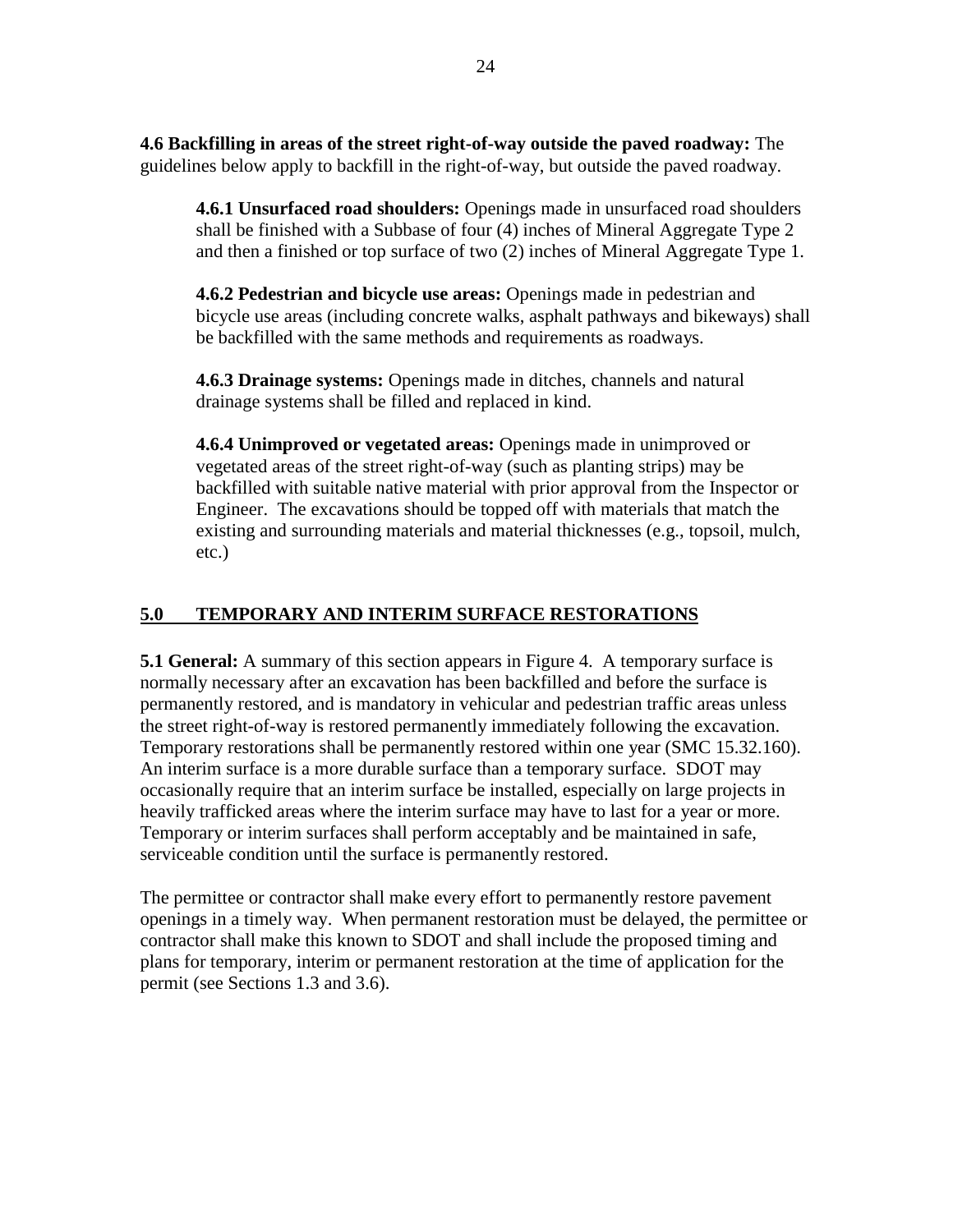**4.6 Backfilling in areas of the street right-of-way outside the paved roadway:** The guidelines below apply to backfill in the right-of-way, but outside the paved roadway.

**4.6.1 Unsurfaced road shoulders:** Openings made in unsurfaced road shoulders shall be finished with a Subbase of four (4) inches of Mineral Aggregate Type 2 and then a finished or top surface of two (2) inches of Mineral Aggregate Type 1.

**4.6.2 Pedestrian and bicycle use areas:** Openings made in pedestrian and bicycle use areas (including concrete walks, asphalt pathways and bikeways) shall be backfilled with the same methods and requirements as roadways.

**4.6.3 Drainage systems:** Openings made in ditches, channels and natural drainage systems shall be filled and replaced in kind.

**4.6.4 Unimproved or vegetated areas:** Openings made in unimproved or vegetated areas of the street right-of-way (such as planting strips) may be backfilled with suitable native material with prior approval from the Inspector or Engineer. The excavations should be topped off with materials that match the existing and surrounding materials and material thicknesses (e.g., topsoil, mulch, etc.)

## 5.0 TEMPORARY AND INTERIM SURFACE RESTORATIONS

**5.1 General:** A summary of this section appears in Figure 4. A temporary surface is normally necessary after an excavation has been backfilled and before the surface is permanently restored, and is mandatory in vehicular and pedestrian traffic areas unless the street right-of-way is restored permanently immediately following the excavation. Temporary restorations shall be permanently restored within one year (SMC 15.32.160). An interim surface is a more durable surface than a temporary surface. SDOT may occasionally require that an interim surface be installed, especially on large projects in heavily trafficked areas where the interim surface may have to last for a year or more. Temporary or interim surfaces shall perform acceptably and be maintained in safe, serviceable condition until the surface is permanently restored.

The permittee or contractor shall make every effort to permanently restore pavement openings in a timely way. When permanent restoration must be delayed, the permittee or contractor shall make this known to SDOT and shall include the proposed timing and plans for temporary, interim or permanent restoration at the time of application for the permit (see Sections 1.3 and 3.6).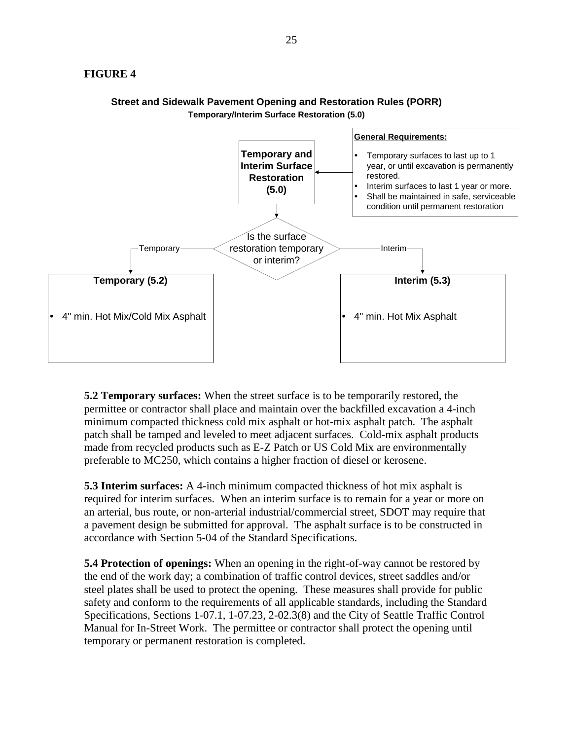**FIGURE 4**

**Street and Sidewalk Pavement Opening and Restoration Rules (PORR)**

**Temporary/Interim Surface Restoration (5.0)**

**Temporary and Interim Surface Restoration (5.0)**

**General Requirements:**

- Temporary surfaces to last up to 1 year, or until excavation is permanently restored.
- Interim surfaces to last 1 year or more.
- Shall be maintained in safe, serviceable condition until permanent restoration

Is the surface restoration temporary or interim?

Temporary → **Temporary (5.2)**

- 4" min. Hot Mix/Cold Mix Asphalt

Interim → **Interim (5.3)**

- 4" min. Hot Mix Asphalt

**5.2 Temporary surfaces:** When the street surface is to be temporarily restored, the permittee or contractor shall place and maintain over the backfilled excavation a 4-inch minimum compacted thickness cold mix asphalt or hot-mix asphalt patch. The asphalt patch shall be tamped and leveled to meet adjacent surfaces. Cold-mix asphalt products made from recycled products such as E-Z Patch or US Cold Mix are environmentally preferable to MC250, which contains a higher fraction of diesel or kerosene.

**5.3 Interim surfaces:** A 4-inch minimum compacted thickness of hot mix asphalt is required for interim surfaces. When an interim surface is to remain for a year or more on an arterial, bus route, or non-arterial industrial/commercial street, SDOT may require that a pavement design be submitted for approval. The asphalt surface is to be constructed in accordance with Section 5-04 of the Standard Specifications.

**5.4 Protection of openings:** When an opening in the right-of-way cannot be restored by the end of the work day; a combination of traffic control devices, street saddles and/or steel plates shall be used to protect the opening. These measures shall provide for public safety and conform to the requirements of all applicable standards, including the Standard Specifications, Sections 1-07.1, 1-07.23, 2-02.3(8) and the City of Seattle Traffic Control Manual for In-Street Work. The permittee or contractor shall protect the opening until temporary or permanent restoration is completed.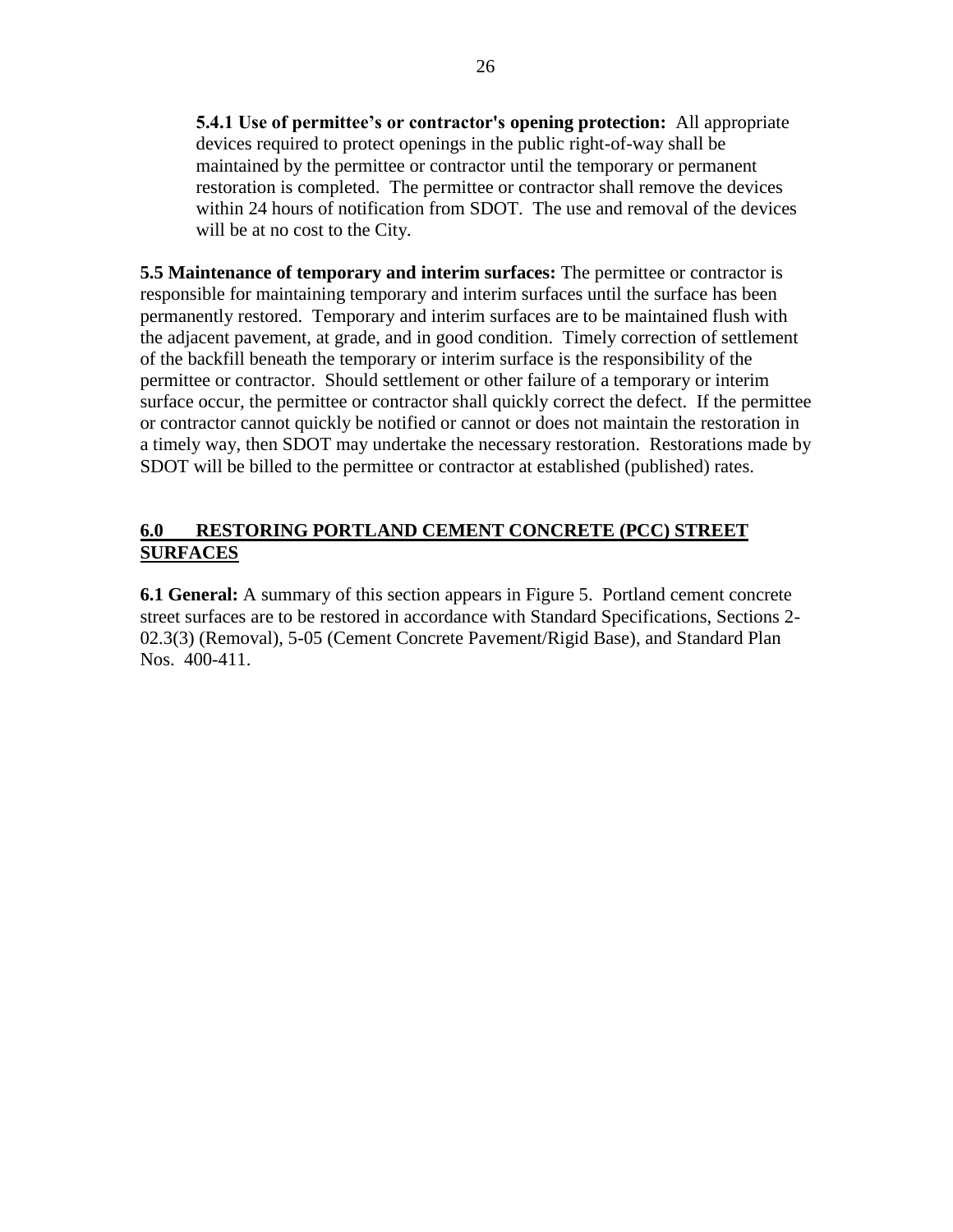**5.4.1 Use of permittee's or contractor's opening protection:** All appropriate devices required to protect openings in the public right-of-way shall be maintained by the permittee or contractor until the temporary or permanent restoration is completed. The permittee or contractor shall remove the devices within 24 hours of notification from SDOT. The use and removal of the devices will be at no cost to the City.

**5.5 Maintenance of temporary and interim surfaces:** The permittee or contractor is responsible for maintaining temporary and interim surfaces until the surface has been permanently restored. Temporary and interim surfaces are to be maintained flush with the adjacent pavement, at grade, and in good condition. Timely correction of settlement of the backfill beneath the temporary or interim surface is the responsibility of the permittee or contractor. Should settlement or other failure of a temporary or interim surface occur, the permittee or contractor shall quickly correct the defect. If the permittee or contractor cannot quickly be notified or cannot or does not maintain the restoration in a timely way, then SDOT may undertake the necessary restoration. Restorations made by SDOT will be billed to the permittee or contractor at established (published) rates.

## 6.0 RESTORING PORTLAND CEMENT CONCRETE (PCC) STREET SURFACES

**6.1 General:** A summary of this section appears in Figure 5. Portland cement concrete street surfaces are to be restored in accordance with Standard Specifications, Sections 2-02.3(3) (Removal), 5-05 (Cement Concrete Pavement/Rigid Base), and Standard Plan Nos. 400-411.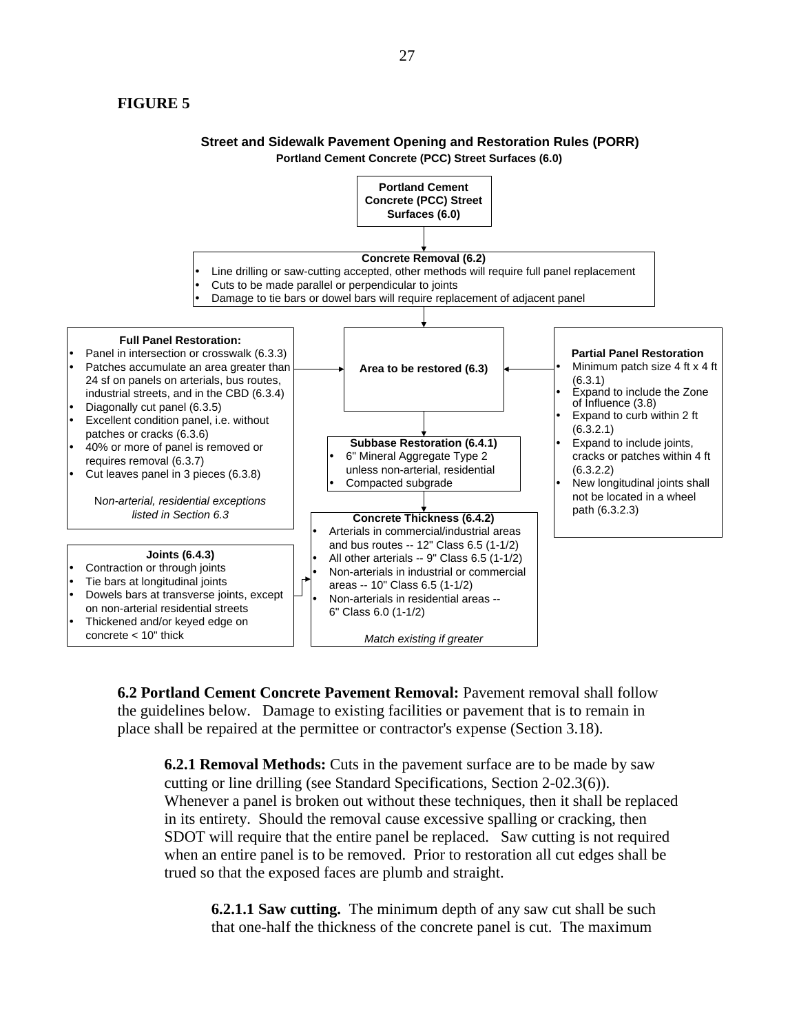**FIGURE 5**

**Street and Sidewalk Pavement Opening and Restoration Rules (PORR)**
**Portland Cement Concrete (PCC) Street Surfaces (6.0)**

**Portland Cement Concrete (PCC) Street Surfaces (6.0)**

↓

**Concrete Removal (6.2)**
- Line drilling or saw-cutting accepted, other methods will require full panel replacement
- Cuts to be made parallel or perpendicular to joints
- Damage to tie bars or dowel bars will require replacement of adjacent panel

↓

**Full Panel Restoration:**
- Panel in intersection or crosswalk (6.3.3)
- Patches accumulate an area greater than 24 sf on panels on arterials, bus routes, industrial streets, and in the CBD (6.3.4)
- Diagonally cut panel (6.3.5)
- Excellent condition panel, i.e. without patches or cracks (6.3.6)
- 40% or more of panel is removed or requires removal (6.3.7)
- Cut leaves panel in 3 pieces (6.3.8)

*Non-arterial, residential exceptions listed in Section 6.3*

→ **Area to be restored (6.3)** ←

**Partial Panel Restoration**
- Minimum patch size 4 ft x 4 ft (6.3.1)
- Expand to include the Zone of Influence (3.8)
- Expand to curb within 2 ft (6.3.2.1)
- Expand to include joints, cracks or patches within 4 ft (6.3.2.2)
- New longitudinal joints shall not be located in a wheel path (6.3.2.3)

↓

**Subbase Restoration (6.4.1)**
- 6" Mineral Aggregate Type 2 unless non-arterial, residential
- Compacted subgrade

↓

**Concrete Thickness (6.4.2)**
- Arterials in commercial/industrial areas and bus routes -- 12" Class 6.5 (1-1/2)
- All other arterials -- 9" Class 6.5 (1-1/2)
- Non-arterials in industrial or commercial areas -- 10" Class 6.5 (1-1/2)
- Non-arterials in residential areas -- 6" Class 6.0 (1-1/2)

*Match existing if greater*

**Joints (6.4.3)**
- Contraction or through joints
- Tie bars at longitudinal joints
- Dowels bars at transverse joints, except on non-arterial residential streets
- Thickened and/or keyed edge on concrete < 10" thick

**6.2 Portland Cement Concrete Pavement Removal:** Pavement removal shall follow the guidelines below. Damage to existing facilities or pavement that is to remain in place shall be repaired at the permittee or contractor's expense (Section 3.18).

**6.2.1 Removal Methods:** Cuts in the pavement surface are to be made by saw cutting or line drilling (see Standard Specifications, Section 2-02.3(6)). Whenever a panel is broken out without these techniques, then it shall be replaced in its entirety. Should the removal cause excessive spalling or cracking, then SDOT will require that the entire panel be replaced. Saw cutting is not required when an entire panel is to be removed. Prior to restoration all cut edges shall be trued so that the exposed faces are plumb and straight.

**6.2.1.1 Saw cutting.** The minimum depth of any saw cut shall be such that one-half the thickness of the concrete panel is cut. The maximum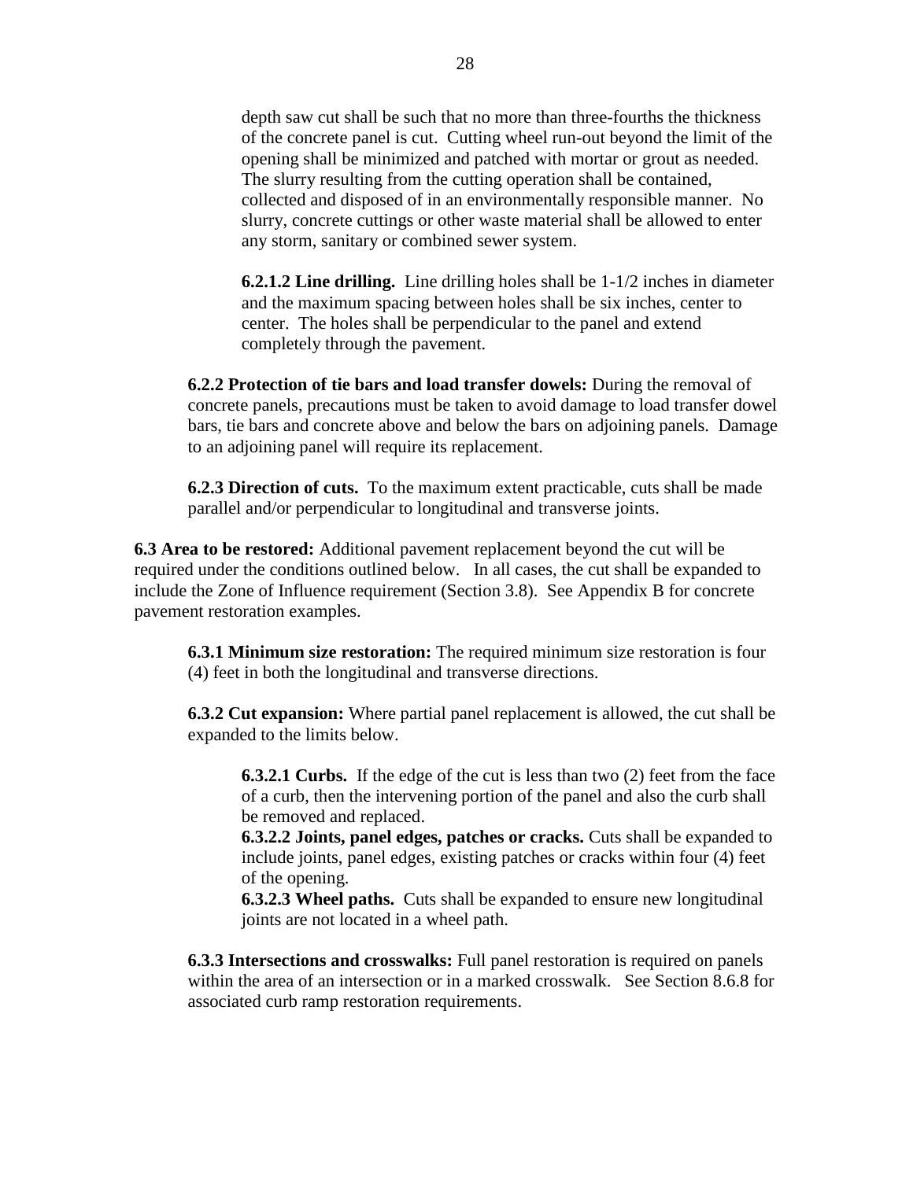depth saw cut shall be such that no more than three-fourths the thickness of the concrete panel is cut. Cutting wheel run-out beyond the limit of the opening shall be minimized and patched with mortar or grout as needed. The slurry resulting from the cutting operation shall be contained, collected and disposed of in an environmentally responsible manner. No slurry, concrete cuttings or other waste material shall be allowed to enter any storm, sanitary or combined sewer system.

**6.2.1.2 Line drilling.** Line drilling holes shall be 1-1/2 inches in diameter and the maximum spacing between holes shall be six inches, center to center. The holes shall be perpendicular to the panel and extend completely through the pavement.

**6.2.2 Protection of tie bars and load transfer dowels:** During the removal of concrete panels, precautions must be taken to avoid damage to load transfer dowel bars, tie bars and concrete above and below the bars on adjoining panels. Damage to an adjoining panel will require its replacement.

**6.2.3 Direction of cuts.** To the maximum extent practicable, cuts shall be made parallel and/or perpendicular to longitudinal and transverse joints.

**6.3 Area to be restored:** Additional pavement replacement beyond the cut will be required under the conditions outlined below. In all cases, the cut shall be expanded to include the Zone of Influence requirement (Section 3.8). See Appendix B for concrete pavement restoration examples.

**6.3.1 Minimum size restoration:** The required minimum size restoration is four (4) feet in both the longitudinal and transverse directions.

**6.3.2 Cut expansion:** Where partial panel replacement is allowed, the cut shall be expanded to the limits below.

**6.3.2.1 Curbs.** If the edge of the cut is less than two (2) feet from the face of a curb, then the intervening portion of the panel and also the curb shall be removed and replaced.

**6.3.2.2 Joints, panel edges, patches or cracks.** Cuts shall be expanded to include joints, panel edges, existing patches or cracks within four (4) feet of the opening.

**6.3.2.3 Wheel paths.** Cuts shall be expanded to ensure new longitudinal joints are not located in a wheel path.

**6.3.3 Intersections and crosswalks:** Full panel restoration is required on panels within the area of an intersection or in a marked crosswalk. See Section 8.6.8 for associated curb ramp restoration requirements.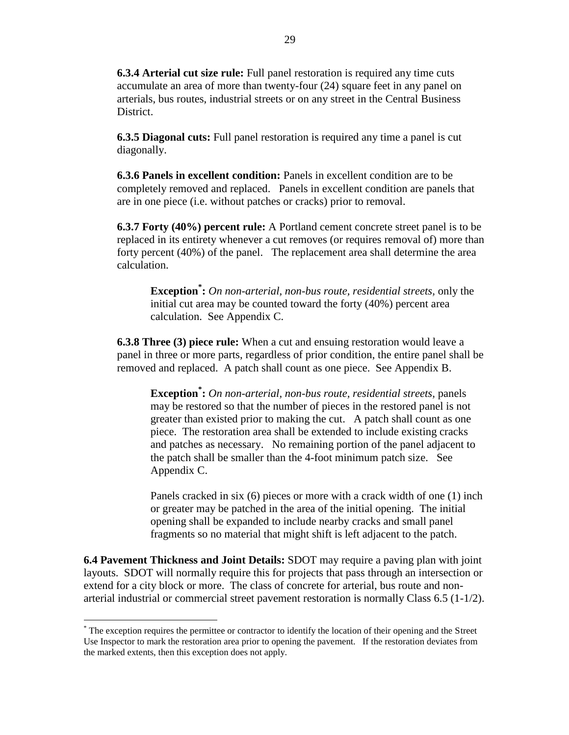**6.3.4 Arterial cut size rule:** Full panel restoration is required any time cuts accumulate an area of more than twenty-four (24) square feet in any panel on arterials, bus routes, industrial streets or on any street in the Central Business District.

**6.3.5 Diagonal cuts:** Full panel restoration is required any time a panel is cut diagonally.

**6.3.6 Panels in excellent condition:** Panels in excellent condition are to be completely removed and replaced. Panels in excellent condition are panels that are in one piece (i.e. without patches or cracks) prior to removal.

**6.3.7 Forty (40%) percent rule:** A Portland cement concrete street panel is to be replaced in its entirety whenever a cut removes (or requires removal of) more than forty percent (40%) of the panel. The replacement area shall determine the area calculation.

> **Exception*:** *On non-arterial, non-bus route, residential streets,* only the initial cut area may be counted toward the forty (40%) percent area calculation. See Appendix C.

**6.3.8 Three (3) piece rule:** When a cut and ensuing restoration would leave a panel in three or more parts, regardless of prior condition, the entire panel shall be removed and replaced. A patch shall count as one piece. See Appendix B.

> **Exception*:** *On non-arterial, non-bus route, residential streets,* panels may be restored so that the number of pieces in the restored panel is not greater than existed prior to making the cut. A patch shall count as one piece. The restoration area shall be extended to include existing cracks and patches as necessary. No remaining portion of the panel adjacent to the patch shall be smaller than the 4-foot minimum patch size. See Appendix C.
>
> Panels cracked in six (6) pieces or more with a crack width of one (1) inch or greater may be patched in the area of the initial opening. The initial opening shall be expanded to include nearby cracks and small panel fragments so no material that might shift is left adjacent to the patch.

**6.4 Pavement Thickness and Joint Details:** SDOT may require a paving plan with joint layouts. SDOT will normally require this for projects that pass through an intersection or extend for a city block or more. The class of concrete for arterial, bus route and non-arterial industrial or commercial street pavement restoration is normally Class 6.5 (1-1/2).

---

* The exception requires the permittee or contractor to identify the location of their opening and the Street Use Inspector to mark the restoration area prior to opening the pavement. If the restoration deviates from the marked extents, then this exception does not apply.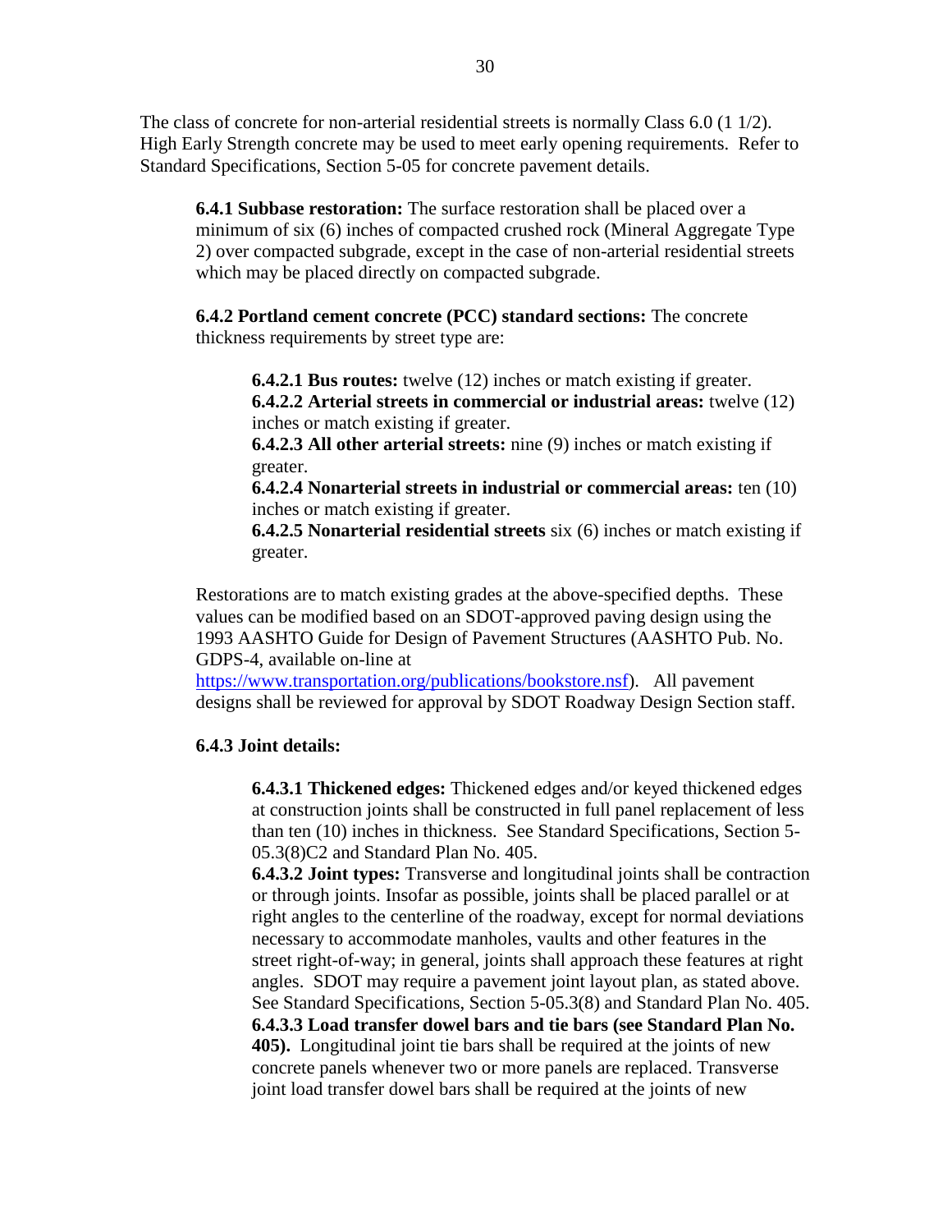The class of concrete for non-arterial residential streets is normally Class 6.0 (1 1/2). High Early Strength concrete may be used to meet early opening requirements. Refer to Standard Specifications, Section 5-05 for concrete pavement details.

**6.4.1 Subbase restoration:** The surface restoration shall be placed over a minimum of six (6) inches of compacted crushed rock (Mineral Aggregate Type 2) over compacted subgrade, except in the case of non-arterial residential streets which may be placed directly on compacted subgrade.

**6.4.2 Portland cement concrete (PCC) standard sections:** The concrete thickness requirements by street type are:

**6.4.2.1 Bus routes:** twelve (12) inches or match existing if greater.
**6.4.2.2 Arterial streets in commercial or industrial areas:** twelve (12) inches or match existing if greater.
**6.4.2.3 All other arterial streets:** nine (9) inches or match existing if greater.
**6.4.2.4 Nonarterial streets in industrial or commercial areas:** ten (10) inches or match existing if greater.
**6.4.2.5 Nonarterial residential streets** six (6) inches or match existing if greater.

Restorations are to match existing grades at the above-specified depths. These values can be modified based on an SDOT-approved paving design using the 1993 AASHTO Guide for Design of Pavement Structures (AASHTO Pub. No. GDPS-4, available on-line at https://www.transportation.org/publications/bookstore.nsf). All pavement designs shall be reviewed for approval by SDOT Roadway Design Section staff.

**6.4.3 Joint details:**

**6.4.3.1 Thickened edges:** Thickened edges and/or keyed thickened edges at construction joints shall be constructed in full panel replacement of less than ten (10) inches in thickness. See Standard Specifications, Section 5-05.3(8)C2 and Standard Plan No. 405.
**6.4.3.2 Joint types:** Transverse and longitudinal joints shall be contraction or through joints. Insofar as possible, joints shall be placed parallel or at right angles to the centerline of the roadway, except for normal deviations necessary to accommodate manholes, vaults and other features in the street right-of-way; in general, joints shall approach these features at right angles. SDOT may require a pavement joint layout plan, as stated above. See Standard Specifications, Section 5-05.3(8) and Standard Plan No. 405.
**6.4.3.3 Load transfer dowel bars and tie bars (see Standard Plan No. 405).** Longitudinal joint tie bars shall be required at the joints of new concrete panels whenever two or more panels are replaced. Transverse joint load transfer dowel bars shall be required at the joints of new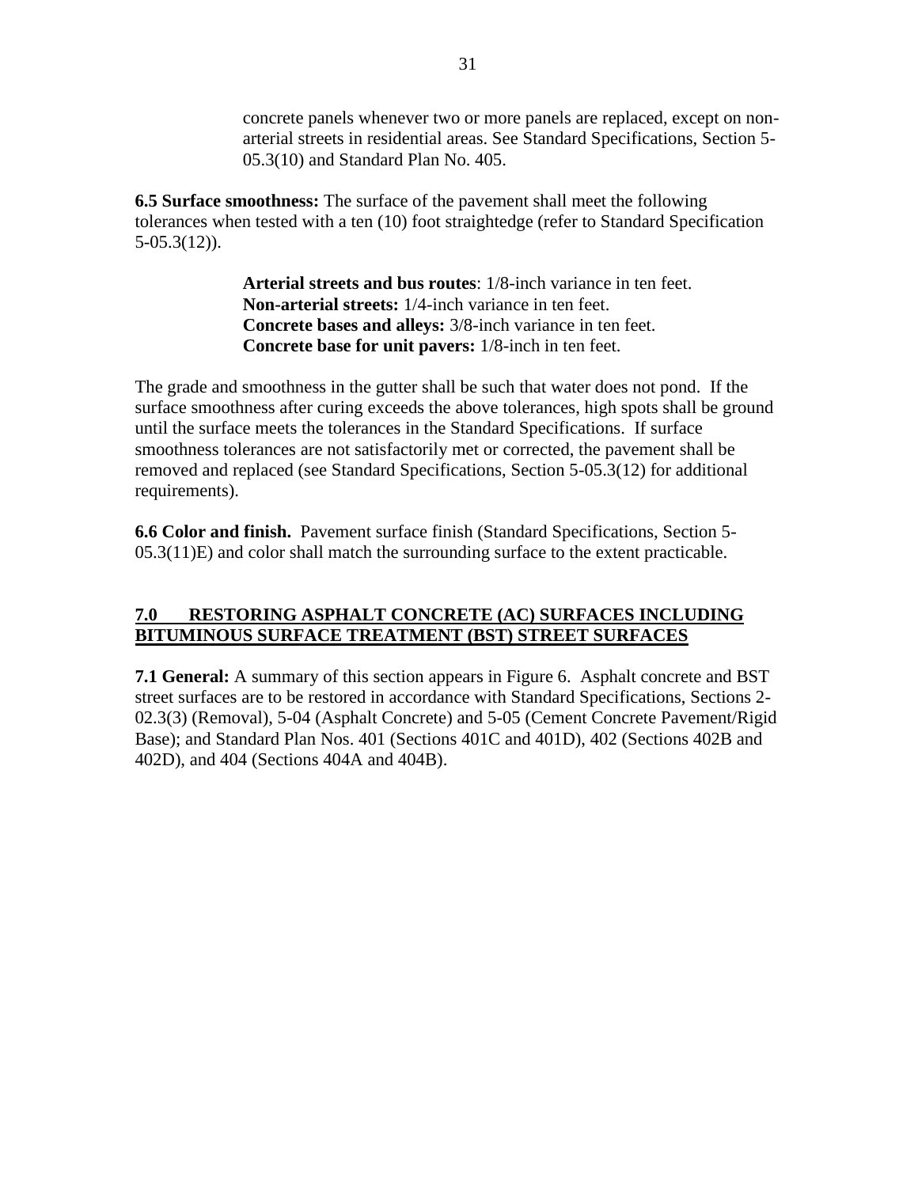concrete panels whenever two or more panels are replaced, except on non-arterial streets in residential areas. See Standard Specifications, Section 5-05.3(10) and Standard Plan No. 405.

**6.5 Surface smoothness:** The surface of the pavement shall meet the following tolerances when tested with a ten (10) foot straightedge (refer to Standard Specification 5-05.3(12)).

> **Arterial streets and bus routes**: 1/8-inch variance in ten feet.
> **Non-arterial streets:** 1/4-inch variance in ten feet.
> **Concrete bases and alleys:** 3/8-inch variance in ten feet.
> **Concrete base for unit pavers:** 1/8-inch in ten feet.

The grade and smoothness in the gutter shall be such that water does not pond. If the surface smoothness after curing exceeds the above tolerances, high spots shall be ground until the surface meets the tolerances in the Standard Specifications. If surface smoothness tolerances are not satisfactorily met or corrected, the pavement shall be removed and replaced (see Standard Specifications, Section 5-05.3(12) for additional requirements).

**6.6 Color and finish.** Pavement surface finish (Standard Specifications, Section 5-05.3(11)E) and color shall match the surrounding surface to the extent practicable.

## 7.0 RESTORING ASPHALT CONCRETE (AC) SURFACES INCLUDING BITUMINOUS SURFACE TREATMENT (BST) STREET SURFACES

**7.1 General:** A summary of this section appears in Figure 6. Asphalt concrete and BST street surfaces are to be restored in accordance with Standard Specifications, Sections 2-02.3(3) (Removal), 5-04 (Asphalt Concrete) and 5-05 (Cement Concrete Pavement/Rigid Base); and Standard Plan Nos. 401 (Sections 401C and 401D), 402 (Sections 402B and 402D), and 404 (Sections 404A and 404B).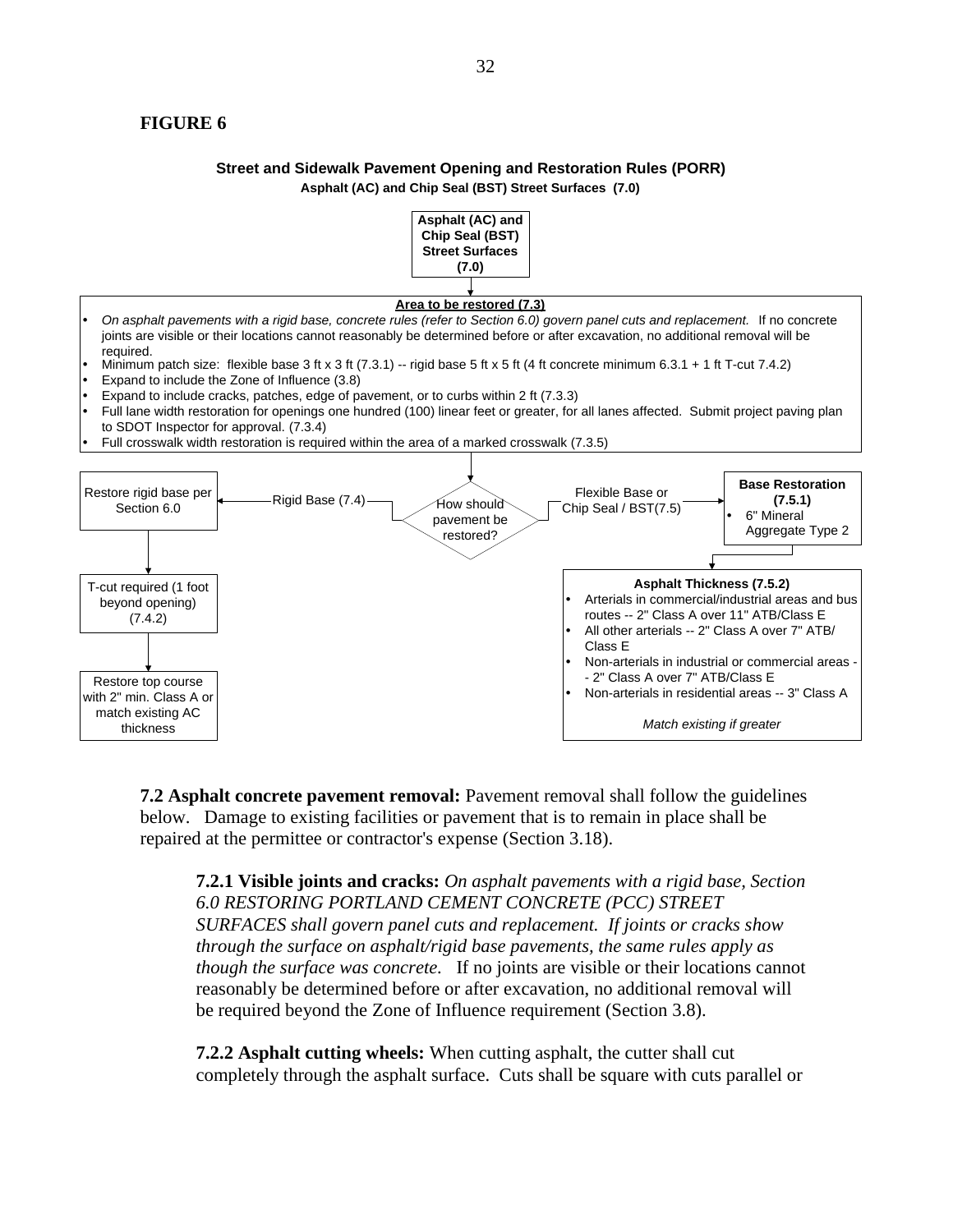**FIGURE 6**

**Street and Sidewalk Pavement Opening and Restoration Rules (PORR)**
**Asphalt (AC) and Chip Seal (BST) Street Surfaces (7.0)**

**Asphalt (AC) and Chip Seal (BST) Street Surfaces (7.0)**

**Area to be restored (7.3)**

- *On asphalt pavements with a rigid base, concrete rules (refer to Section 6.0) govern panel cuts and replacement.* If no concrete joints are visible or their locations cannot reasonably be determined before or after excavation, no additional removal will be required.
- Minimum patch size: flexible base 3 ft x 3 ft (7.3.1) -- rigid base 5 ft x 5 ft (4 ft concrete minimum 6.3.1 + 1 ft T-cut 7.4.2)
- Expand to include the Zone of Influence (3.8)
- Expand to include cracks, patches, edge of pavement, or to curbs within 2 ft (7.3.3)
- Full lane width restoration for openings one hundred (100) linear feet or greater, for all lanes affected. Submit project paving plan to SDOT Inspector for approval. (7.3.4)
- Full crosswalk width restoration is required within the area of a marked crosswalk (7.3.5)

How should pavement be restored?

Rigid Base (7.4):

- Restore rigid base per Section 6.0
- T-cut required (1 foot beyond opening) (7.4.2)
- Restore top course with 2" min. Class A or match existing AC thickness

Flexible Base or Chip Seal / BST(7.5):

**Base Restoration (7.5.1)**

- 6" Mineral Aggregate Type 2

**Asphalt Thickness (7.5.2)**

- Arterials in commercial/industrial areas and bus routes -- 2" Class A over 11" ATB/Class E
- All other arterials -- 2" Class A over 7" ATB/ Class E
- Non-arterials in industrial or commercial areas -- 2" Class A over 7" ATB/Class E
- Non-arterials in residential areas -- 3" Class A

*Match existing if greater*

**7.2 Asphalt concrete pavement removal:** Pavement removal shall follow the guidelines below. Damage to existing facilities or pavement that is to remain in place shall be repaired at the permittee or contractor's expense (Section 3.18).

**7.2.1 Visible joints and cracks:** *On asphalt pavements with a rigid base, Section 6.0 RESTORING PORTLAND CEMENT CONCRETE (PCC) STREET SURFACES shall govern panel cuts and replacement. If joints or cracks show through the surface on asphalt/rigid base pavements, the same rules apply as though the surface was concrete.* If no joints are visible or their locations cannot reasonably be determined before or after excavation, no additional removal will be required beyond the Zone of Influence requirement (Section 3.8).

**7.2.2 Asphalt cutting wheels:** When cutting asphalt, the cutter shall cut completely through the asphalt surface. Cuts shall be square with cuts parallel or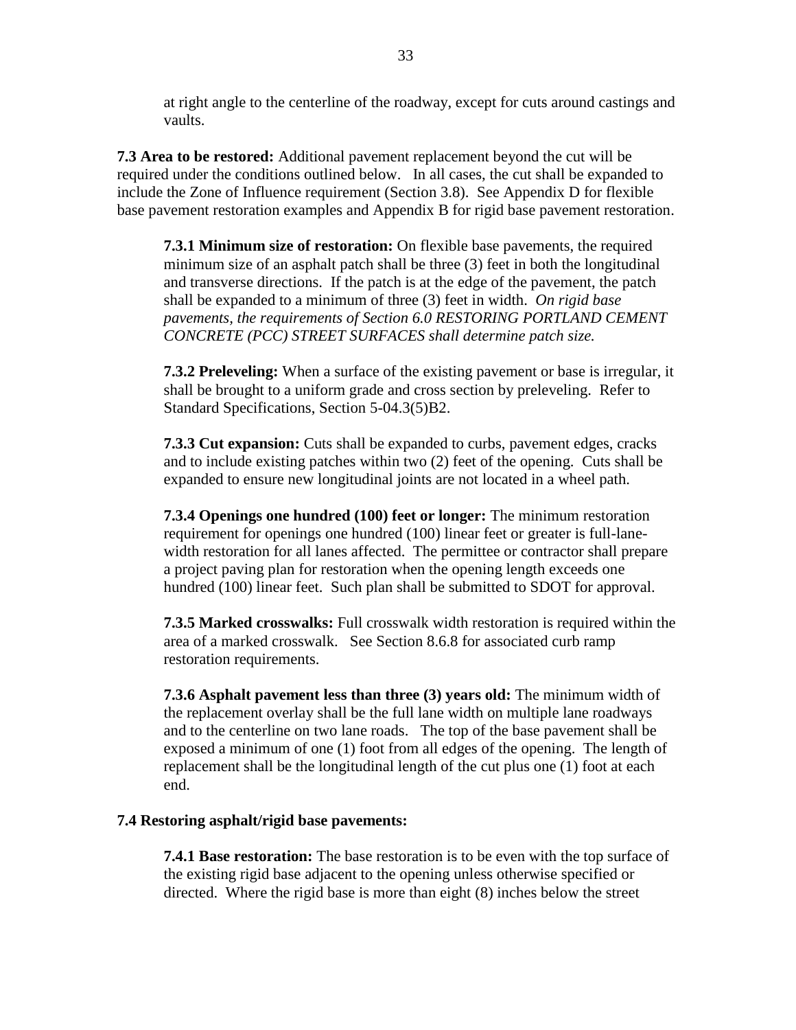at right angle to the centerline of the roadway, except for cuts around castings and vaults.

**7.3 Area to be restored:** Additional pavement replacement beyond the cut will be required under the conditions outlined below. In all cases, the cut shall be expanded to include the Zone of Influence requirement (Section 3.8). See Appendix D for flexible base pavement restoration examples and Appendix B for rigid base pavement restoration.

**7.3.1 Minimum size of restoration:** On flexible base pavements, the required minimum size of an asphalt patch shall be three (3) feet in both the longitudinal and transverse directions. If the patch is at the edge of the pavement, the patch shall be expanded to a minimum of three (3) feet in width. *On rigid base pavements, the requirements of Section 6.0 RESTORING PORTLAND CEMENT CONCRETE (PCC) STREET SURFACES shall determine patch size.*

**7.3.2 Preleveling:** When a surface of the existing pavement or base is irregular, it shall be brought to a uniform grade and cross section by preleveling. Refer to Standard Specifications, Section 5-04.3(5)B2.

**7.3.3 Cut expansion:** Cuts shall be expanded to curbs, pavement edges, cracks and to include existing patches within two (2) feet of the opening. Cuts shall be expanded to ensure new longitudinal joints are not located in a wheel path.

**7.3.4 Openings one hundred (100) feet or longer:** The minimum restoration requirement for openings one hundred (100) linear feet or greater is full-lane-width restoration for all lanes affected. The permittee or contractor shall prepare a project paving plan for restoration when the opening length exceeds one hundred (100) linear feet. Such plan shall be submitted to SDOT for approval.

**7.3.5 Marked crosswalks:** Full crosswalk width restoration is required within the area of a marked crosswalk. See Section 8.6.8 for associated curb ramp restoration requirements.

**7.3.6 Asphalt pavement less than three (3) years old:** The minimum width of the replacement overlay shall be the full lane width on multiple lane roadways and to the centerline on two lane roads. The top of the base pavement shall be exposed a minimum of one (1) foot from all edges of the opening. The length of replacement shall be the longitudinal length of the cut plus one (1) foot at each end.

**7.4 Restoring asphalt/rigid base pavements:**

**7.4.1 Base restoration:** The base restoration is to be even with the top surface of the existing rigid base adjacent to the opening unless otherwise specified or directed. Where the rigid base is more than eight (8) inches below the street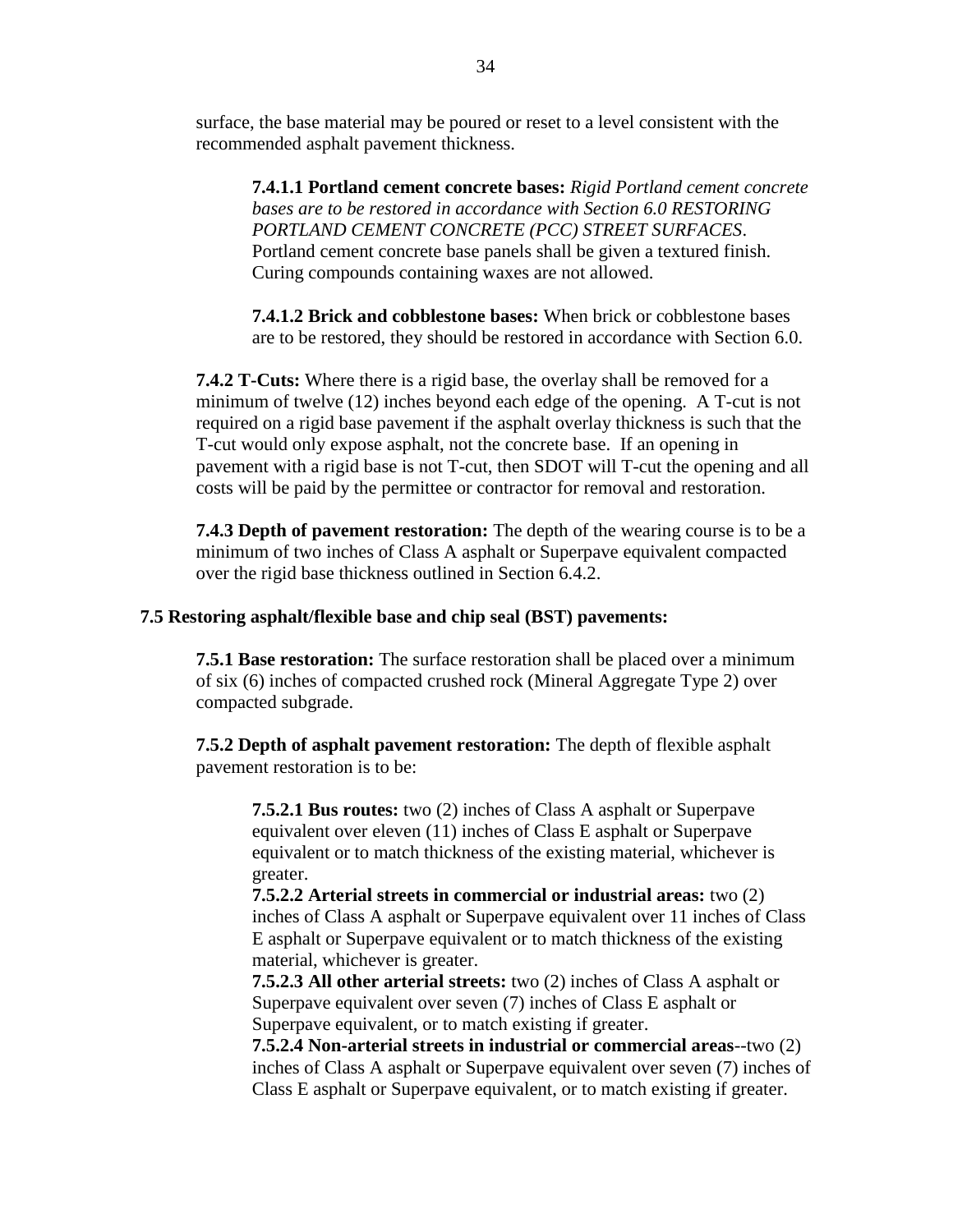surface, the base material may be poured or reset to a level consistent with the recommended asphalt pavement thickness.

**7.4.1.1 Portland cement concrete bases:** *Rigid Portland cement concrete bases are to be restored in accordance with Section 6.0 RESTORING PORTLAND CEMENT CONCRETE (PCC) STREET SURFACES*. Portland cement concrete base panels shall be given a textured finish. Curing compounds containing waxes are not allowed.

**7.4.1.2 Brick and cobblestone bases:** When brick or cobblestone bases are to be restored, they should be restored in accordance with Section 6.0.

**7.4.2 T-Cuts:** Where there is a rigid base, the overlay shall be removed for a minimum of twelve (12) inches beyond each edge of the opening. A T-cut is not required on a rigid base pavement if the asphalt overlay thickness is such that the T-cut would only expose asphalt, not the concrete base. If an opening in pavement with a rigid base is not T-cut, then SDOT will T-cut the opening and all costs will be paid by the permittee or contractor for removal and restoration.

**7.4.3 Depth of pavement restoration:** The depth of the wearing course is to be a minimum of two inches of Class A asphalt or Superpave equivalent compacted over the rigid base thickness outlined in Section 6.4.2.

### 7.5 Restoring asphalt/flexible base and chip seal (BST) pavements:

**7.5.1 Base restoration:** The surface restoration shall be placed over a minimum of six (6) inches of compacted crushed rock (Mineral Aggregate Type 2) over compacted subgrade.

**7.5.2 Depth of asphalt pavement restoration:** The depth of flexible asphalt pavement restoration is to be:

**7.5.2.1 Bus routes:** two (2) inches of Class A asphalt or Superpave equivalent over eleven (11) inches of Class E asphalt or Superpave equivalent or to match thickness of the existing material, whichever is greater.

**7.5.2.2 Arterial streets in commercial or industrial areas:** two (2) inches of Class A asphalt or Superpave equivalent over 11 inches of Class E asphalt or Superpave equivalent or to match thickness of the existing material, whichever is greater.

**7.5.2.3 All other arterial streets:** two (2) inches of Class A asphalt or Superpave equivalent over seven (7) inches of Class E asphalt or Superpave equivalent, or to match existing if greater.

**7.5.2.4 Non-arterial streets in industrial or commercial areas**--two (2) inches of Class A asphalt or Superpave equivalent over seven (7) inches of Class E asphalt or Superpave equivalent, or to match existing if greater.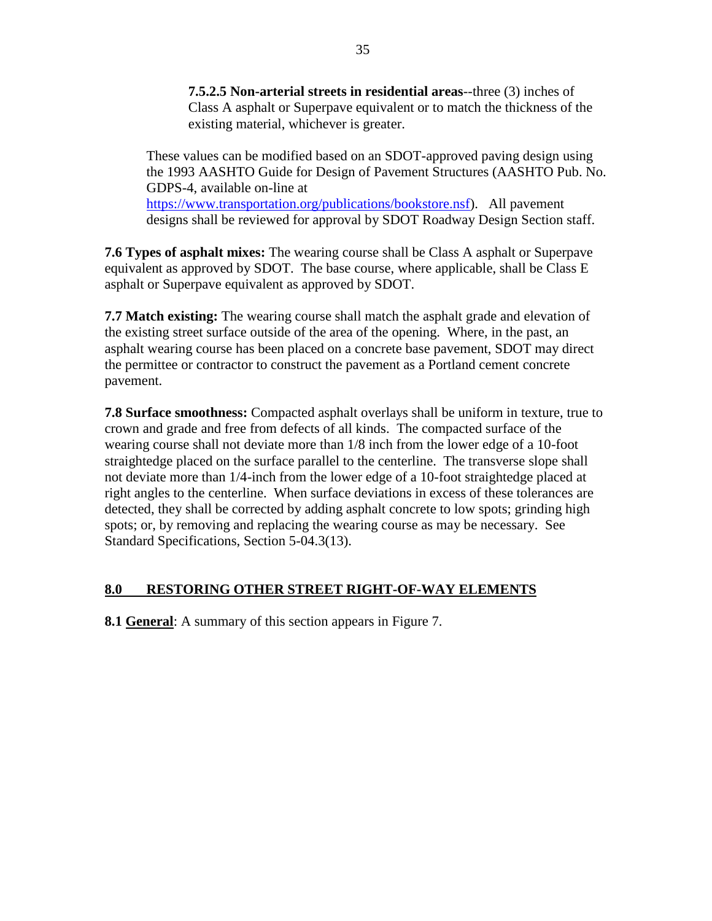**7.5.2.5 Non-arterial streets in residential areas**--three (3) inches of Class A asphalt or Superpave equivalent or to match the thickness of the existing material, whichever is greater.

These values can be modified based on an SDOT-approved paving design using the 1993 AASHTO Guide for Design of Pavement Structures (AASHTO Pub. No. GDPS-4, available on-line at https://www.transportation.org/publications/bookstore.nsf). All pavement designs shall be reviewed for approval by SDOT Roadway Design Section staff.

**7.6 Types of asphalt mixes:** The wearing course shall be Class A asphalt or Superpave equivalent as approved by SDOT. The base course, where applicable, shall be Class E asphalt or Superpave equivalent as approved by SDOT.

**7.7 Match existing:** The wearing course shall match the asphalt grade and elevation of the existing street surface outside of the area of the opening. Where, in the past, an asphalt wearing course has been placed on a concrete base pavement, SDOT may direct the permittee or contractor to construct the pavement as a Portland cement concrete pavement.

**7.8 Surface smoothness:** Compacted asphalt overlays shall be uniform in texture, true to crown and grade and free from defects of all kinds. The compacted surface of the wearing course shall not deviate more than 1/8 inch from the lower edge of a 10-foot straightedge placed on the surface parallel to the centerline. The transverse slope shall not deviate more than 1/4-inch from the lower edge of a 10-foot straightedge placed at right angles to the centerline. When surface deviations in excess of these tolerances are detected, they shall be corrected by adding asphalt concrete to low spots; grinding high spots; or, by removing and replacing the wearing course as may be necessary. See Standard Specifications, Section 5-04.3(13).

## 8.0 RESTORING OTHER STREET RIGHT-OF-WAY ELEMENTS

**8.1 General**: A summary of this section appears in Figure 7.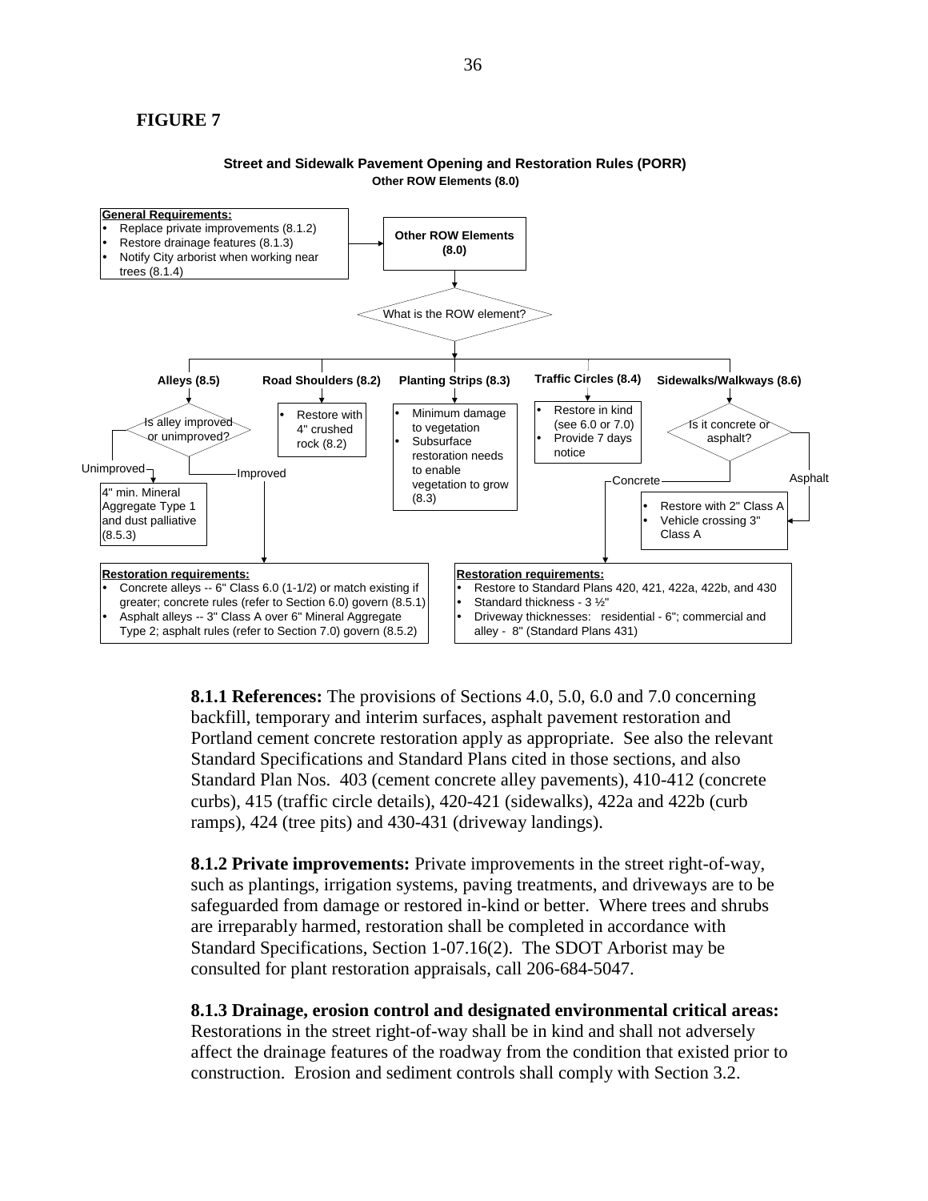**FIGURE 7**

**Street and Sidewalk Pavement Opening and Restoration Rules (PORR)**
**Other ROW Elements (8.0)**

**General Requirements:**
- Replace private improvements (8.1.2)
- Restore drainage features (8.1.3)
- Notify City arborist when working near trees (8.1.4)

**Other ROW Elements (8.0)**

What is the ROW element?

**Alleys (8.5)**

Is alley improved or unimproved?

- Unimproved: 4" min. Mineral Aggregate Type 1 and dust palliative (8.5.3)
- Improved:

**Restoration requirements:**
- Concrete alleys -- 6" Class 6.0 (1-1/2) or match existing if greater; concrete rules (refer to Section 6.0) govern (8.5.1)
- Asphalt alleys -- 3" Class A over 6" Mineral Aggregate Type 2; asphalt rules (refer to Section 7.0) govern (8.5.2)

**Road Shoulders (8.2)**
- Restore with 4" crushed rock (8.2)

**Planting Strips (8.3)**
- Minimum damage to vegetation
- Subsurface restoration needs to enable vegetation to grow (8.3)

**Traffic Circles (8.4)**
- Restore in kind (see 6.0 or 7.0)
- Provide 7 days notice

**Sidewalks/Walkways (8.6)**

Is it concrete or asphalt?

- Asphalt:
  - Restore with 2" Class A
  - Vehicle crossing 3" Class A
- Concrete:

**Restoration requirements:**
- Restore to Standard Plans 420, 421, 422a, 422b, and 430
- Standard thickness - 3 ½"
- Driveway thicknesses: residential - 6"; commercial and alley - 8" (Standard Plans 431)

**8.1.1 References:** The provisions of Sections 4.0, 5.0, 6.0 and 7.0 concerning backfill, temporary and interim surfaces, asphalt pavement restoration and Portland cement concrete restoration apply as appropriate. See also the relevant Standard Specifications and Standard Plans cited in those sections, and also Standard Plan Nos. 403 (cement concrete alley pavements), 410-412 (concrete curbs), 415 (traffic circle details), 420-421 (sidewalks), 422a and 422b (curb ramps), 424 (tree pits) and 430-431 (driveway landings).

**8.1.2 Private improvements:** Private improvements in the street right-of-way, such as plantings, irrigation systems, paving treatments, and driveways are to be safeguarded from damage or restored in-kind or better. Where trees and shrubs are irreparably harmed, restoration shall be completed in accordance with Standard Specifications, Section 1-07.16(2). The SDOT Arborist may be consulted for plant restoration appraisals, call 206-684-5047.

**8.1.3 Drainage, erosion control and designated environmental critical areas:** Restorations in the street right-of-way shall be in kind and shall not adversely affect the drainage features of the roadway from the condition that existed prior to construction. Erosion and sediment controls shall comply with Section 3.2.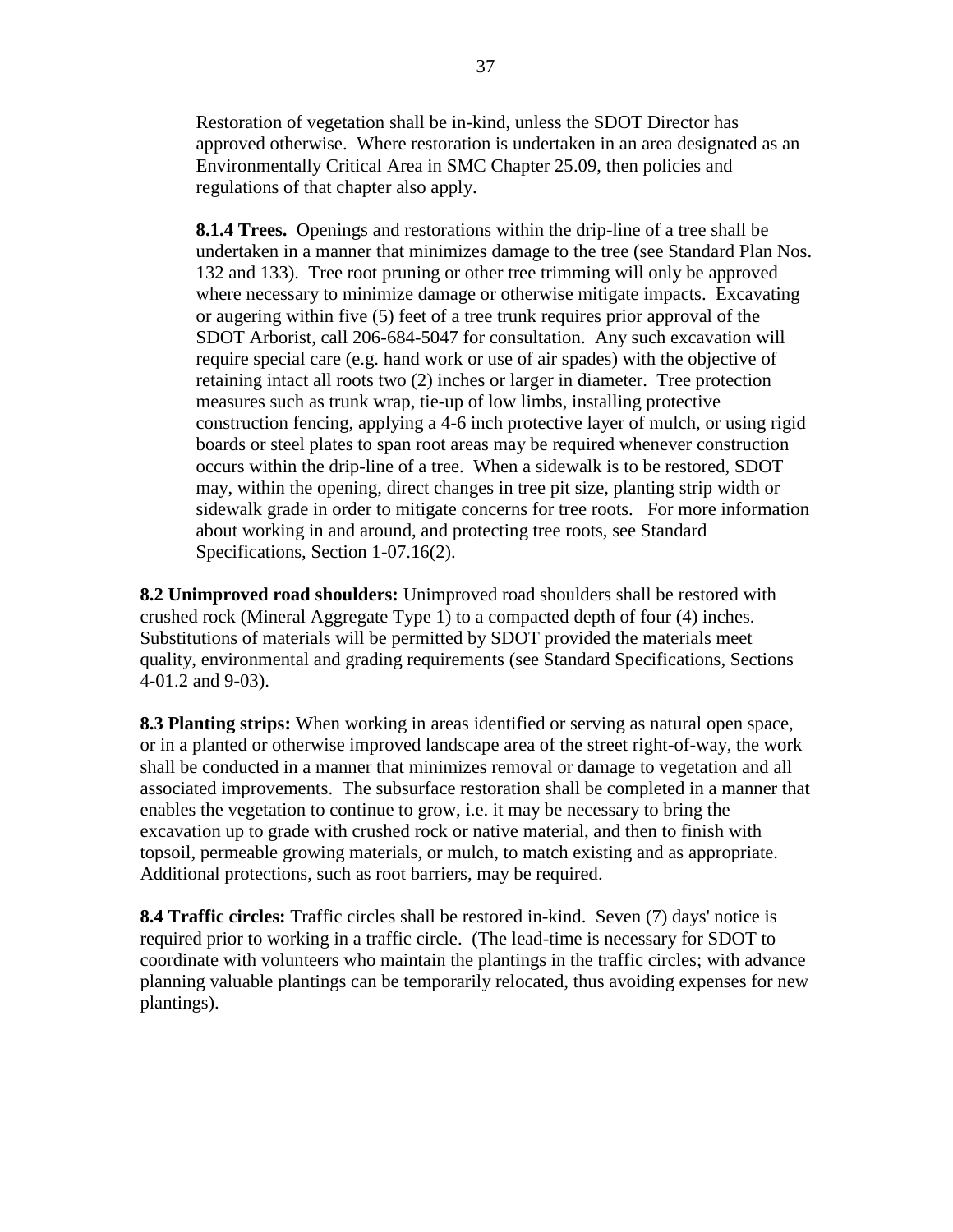Restoration of vegetation shall be in-kind, unless the SDOT Director has approved otherwise. Where restoration is undertaken in an area designated as an Environmentally Critical Area in SMC Chapter 25.09, then policies and regulations of that chapter also apply.

**8.1.4 Trees.** Openings and restorations within the drip-line of a tree shall be undertaken in a manner that minimizes damage to the tree (see Standard Plan Nos. 132 and 133). Tree root pruning or other tree trimming will only be approved where necessary to minimize damage or otherwise mitigate impacts. Excavating or augering within five (5) feet of a tree trunk requires prior approval of the SDOT Arborist, call 206-684-5047 for consultation. Any such excavation will require special care (e.g. hand work or use of air spades) with the objective of retaining intact all roots two (2) inches or larger in diameter. Tree protection measures such as trunk wrap, tie-up of low limbs, installing protective construction fencing, applying a 4-6 inch protective layer of mulch, or using rigid boards or steel plates to span root areas may be required whenever construction occurs within the drip-line of a tree. When a sidewalk is to be restored, SDOT may, within the opening, direct changes in tree pit size, planting strip width or sidewalk grade in order to mitigate concerns for tree roots. For more information about working in and around, and protecting tree roots, see Standard Specifications, Section 1-07.16(2).

**8.2 Unimproved road shoulders:** Unimproved road shoulders shall be restored with crushed rock (Mineral Aggregate Type 1) to a compacted depth of four (4) inches. Substitutions of materials will be permitted by SDOT provided the materials meet quality, environmental and grading requirements (see Standard Specifications, Sections 4-01.2 and 9-03).

**8.3 Planting strips:** When working in areas identified or serving as natural open space, or in a planted or otherwise improved landscape area of the street right-of-way, the work shall be conducted in a manner that minimizes removal or damage to vegetation and all associated improvements. The subsurface restoration shall be completed in a manner that enables the vegetation to continue to grow, i.e. it may be necessary to bring the excavation up to grade with crushed rock or native material, and then to finish with topsoil, permeable growing materials, or mulch, to match existing and as appropriate. Additional protections, such as root barriers, may be required.

**8.4 Traffic circles:** Traffic circles shall be restored in-kind. Seven (7) days' notice is required prior to working in a traffic circle. (The lead-time is necessary for SDOT to coordinate with volunteers who maintain the plantings in the traffic circles; with advance planning valuable plantings can be temporarily relocated, thus avoiding expenses for new plantings).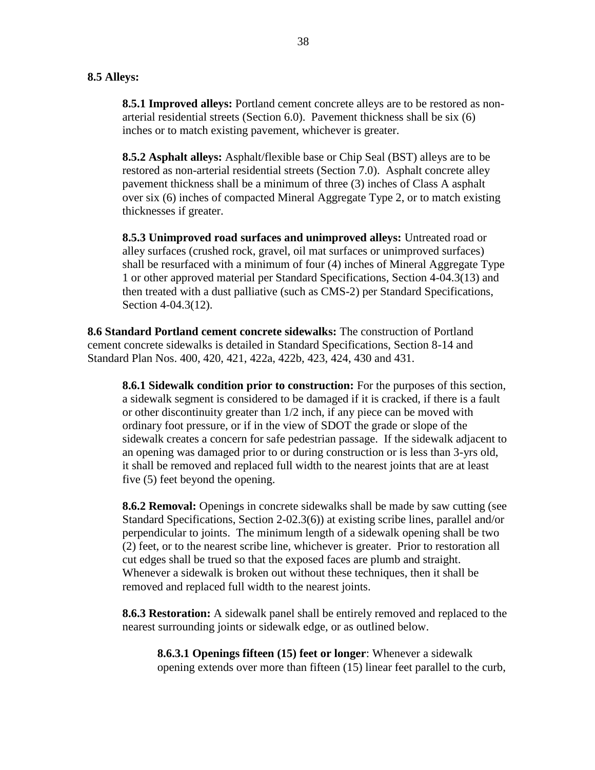**8.5 Alleys:**

**8.5.1 Improved alleys:** Portland cement concrete alleys are to be restored as non-arterial residential streets (Section 6.0). Pavement thickness shall be six (6) inches or to match existing pavement, whichever is greater.

**8.5.2 Asphalt alleys:** Asphalt/flexible base or Chip Seal (BST) alleys are to be restored as non-arterial residential streets (Section 7.0). Asphalt concrete alley pavement thickness shall be a minimum of three (3) inches of Class A asphalt over six (6) inches of compacted Mineral Aggregate Type 2, or to match existing thicknesses if greater.

**8.5.3 Unimproved road surfaces and unimproved alleys:** Untreated road or alley surfaces (crushed rock, gravel, oil mat surfaces or unimproved surfaces) shall be resurfaced with a minimum of four (4) inches of Mineral Aggregate Type 1 or other approved material per Standard Specifications, Section 4-04.3(13) and then treated with a dust palliative (such as CMS-2) per Standard Specifications, Section 4-04.3(12).

**8.6 Standard Portland cement concrete sidewalks:** The construction of Portland cement concrete sidewalks is detailed in Standard Specifications, Section 8-14 and Standard Plan Nos. 400, 420, 421, 422a, 422b, 423, 424, 430 and 431.

**8.6.1 Sidewalk condition prior to construction:** For the purposes of this section, a sidewalk segment is considered to be damaged if it is cracked, if there is a fault or other discontinuity greater than 1/2 inch, if any piece can be moved with ordinary foot pressure, or if in the view of SDOT the grade or slope of the sidewalk creates a concern for safe pedestrian passage. If the sidewalk adjacent to an opening was damaged prior to or during construction or is less than 3-yrs old, it shall be removed and replaced full width to the nearest joints that are at least five (5) feet beyond the opening.

**8.6.2 Removal:** Openings in concrete sidewalks shall be made by saw cutting (see Standard Specifications, Section 2-02.3(6)) at existing scribe lines, parallel and/or perpendicular to joints. The minimum length of a sidewalk opening shall be two (2) feet, or to the nearest scribe line, whichever is greater. Prior to restoration all cut edges shall be trued so that the exposed faces are plumb and straight. Whenever a sidewalk is broken out without these techniques, then it shall be removed and replaced full width to the nearest joints.

**8.6.3 Restoration:** A sidewalk panel shall be entirely removed and replaced to the nearest surrounding joints or sidewalk edge, or as outlined below.

**8.6.3.1 Openings fifteen (15) feet or longer**: Whenever a sidewalk opening extends over more than fifteen (15) linear feet parallel to the curb,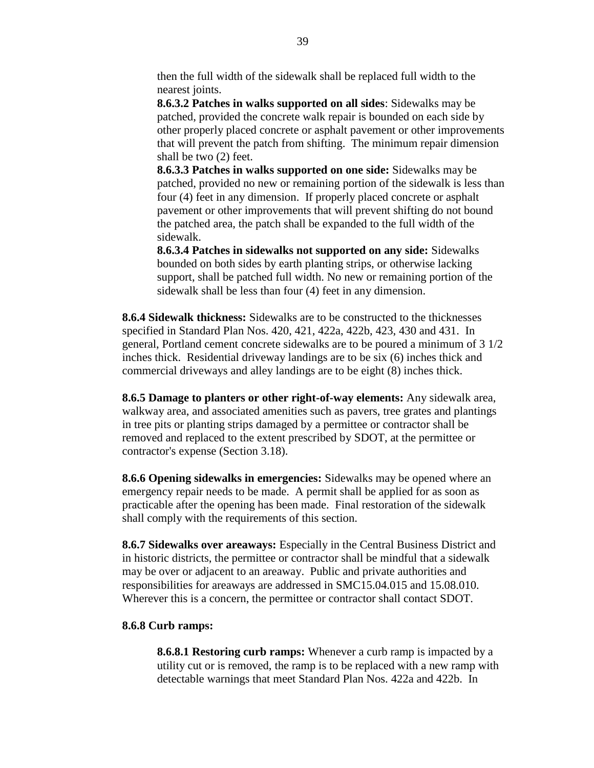then the full width of the sidewalk shall be replaced full width to the nearest joints.

**8.6.3.2 Patches in walks supported on all sides**: Sidewalks may be patched, provided the concrete walk repair is bounded on each side by other properly placed concrete or asphalt pavement or other improvements that will prevent the patch from shifting. The minimum repair dimension shall be two (2) feet.

**8.6.3.3 Patches in walks supported on one side:** Sidewalks may be patched, provided no new or remaining portion of the sidewalk is less than four (4) feet in any dimension. If properly placed concrete or asphalt pavement or other improvements that will prevent shifting do not bound the patched area, the patch shall be expanded to the full width of the sidewalk.

**8.6.3.4 Patches in sidewalks not supported on any side:** Sidewalks bounded on both sides by earth planting strips, or otherwise lacking support, shall be patched full width. No new or remaining portion of the sidewalk shall be less than four (4) feet in any dimension.

**8.6.4 Sidewalk thickness:** Sidewalks are to be constructed to the thicknesses specified in Standard Plan Nos. 420, 421, 422a, 422b, 423, 430 and 431. In general, Portland cement concrete sidewalks are to be poured a minimum of 3 1/2 inches thick. Residential driveway landings are to be six (6) inches thick and commercial driveways and alley landings are to be eight (8) inches thick.

**8.6.5 Damage to planters or other right-of-way elements:** Any sidewalk area, walkway area, and associated amenities such as pavers, tree grates and plantings in tree pits or planting strips damaged by a permittee or contractor shall be removed and replaced to the extent prescribed by SDOT, at the permittee or contractor's expense (Section 3.18).

**8.6.6 Opening sidewalks in emergencies:** Sidewalks may be opened where an emergency repair needs to be made. A permit shall be applied for as soon as practicable after the opening has been made. Final restoration of the sidewalk shall comply with the requirements of this section.

**8.6.7 Sidewalks over areaways:** Especially in the Central Business District and in historic districts, the permittee or contractor shall be mindful that a sidewalk may be over or adjacent to an areaway. Public and private authorities and responsibilities for areaways are addressed in SMC15.04.015 and 15.08.010. Wherever this is a concern, the permittee or contractor shall contact SDOT.

**8.6.8 Curb ramps:**

**8.6.8.1 Restoring curb ramps:** Whenever a curb ramp is impacted by a utility cut or is removed, the ramp is to be replaced with a new ramp with detectable warnings that meet Standard Plan Nos. 422a and 422b. In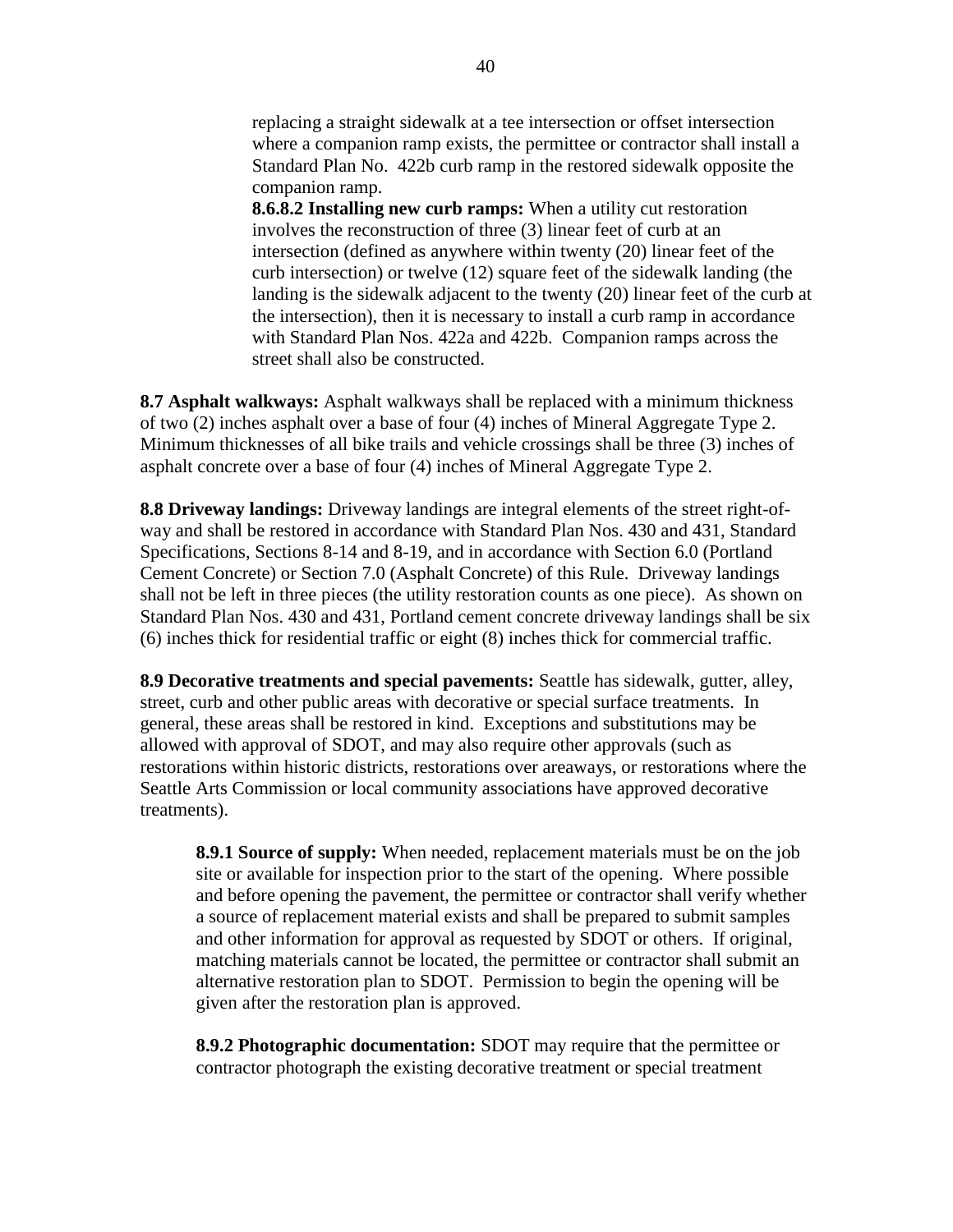replacing a straight sidewalk at a tee intersection or offset intersection where a companion ramp exists, the permittee or contractor shall install a Standard Plan No. 422b curb ramp in the restored sidewalk opposite the companion ramp.

**8.6.8.2 Installing new curb ramps:** When a utility cut restoration involves the reconstruction of three (3) linear feet of curb at an intersection (defined as anywhere within twenty (20) linear feet of the curb intersection) or twelve (12) square feet of the sidewalk landing (the landing is the sidewalk adjacent to the twenty (20) linear feet of the curb at the intersection), then it is necessary to install a curb ramp in accordance with Standard Plan Nos. 422a and 422b. Companion ramps across the street shall also be constructed.

**8.7 Asphalt walkways:** Asphalt walkways shall be replaced with a minimum thickness of two (2) inches asphalt over a base of four (4) inches of Mineral Aggregate Type 2. Minimum thicknesses of all bike trails and vehicle crossings shall be three (3) inches of asphalt concrete over a base of four (4) inches of Mineral Aggregate Type 2.

**8.8 Driveway landings:** Driveway landings are integral elements of the street right-of-way and shall be restored in accordance with Standard Plan Nos. 430 and 431, Standard Specifications, Sections 8-14 and 8-19, and in accordance with Section 6.0 (Portland Cement Concrete) or Section 7.0 (Asphalt Concrete) of this Rule. Driveway landings shall not be left in three pieces (the utility restoration counts as one piece). As shown on Standard Plan Nos. 430 and 431, Portland cement concrete driveway landings shall be six (6) inches thick for residential traffic or eight (8) inches thick for commercial traffic.

**8.9 Decorative treatments and special pavements:** Seattle has sidewalk, gutter, alley, street, curb and other public areas with decorative or special surface treatments. In general, these areas shall be restored in kind. Exceptions and substitutions may be allowed with approval of SDOT, and may also require other approvals (such as restorations within historic districts, restorations over areaways, or restorations where the Seattle Arts Commission or local community associations have approved decorative treatments).

**8.9.1 Source of supply:** When needed, replacement materials must be on the job site or available for inspection prior to the start of the opening. Where possible and before opening the pavement, the permittee or contractor shall verify whether a source of replacement material exists and shall be prepared to submit samples and other information for approval as requested by SDOT or others. If original, matching materials cannot be located, the permittee or contractor shall submit an alternative restoration plan to SDOT. Permission to begin the opening will be given after the restoration plan is approved.

**8.9.2 Photographic documentation:** SDOT may require that the permittee or contractor photograph the existing decorative treatment or special treatment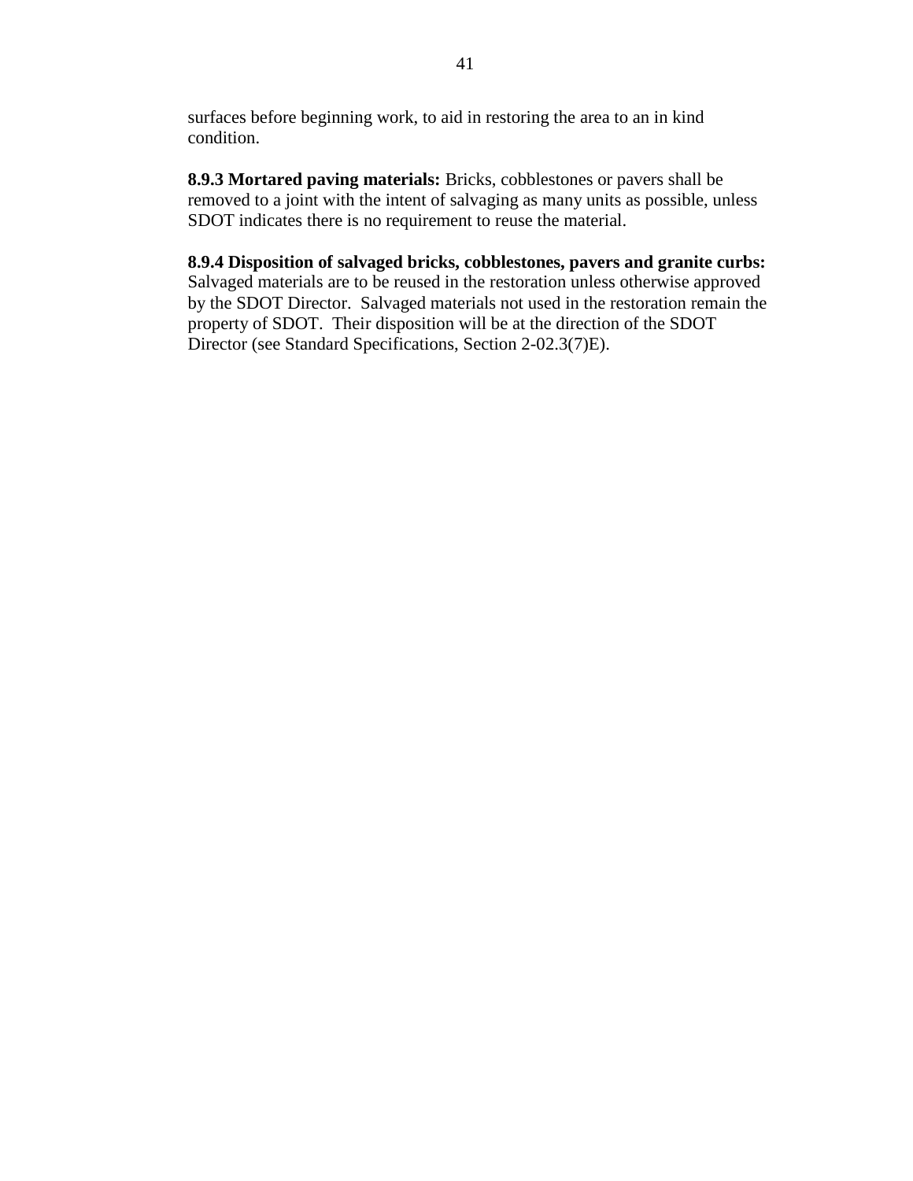surfaces before beginning work, to aid in restoring the area to an in kind condition.

**8.9.3 Mortared paving materials:** Bricks, cobblestones or pavers shall be removed to a joint with the intent of salvaging as many units as possible, unless SDOT indicates there is no requirement to reuse the material.

**8.9.4 Disposition of salvaged bricks, cobblestones, pavers and granite curbs:** Salvaged materials are to be reused in the restoration unless otherwise approved by the SDOT Director. Salvaged materials not used in the restoration remain the property of SDOT. Their disposition will be at the direction of the SDOT Director (see Standard Specifications, Section 2-02.3(7)E).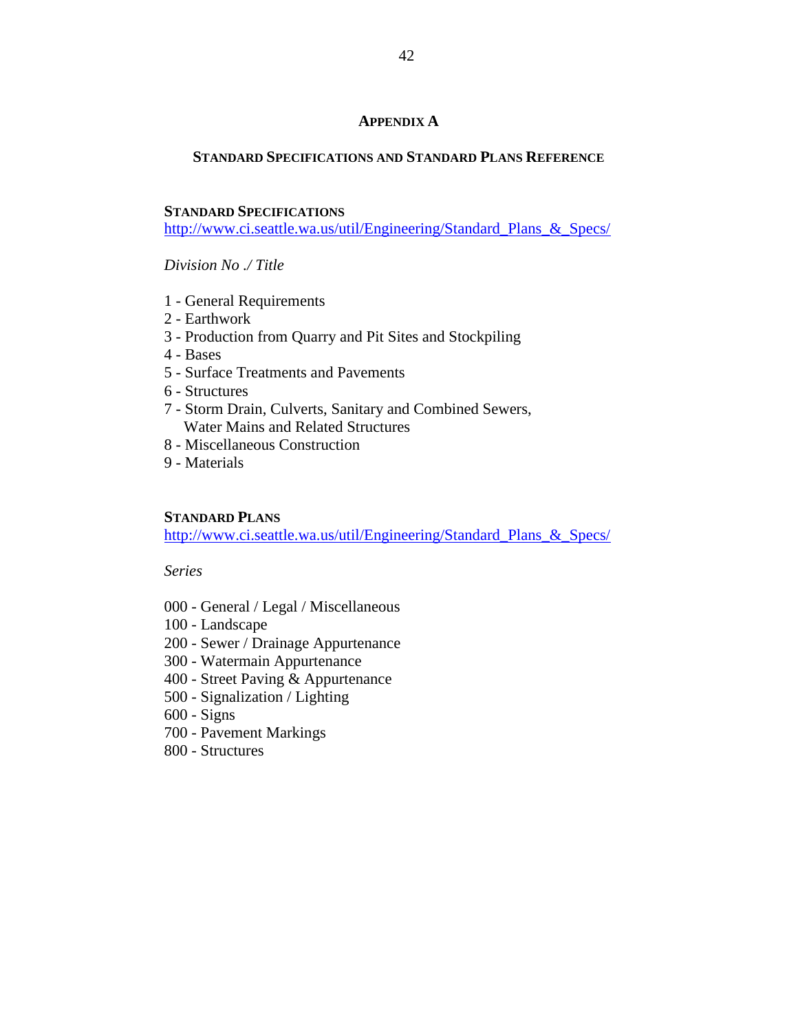# APPENDIX A

## STANDARD SPECIFICATIONS AND STANDARD PLANS REFERENCE

### STANDARD SPECIFICATIONS

http://www.ci.seattle.wa.us/util/Engineering/Standard_Plans_&_Specs/

*Division No ./ Title*

1 - General Requirements
2 - Earthwork
3 - Production from Quarry and Pit Sites and Stockpiling
4 - Bases
5 - Surface Treatments and Pavements
6 - Structures
7 - Storm Drain, Culverts, Sanitary and Combined Sewers,
  Water Mains and Related Structures
8 - Miscellaneous Construction
9 - Materials

### STANDARD PLANS

http://www.ci.seattle.wa.us/util/Engineering/Standard_Plans_&_Specs/

*Series*

000 - General / Legal / Miscellaneous
100 - Landscape
200 - Sewer / Drainage Appurtenance
300 - Watermain Appurtenance
400 - Street Paving & Appurtenance
500 - Signalization / Lighting
600 - Signs
700 - Pavement Markings
800 - Structures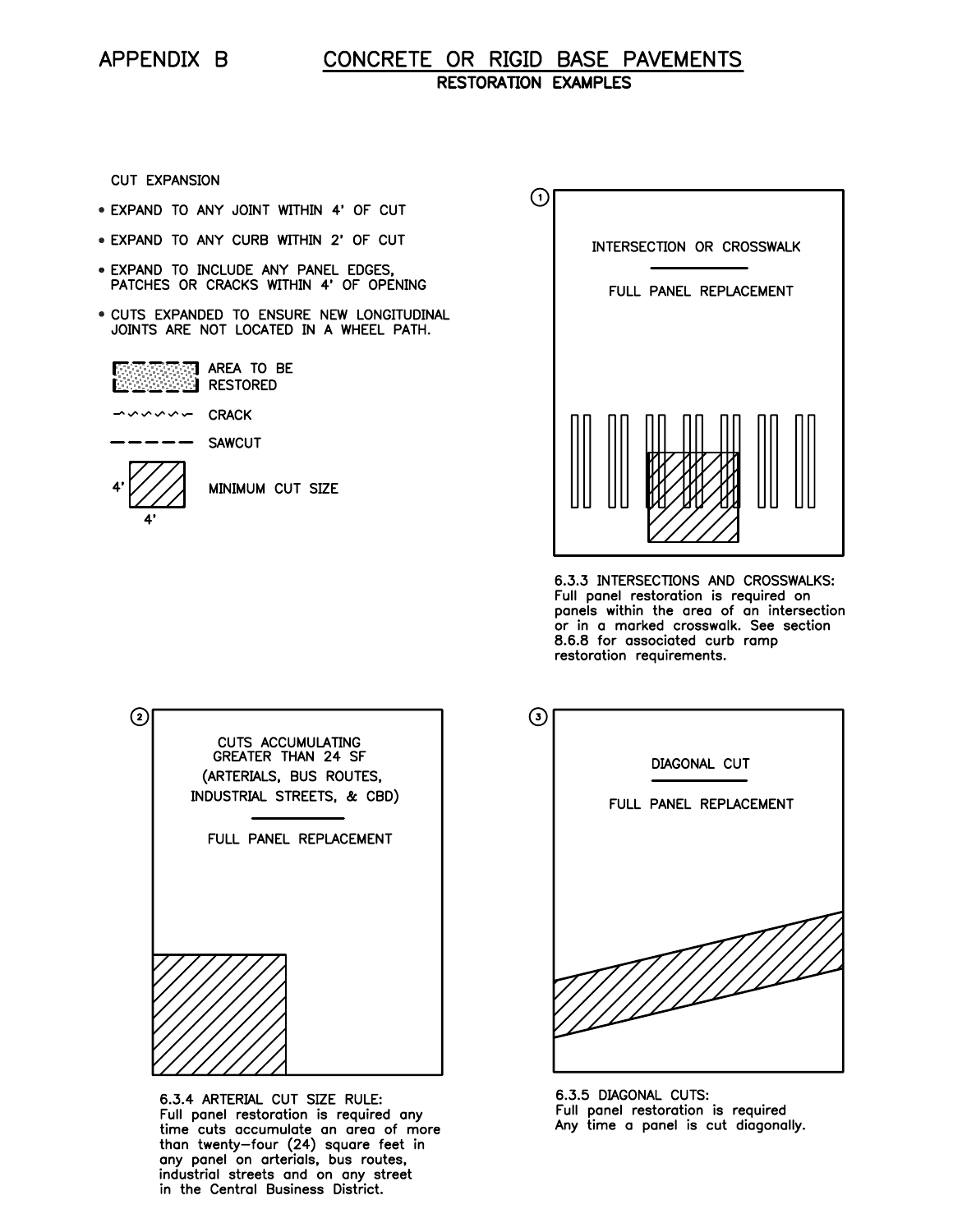# APPENDIX B CONCRETE OR RIGID BASE PAVEMENTS

## RESTORATION EXAMPLES

CUT EXPANSION

- EXPAND TO ANY JOINT WITHIN 4' OF CUT
- EXPAND TO ANY CURB WITHIN 2' OF CUT
- EXPAND TO INCLUDE ANY PANEL EDGES, PATCHES OR CRACKS WITHIN 4' OF OPENING
- CUTS EXPANDED TO ENSURE NEW LONGITUDINAL JOINTS ARE NOT LOCATED IN A WHEEL PATH.

AREA TO BE RESTORED

CRACK

SAWCUT

4' × 4' MINIMUM CUT SIZE

① INTERSECTION OR CROSSWALK — FULL PANEL REPLACEMENT

6.3.3 INTERSECTIONS AND CROSSWALKS: Full panel restoration is required on panels within the area of an intersection or in a marked crosswalk. See section 8.6.8 for associated curb ramp restoration requirements.

② CUTS ACCUMULATING GREATER THAN 24 SF (ARTERIALS, BUS ROUTES, INDUSTRIAL STREETS, & CBD) — FULL PANEL REPLACEMENT

6.3.4 ARTERIAL CUT SIZE RULE: Full panel restoration is required any time cuts accumulate an area of more than twenty-four (24) square feet in any panel on arterials, bus routes, industrial streets and on any street in the Central Business District.

③ DIAGONAL CUT — FULL PANEL REPLACEMENT

6.3.5 DIAGONAL CUTS: Full panel restoration is required Any time a panel is cut diagonally.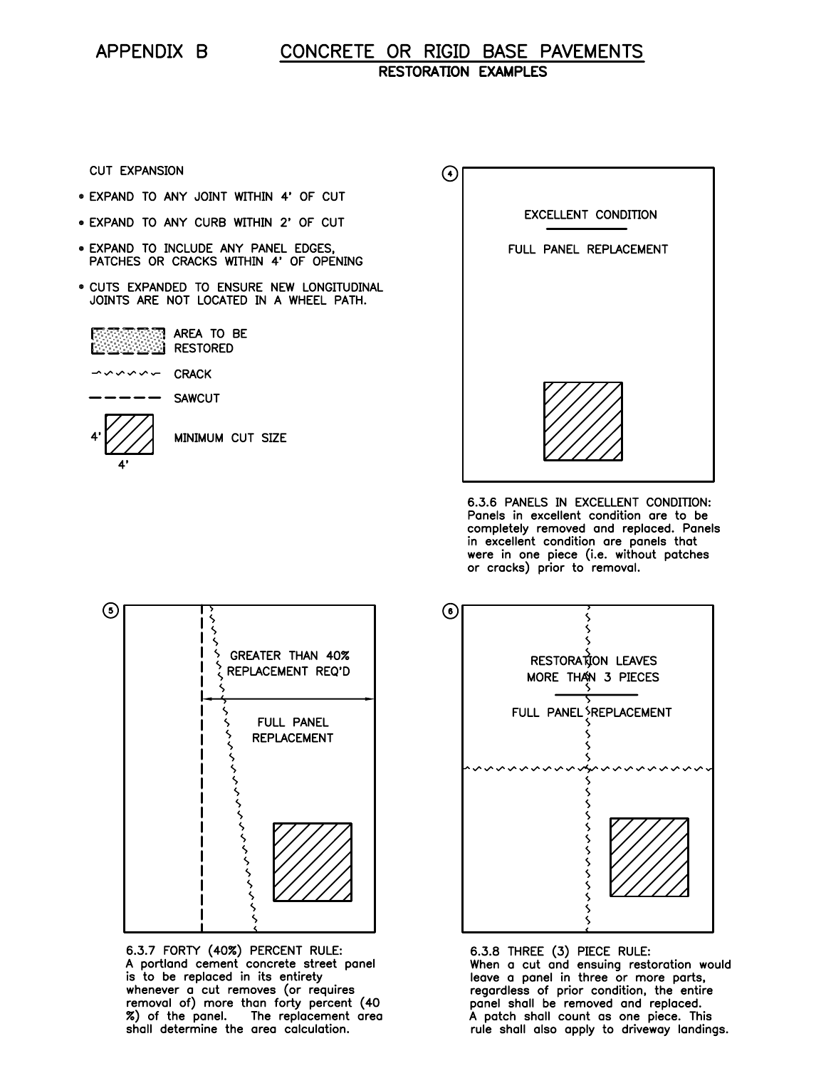# APPENDIX B

## CONCRETE OR RIGID BASE PAVEMENTS

### RESTORATION EXAMPLES

CUT EXPANSION

- EXPAND TO ANY JOINT WITHIN 4' OF CUT
- EXPAND TO ANY CURB WITHIN 2' OF CUT
- EXPAND TO INCLUDE ANY PANEL EDGES, PATCHES OR CRACKS WITHIN 4' OF OPENING
- CUTS EXPANDED TO ENSURE NEW LONGITUDINAL JOINTS ARE NOT LOCATED IN A WHEEL PATH.

AREA TO BE RESTORED

CRACK

SAWCUT

4' × 4' MINIMUM CUT SIZE

(4)

EXCELLENT CONDITION

FULL PANEL REPLACEMENT

6.3.6 PANELS IN EXCELLENT CONDITION: Panels in excellent condition are to be completely removed and replaced. Panels in excellent condition are panels that were in one piece (i.e. without patches or cracks) prior to removal.

(5)

GREATER THAN 40% REPLACEMENT REQ'D

FULL PANEL REPLACEMENT

6.3.7 FORTY (40%) PERCENT RULE: A portland cement concrete street panel is to be replaced in its entirety whenever a cut removes (or requires removal of) more than forty percent (40 %) of the panel. The replacement area shall determine the area calculation.

(6)

RESTORATION LEAVES MORE THAN 3 PIECES

FULL PANEL REPLACEMENT

6.3.8 THREE (3) PIECE RULE: When a cut and ensuing restoration would leave a panel in three or more parts, regardless of prior condition, the entire panel shall be removed and replaced. A patch shall count as one piece. This rule shall also apply to driveway landings.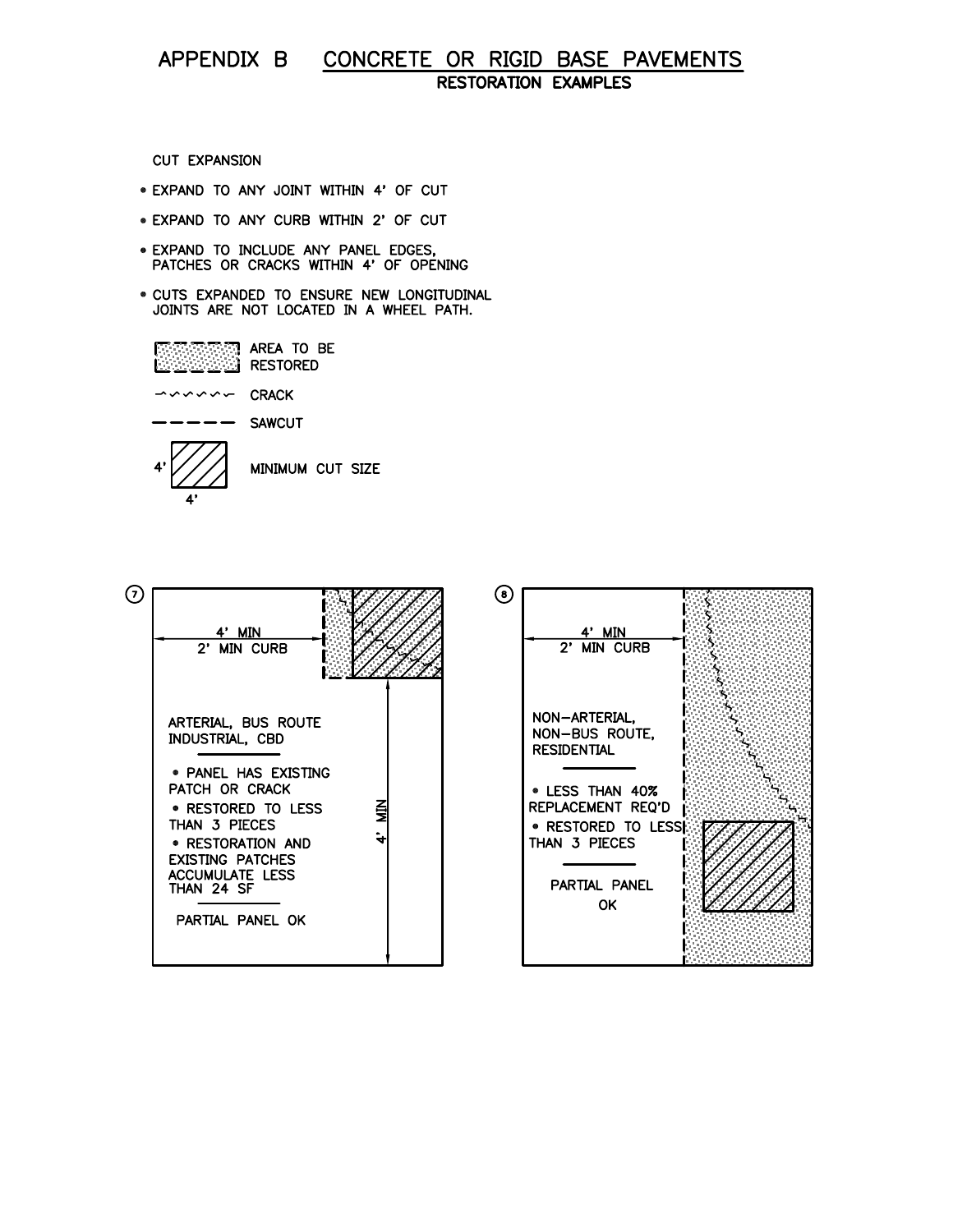# APPENDIX B CONCRETE OR RIGID BASE PAVEMENTS

## RESTORATION EXAMPLES

CUT EXPANSION

- EXPAND TO ANY JOINT WITHIN 4' OF CUT
- EXPAND TO ANY CURB WITHIN 2' OF CUT
- EXPAND TO INCLUDE ANY PANEL EDGES, PATCHES OR CRACKS WITHIN 4' OF OPENING
- CUTS EXPANDED TO ENSURE NEW LONGITUDINAL JOINTS ARE NOT LOCATED IN A WHEEL PATH.

AREA TO BE RESTORED

CRACK

SAWCUT

4' × 4' MINIMUM CUT SIZE

⑦

4' MIN
2' MIN CURB

4' MIN

ARTERIAL, BUS ROUTE INDUSTRIAL, CBD

- PANEL HAS EXISTING PATCH OR CRACK
- RESTORED TO LESS THAN 3 PIECES
- RESTORATION AND EXISTING PATCHES ACCUMULATE LESS THAN 24 SF

PARTIAL PANEL OK

⑧

4' MIN
2' MIN CURB

NON-ARTERIAL, NON-BUS ROUTE, RESIDENTIAL

- LESS THAN 40% REPLACEMENT REQ'D
- RESTORED TO LESS THAN 3 PIECES

PARTIAL PANEL OK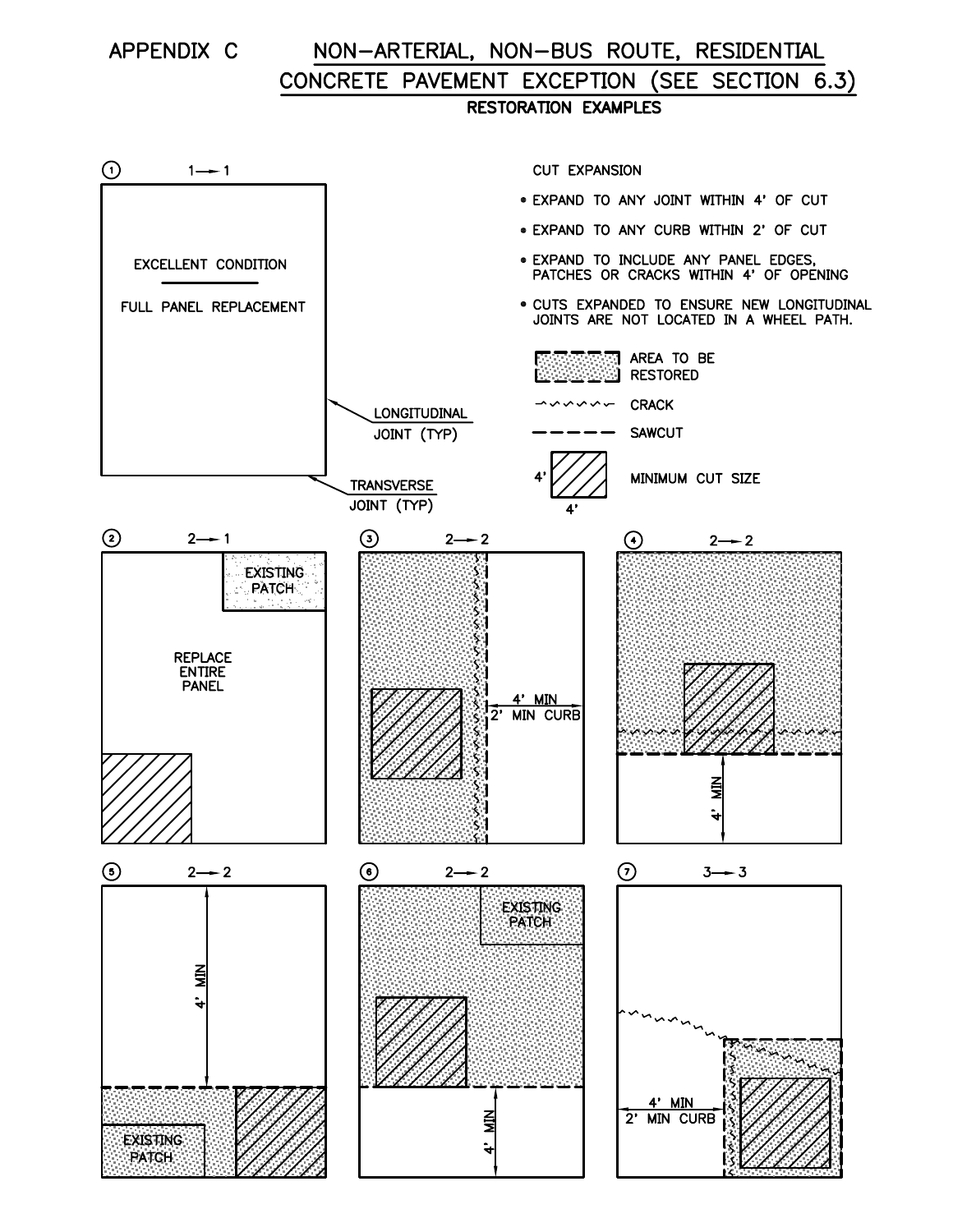# APPENDIX C — NON-ARTERIAL, NON-BUS ROUTE, RESIDENTIAL CONCRETE PAVEMENT EXCEPTION (SEE SECTION 6.3)

## RESTORATION EXAMPLES

**CUT EXPANSION**

- EXPAND TO ANY JOINT WITHIN 4' OF CUT
- EXPAND TO ANY CURB WITHIN 2' OF CUT
- EXPAND TO INCLUDE ANY PANEL EDGES, PATCHES OR CRACKS WITHIN 4' OF OPENING
- CUTS EXPANDED TO ENSURE NEW LONGITUDINAL JOINTS ARE NOT LOCATED IN A WHEEL PATH.

**Legend:**

- AREA TO BE RESTORED
- CRACK
- SAWCUT
- MINIMUM CUT SIZE (4' × 4')

**① 1 → 1**

EXCELLENT CONDITION — FULL PANEL REPLACEMENT

LONGITUDINAL JOINT (TYP)

TRANSVERSE JOINT (TYP)

**② 2 → 1**

EXISTING PATCH

REPLACE ENTIRE PANEL

**③ 2 → 2**

4' MIN
2' MIN CURB

**④ 2 → 2**

4' MIN

**⑤ 2 → 2**

4' MIN

EXISTING PATCH

**⑥ 2 → 2**

EXISTING PATCH

4' MIN

**⑦ 3 → 3**

4' MIN
2' MIN CURB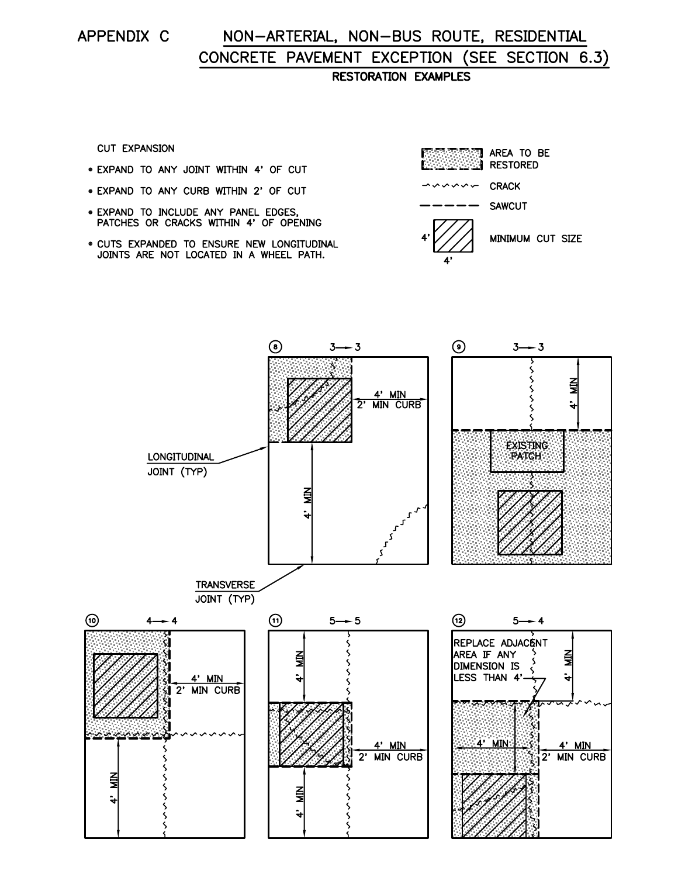# APPENDIX C NON-ARTERIAL, NON-BUS ROUTE, RESIDENTIAL CONCRETE PAVEMENT EXCEPTION (SEE SECTION 6.3)

## RESTORATION EXAMPLES

CUT EXPANSION

- EXPAND TO ANY JOINT WITHIN 4' OF CUT
- EXPAND TO ANY CURB WITHIN 2' OF CUT
- EXPAND TO INCLUDE ANY PANEL EDGES, PATCHES OR CRACKS WITHIN 4' OF OPENING
- CUTS EXPANDED TO ENSURE NEW LONGITUDINAL JOINTS ARE NOT LOCATED IN A WHEEL PATH.

AREA TO BE RESTORED

CRACK

SAWCUT

MINIMUM CUT SIZE (4' × 4')

⑧ 3 → 3

4' MIN
2' MIN CURB

4' MIN

LONGITUDINAL JOINT (TYP)

TRANSVERSE JOINT (TYP)

⑨ 3 → 3

4' MIN

EXISTING PATCH

⑩ 4 → 4

4' MIN
2' MIN CURB

4' MIN

⑪ 5 → 5

4' MIN

4' MIN
2' MIN CURB

4' MIN

⑫ 5 → 4

REPLACE ADJACENT AREA IF ANY DIMENSION IS LESS THAN 4'

4' MIN

4' MIN

4' MIN
2' MIN CURB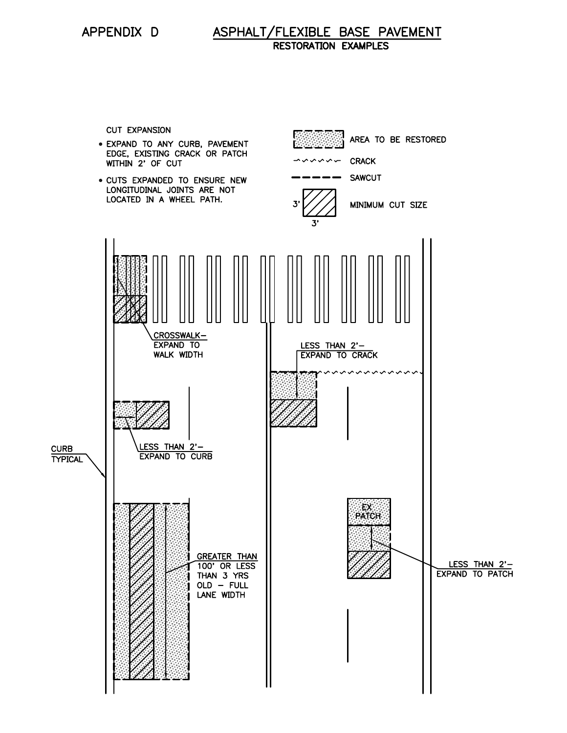# APPENDIX D

## ASPHALT/FLEXIBLE BASE PAVEMENT

### RESTORATION EXAMPLES

CUT EXPANSION

- EXPAND TO ANY CURB, PAVEMENT EDGE, EXISTING CRACK OR PATCH WITHIN 2' OF CUT
- CUTS EXPANDED TO ENSURE NEW LONGITUDINAL JOINTS ARE NOT LOCATED IN A WHEEL PATH.

AREA TO BE RESTORED

CRACK

SAWCUT

3'

3'

MINIMUM CUT SIZE

CROSSWALK– EXPAND TO WALK WIDTH

LESS THAN 2'– EXPAND TO CRACK

LESS THAN 2'– EXPAND TO CURB

CURB TYPICAL

EX PATCH

GREATER THAN 100' OR LESS THAN 3 YRS OLD – FULL LANE WIDTH

LESS THAN 2'– EXPAND TO PATCH